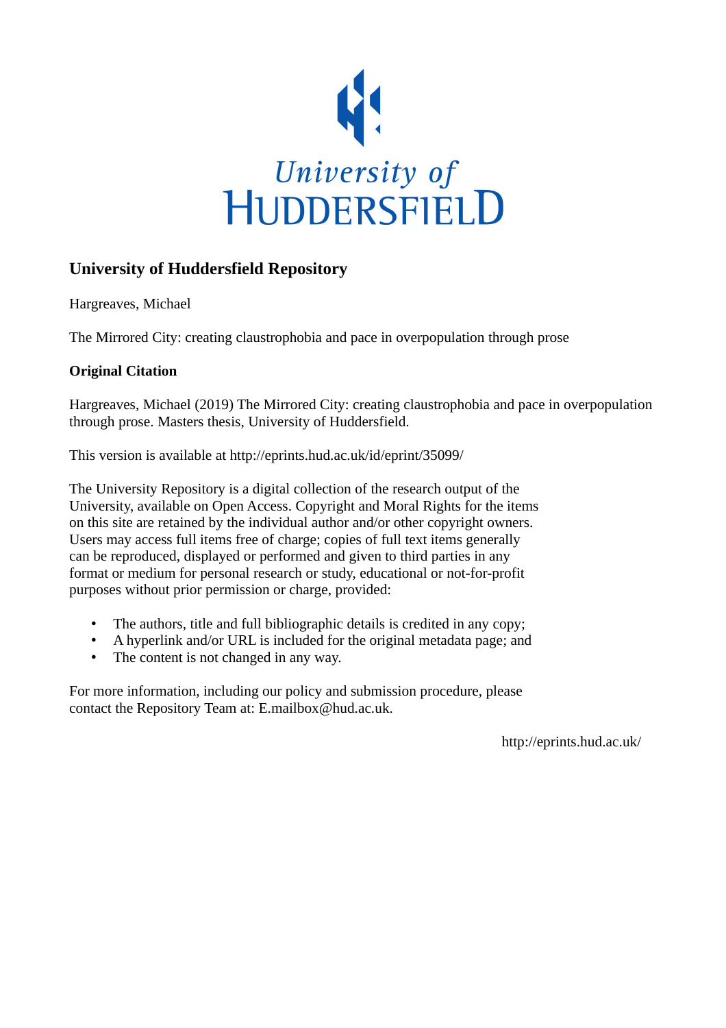University of HUDDERSFIELD

## University of Huddersfield Repository

Hargreaves, Michael

The Mirrored City: creating claustrophobia and pace in overpopulation through prose

### Original Citation

Hargreaves, Michael (2019) The Mirrored City: creating claustrophobia and pace in overpopulation through prose. Masters thesis, University of Huddersfield.

This version is available at http://eprints.hud.ac.uk/id/eprint/35099/

The University Repository is a digital collection of the research output of the University, available on Open Access. Copyright and Moral Rights for the items on this site are retained by the individual author and/or other copyright owners. Users may access full items free of charge; copies of full text items generally can be reproduced, displayed or performed and given to third parties in any format or medium for personal research or study, educational or not-for-profit purposes without prior permission or charge, provided:

- The authors, title and full bibliographic details is credited in any copy;
- A hyperlink and/or URL is included for the original metadata page; and
- The content is not changed in any way.

For more information, including our policy and submission procedure, please contact the Repository Team at: E.mailbox@hud.ac.uk.

http://eprints.hud.ac.uk/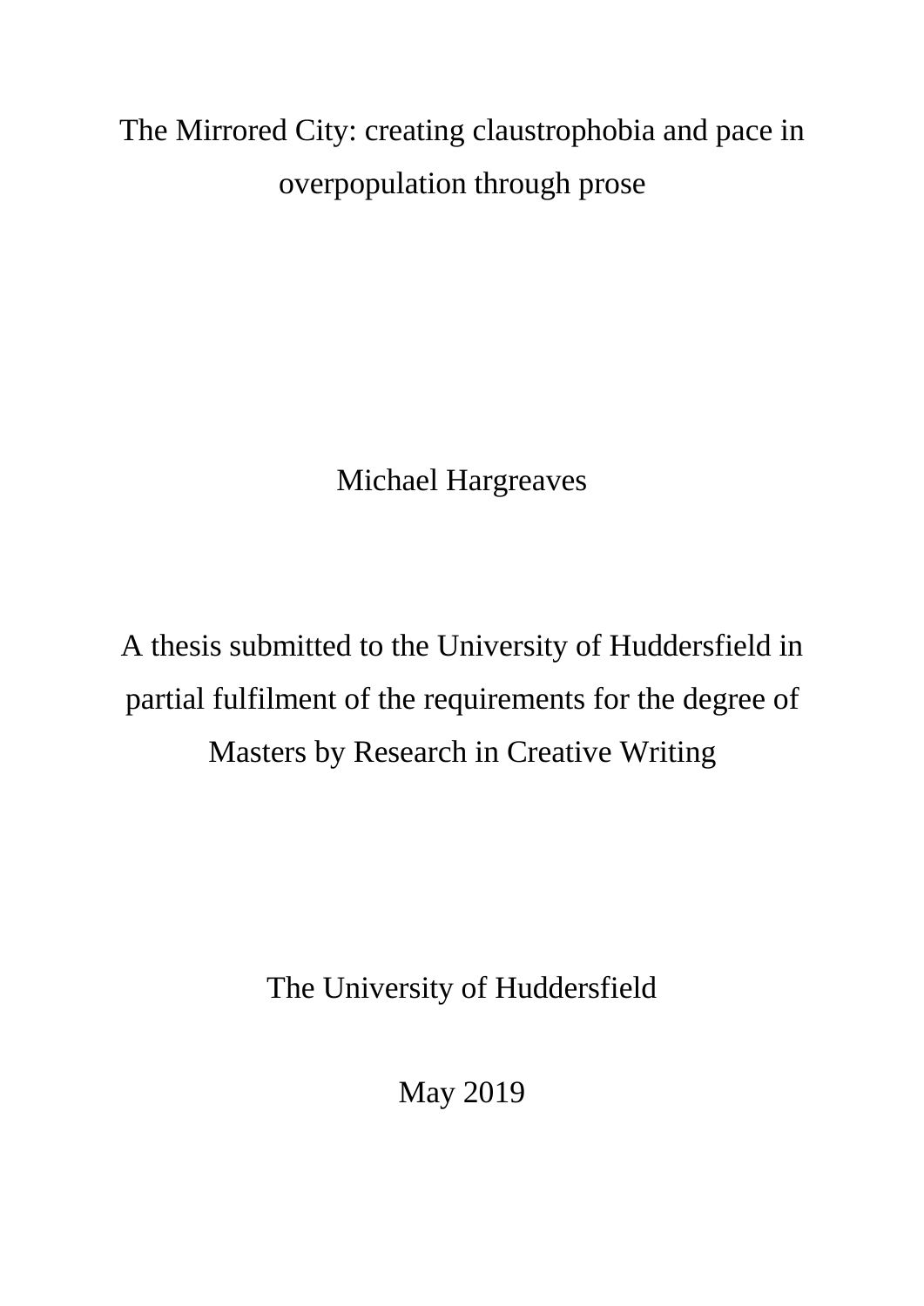# The Mirrored City: creating claustrophobia and pace in overpopulation through prose

Michael Hargreaves

A thesis submitted to the University of Huddersfield in partial fulfilment of the requirements for the degree of Masters by Research in Creative Writing

The University of Huddersfield

May 2019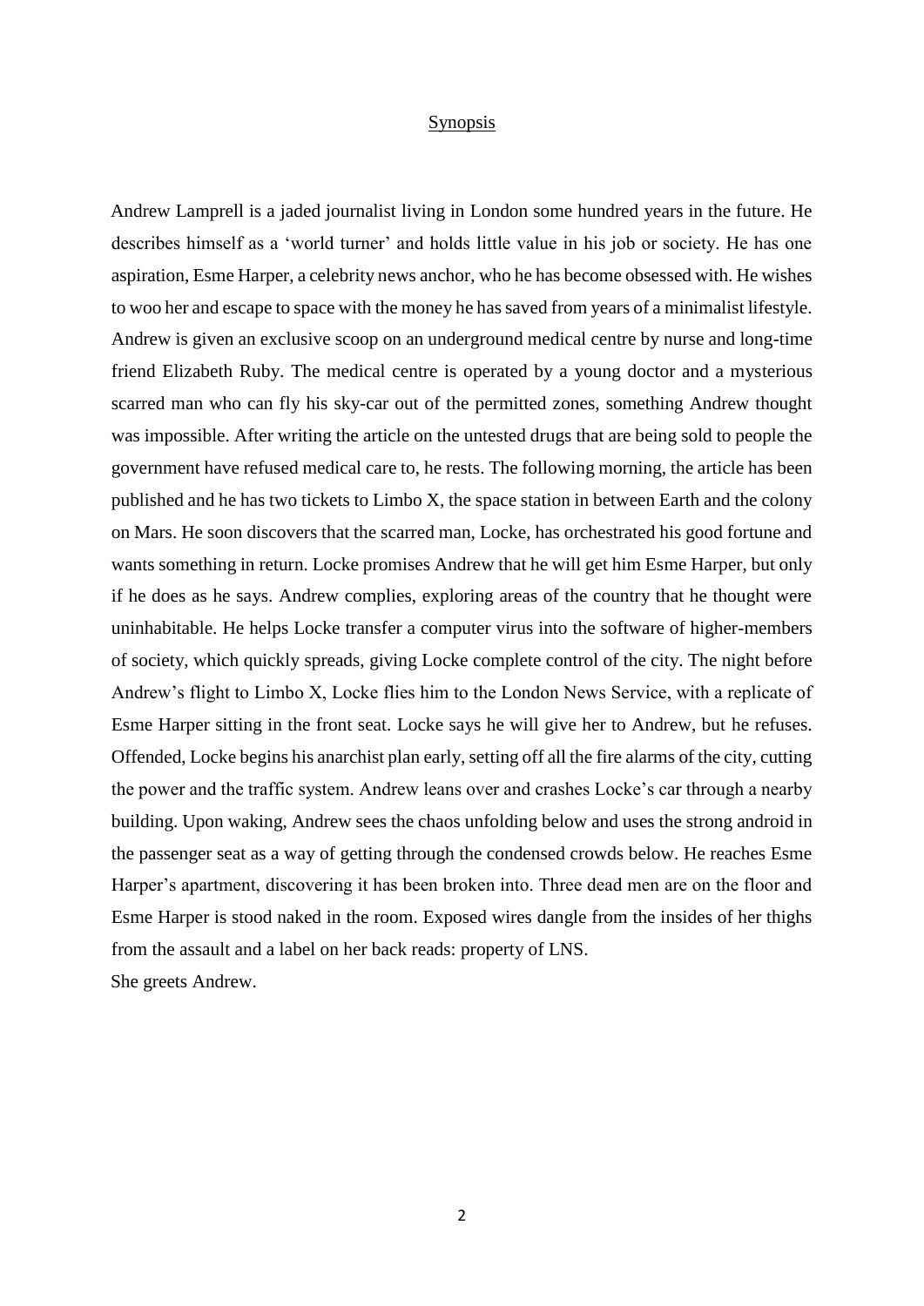## Synopsis

Andrew Lamprell is a jaded journalist living in London some hundred years in the future. He describes himself as a 'world turner' and holds little value in his job or society. He has one aspiration, Esme Harper, a celebrity news anchor, who he has become obsessed with. He wishes to woo her and escape to space with the money he has saved from years of a minimalist lifestyle. Andrew is given an exclusive scoop on an underground medical centre by nurse and long-time friend Elizabeth Ruby. The medical centre is operated by a young doctor and a mysterious scarred man who can fly his sky-car out of the permitted zones, something Andrew thought was impossible. After writing the article on the untested drugs that are being sold to people the government have refused medical care to, he rests. The following morning, the article has been published and he has two tickets to Limbo X, the space station in between Earth and the colony on Mars. He soon discovers that the scarred man, Locke, has orchestrated his good fortune and wants something in return. Locke promises Andrew that he will get him Esme Harper, but only if he does as he says. Andrew complies, exploring areas of the country that he thought were uninhabitable. He helps Locke transfer a computer virus into the software of higher-members of society, which quickly spreads, giving Locke complete control of the city. The night before Andrew's flight to Limbo X, Locke flies him to the London News Service, with a replicate of Esme Harper sitting in the front seat. Locke says he will give her to Andrew, but he refuses. Offended, Locke begins his anarchist plan early, setting off all the fire alarms of the city, cutting the power and the traffic system. Andrew leans over and crashes Locke's car through a nearby building. Upon waking, Andrew sees the chaos unfolding below and uses the strong android in the passenger seat as a way of getting through the condensed crowds below. He reaches Esme Harper's apartment, discovering it has been broken into. Three dead men are on the floor and Esme Harper is stood naked in the room. Exposed wires dangle from the insides of her thighs from the assault and a label on her back reads: property of LNS.

She greets Andrew.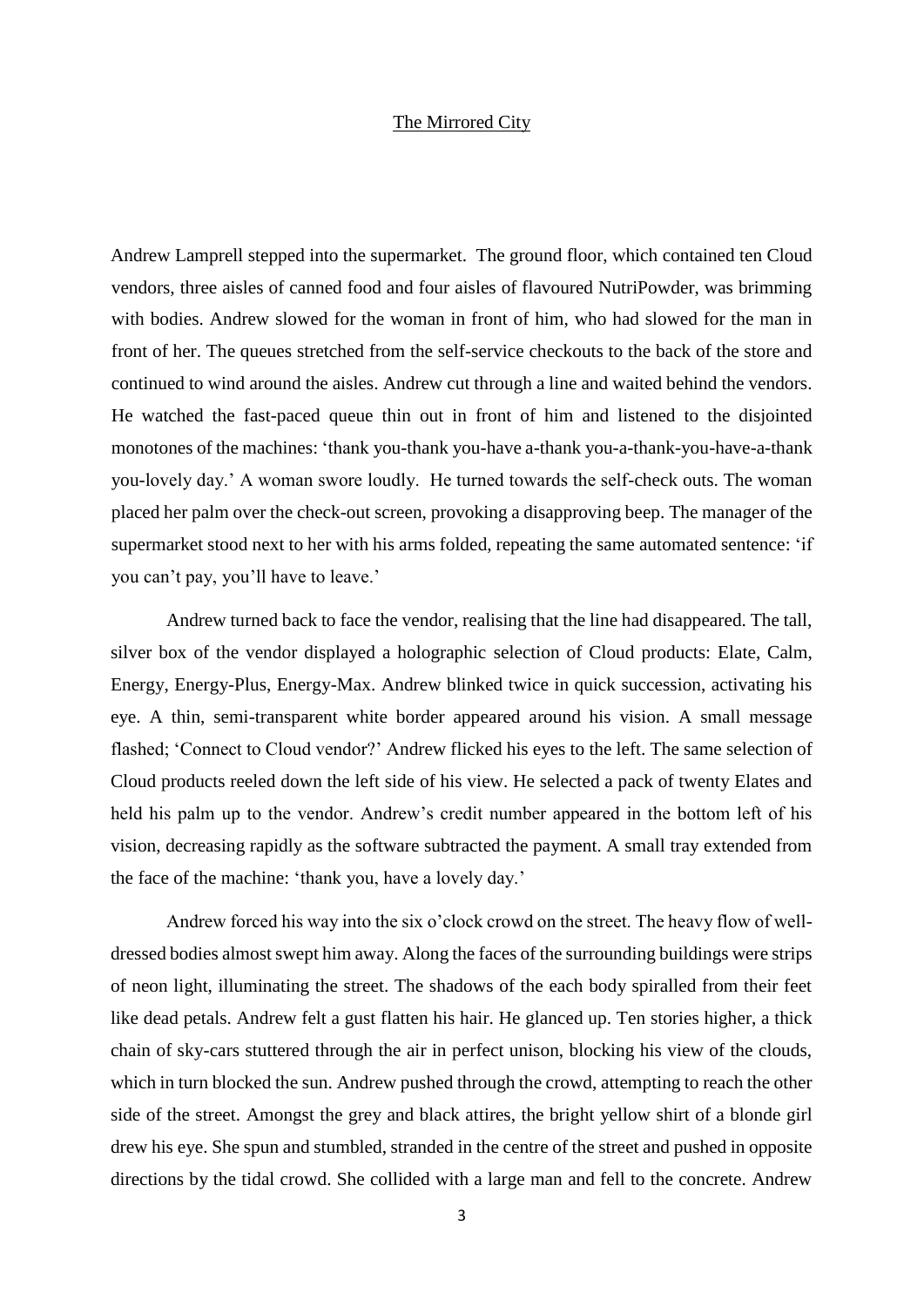# The Mirrored City

Andrew Lamprell stepped into the supermarket. The ground floor, which contained ten Cloud vendors, three aisles of canned food and four aisles of flavoured NutriPowder, was brimming with bodies. Andrew slowed for the woman in front of him, who had slowed for the man in front of her. The queues stretched from the self-service checkouts to the back of the store and continued to wind around the aisles. Andrew cut through a line and waited behind the vendors. He watched the fast-paced queue thin out in front of him and listened to the disjointed monotones of the machines: 'thank you-thank you-have a-thank you-a-thank-you-have-a-thank you-lovely day.' A woman swore loudly. He turned towards the self-check outs. The woman placed her palm over the check-out screen, provoking a disapproving beep. The manager of the supermarket stood next to her with his arms folded, repeating the same automated sentence: 'if you can't pay, you'll have to leave.'

Andrew turned back to face the vendor, realising that the line had disappeared. The tall, silver box of the vendor displayed a holographic selection of Cloud products: Elate, Calm, Energy, Energy-Plus, Energy-Max. Andrew blinked twice in quick succession, activating his eye. A thin, semi-transparent white border appeared around his vision. A small message flashed; 'Connect to Cloud vendor?' Andrew flicked his eyes to the left. The same selection of Cloud products reeled down the left side of his view. He selected a pack of twenty Elates and held his palm up to the vendor. Andrew's credit number appeared in the bottom left of his vision, decreasing rapidly as the software subtracted the payment. A small tray extended from the face of the machine: 'thank you, have a lovely day.'

Andrew forced his way into the six o'clock crowd on the street. The heavy flow of well-dressed bodies almost swept him away. Along the faces of the surrounding buildings were strips of neon light, illuminating the street. The shadows of the each body spiralled from their feet like dead petals. Andrew felt a gust flatten his hair. He glanced up. Ten stories higher, a thick chain of sky-cars stuttered through the air in perfect unison, blocking his view of the clouds, which in turn blocked the sun. Andrew pushed through the crowd, attempting to reach the other side of the street. Amongst the grey and black attires, the bright yellow shirt of a blonde girl drew his eye. She spun and stumbled, stranded in the centre of the street and pushed in opposite directions by the tidal crowd. She collided with a large man and fell to the concrete. Andrew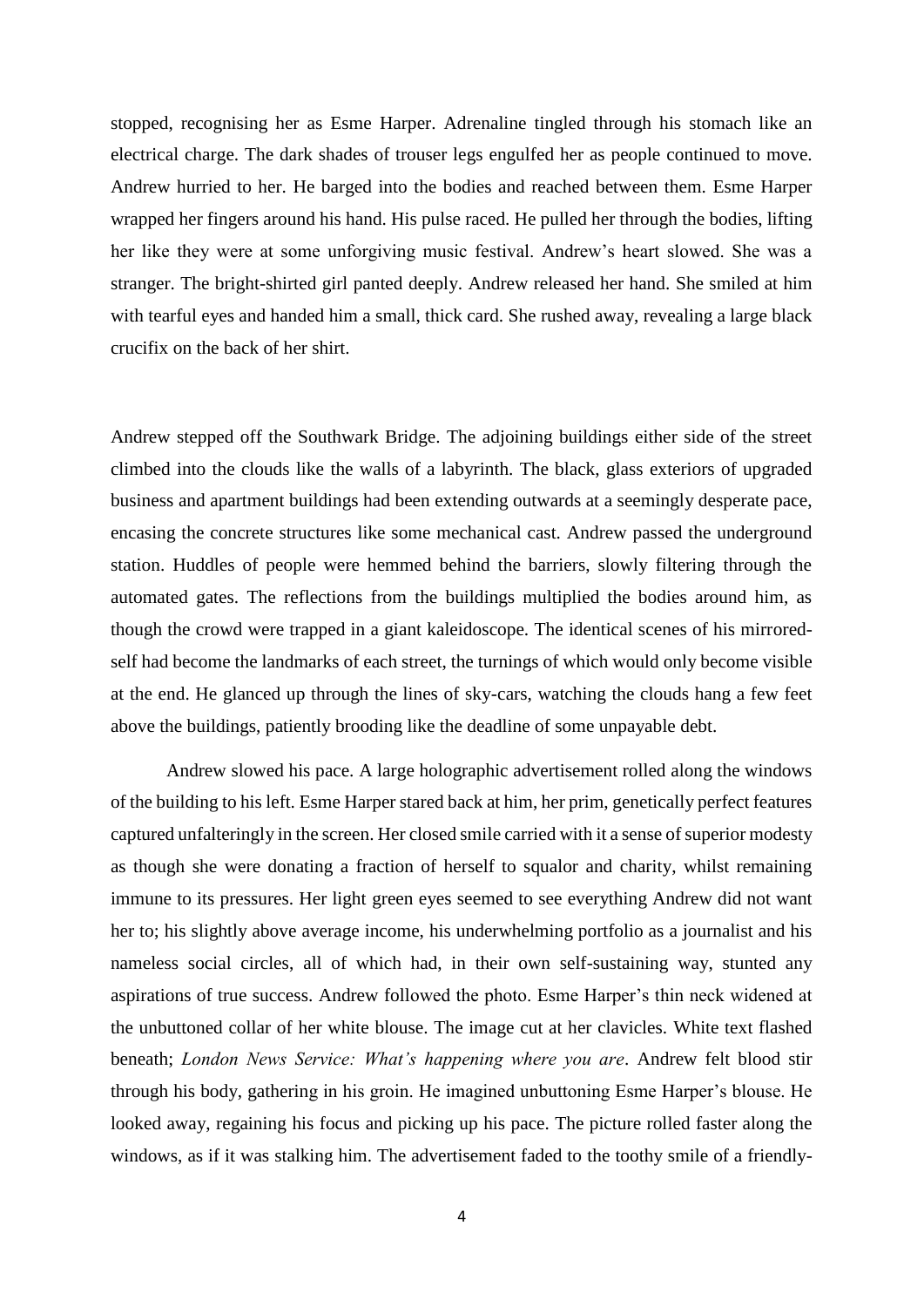stopped, recognising her as Esme Harper. Adrenaline tingled through his stomach like an electrical charge. The dark shades of trouser legs engulfed her as people continued to move. Andrew hurried to her. He barged into the bodies and reached between them. Esme Harper wrapped her fingers around his hand. His pulse raced. He pulled her through the bodies, lifting her like they were at some unforgiving music festival. Andrew's heart slowed. She was a stranger. The bright-shirted girl panted deeply. Andrew released her hand. She smiled at him with tearful eyes and handed him a small, thick card. She rushed away, revealing a large black crucifix on the back of her shirt.

Andrew stepped off the Southwark Bridge. The adjoining buildings either side of the street climbed into the clouds like the walls of a labyrinth. The black, glass exteriors of upgraded business and apartment buildings had been extending outwards at a seemingly desperate pace, encasing the concrete structures like some mechanical cast. Andrew passed the underground station. Huddles of people were hemmed behind the barriers, slowly filtering through the automated gates. The reflections from the buildings multiplied the bodies around him, as though the crowd were trapped in a giant kaleidoscope. The identical scenes of his mirrored-self had become the landmarks of each street, the turnings of which would only become visible at the end. He glanced up through the lines of sky-cars, watching the clouds hang a few feet above the buildings, patiently brooding like the deadline of some unpayable debt.

Andrew slowed his pace. A large holographic advertisement rolled along the windows of the building to his left. Esme Harper stared back at him, her prim, genetically perfect features captured unfalteringly in the screen. Her closed smile carried with it a sense of superior modesty as though she were donating a fraction of herself to squalor and charity, whilst remaining immune to its pressures. Her light green eyes seemed to see everything Andrew did not want her to; his slightly above average income, his underwhelming portfolio as a journalist and his nameless social circles, all of which had, in their own self-sustaining way, stunted any aspirations of true success. Andrew followed the photo. Esme Harper's thin neck widened at the unbuttoned collar of her white blouse. The image cut at her clavicles. White text flashed beneath; *London News Service: What's happening where you are*. Andrew felt blood stir through his body, gathering in his groin. He imagined unbuttoning Esme Harper's blouse. He looked away, regaining his focus and picking up his pace. The picture rolled faster along the windows, as if it was stalking him. The advertisement faded to the toothy smile of a friendly-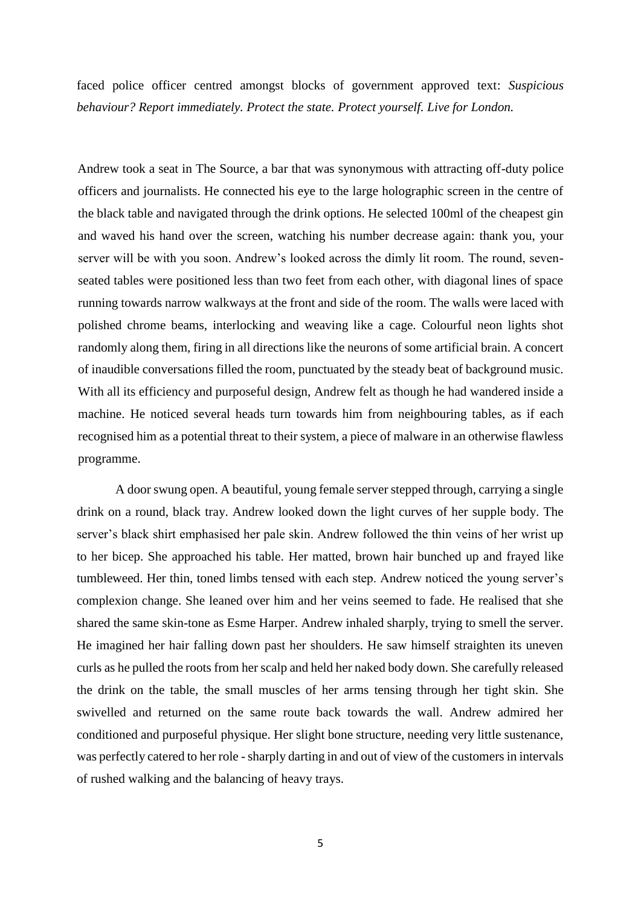faced police officer centred amongst blocks of government approved text: *Suspicious behaviour? Report immediately. Protect the state. Protect yourself. Live for London.*

Andrew took a seat in The Source, a bar that was synonymous with attracting off-duty police officers and journalists. He connected his eye to the large holographic screen in the centre of the black table and navigated through the drink options. He selected 100ml of the cheapest gin and waved his hand over the screen, watching his number decrease again: thank you, your server will be with you soon. Andrew's looked across the dimly lit room. The round, seven-seated tables were positioned less than two feet from each other, with diagonal lines of space running towards narrow walkways at the front and side of the room. The walls were laced with polished chrome beams, interlocking and weaving like a cage. Colourful neon lights shot randomly along them, firing in all directions like the neurons of some artificial brain. A concert of inaudible conversations filled the room, punctuated by the steady beat of background music. With all its efficiency and purposeful design, Andrew felt as though he had wandered inside a machine. He noticed several heads turn towards him from neighbouring tables, as if each recognised him as a potential threat to their system, a piece of malware in an otherwise flawless programme.

A door swung open. A beautiful, young female server stepped through, carrying a single drink on a round, black tray. Andrew looked down the light curves of her supple body. The server's black shirt emphasised her pale skin. Andrew followed the thin veins of her wrist up to her bicep. She approached his table. Her matted, brown hair bunched up and frayed like tumbleweed. Her thin, toned limbs tensed with each step. Andrew noticed the young server's complexion change. She leaned over him and her veins seemed to fade. He realised that she shared the same skin-tone as Esme Harper. Andrew inhaled sharply, trying to smell the server. He imagined her hair falling down past her shoulders. He saw himself straighten its uneven curls as he pulled the roots from her scalp and held her naked body down. She carefully released the drink on the table, the small muscles of her arms tensing through her tight skin. She swivelled and returned on the same route back towards the wall. Andrew admired her conditioned and purposeful physique. Her slight bone structure, needing very little sustenance, was perfectly catered to her role - sharply darting in and out of view of the customers in intervals of rushed walking and the balancing of heavy trays.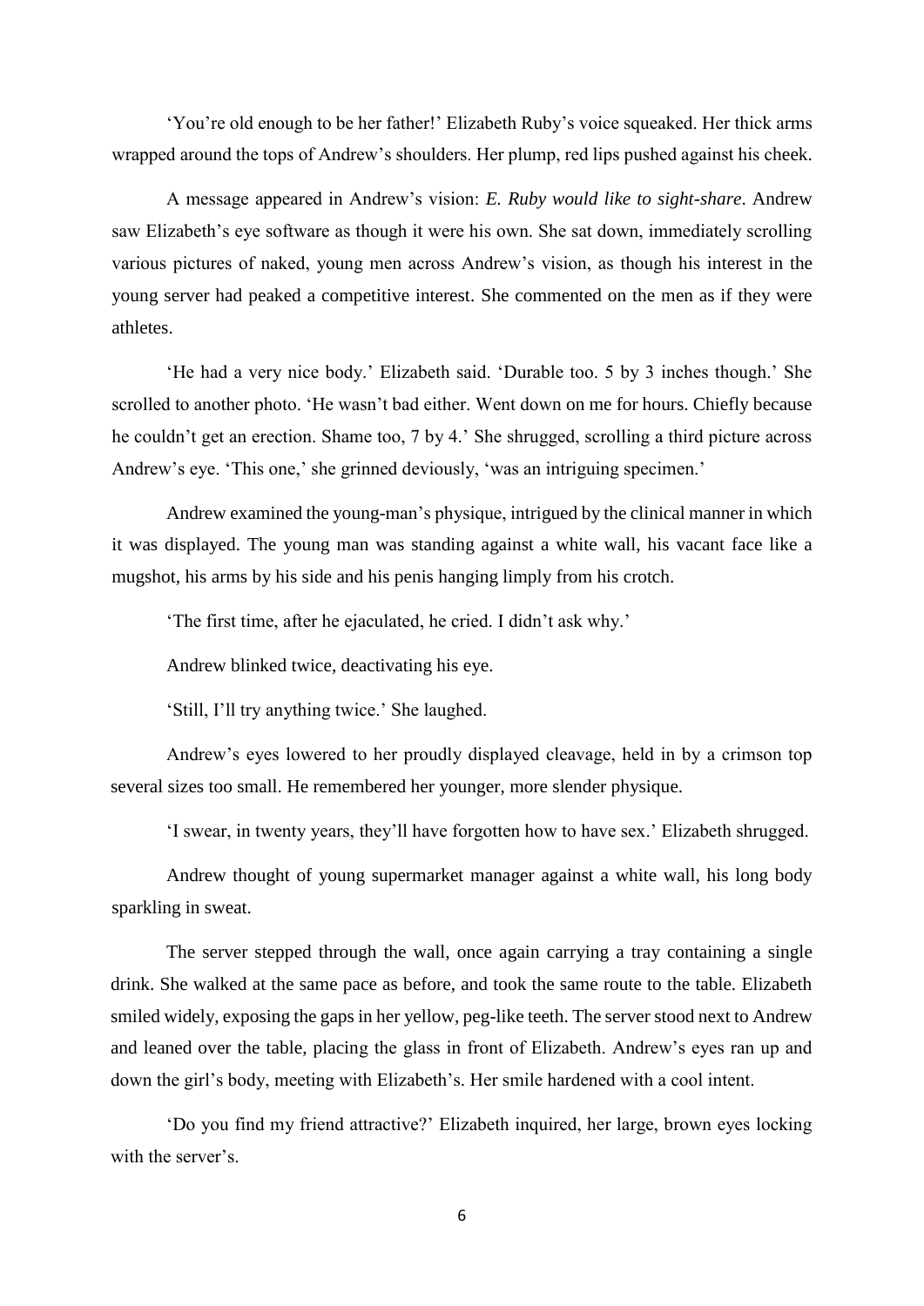'You're old enough to be her father!' Elizabeth Ruby's voice squeaked. Her thick arms wrapped around the tops of Andrew's shoulders. Her plump, red lips pushed against his cheek.

A message appeared in Andrew's vision: *E. Ruby would like to sight-share*. Andrew saw Elizabeth's eye software as though it were his own. She sat down, immediately scrolling various pictures of naked, young men across Andrew's vision, as though his interest in the young server had peaked a competitive interest. She commented on the men as if they were athletes.

'He had a very nice body.' Elizabeth said. 'Durable too. 5 by 3 inches though.' She scrolled to another photo. 'He wasn't bad either. Went down on me for hours. Chiefly because he couldn't get an erection. Shame too, 7 by 4.' She shrugged, scrolling a third picture across Andrew's eye. 'This one,' she grinned deviously, 'was an intriguing specimen.'

Andrew examined the young-man's physique, intrigued by the clinical manner in which it was displayed. The young man was standing against a white wall, his vacant face like a mugshot, his arms by his side and his penis hanging limply from his crotch.

'The first time, after he ejaculated, he cried. I didn't ask why.'

Andrew blinked twice, deactivating his eye.

'Still, I'll try anything twice.' She laughed.

Andrew's eyes lowered to her proudly displayed cleavage, held in by a crimson top several sizes too small. He remembered her younger, more slender physique.

'I swear, in twenty years, they'll have forgotten how to have sex.' Elizabeth shrugged.

Andrew thought of young supermarket manager against a white wall, his long body sparkling in sweat.

The server stepped through the wall, once again carrying a tray containing a single drink. She walked at the same pace as before, and took the same route to the table. Elizabeth smiled widely, exposing the gaps in her yellow, peg-like teeth. The server stood next to Andrew and leaned over the table, placing the glass in front of Elizabeth. Andrew's eyes ran up and down the girl's body, meeting with Elizabeth's. Her smile hardened with a cool intent.

'Do you find my friend attractive?' Elizabeth inquired, her large, brown eyes locking with the server's.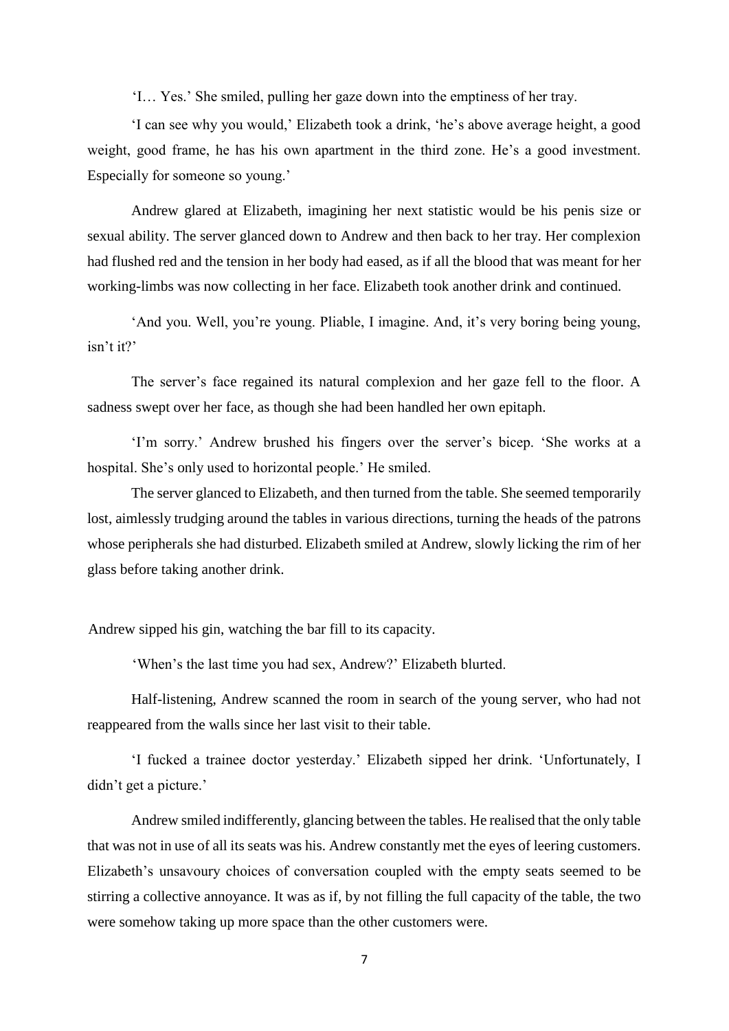'I… Yes.' She smiled, pulling her gaze down into the emptiness of her tray.

'I can see why you would,' Elizabeth took a drink, 'he's above average height, a good weight, good frame, he has his own apartment in the third zone. He's a good investment. Especially for someone so young.'

Andrew glared at Elizabeth, imagining her next statistic would be his penis size or sexual ability. The server glanced down to Andrew and then back to her tray. Her complexion had flushed red and the tension in her body had eased, as if all the blood that was meant for her working-limbs was now collecting in her face. Elizabeth took another drink and continued.

'And you. Well, you're young. Pliable, I imagine. And, it's very boring being young, isn't it?'

The server's face regained its natural complexion and her gaze fell to the floor. A sadness swept over her face, as though she had been handled her own epitaph.

'I'm sorry.' Andrew brushed his fingers over the server's bicep. 'She works at a hospital. She's only used to horizontal people.' He smiled.

The server glanced to Elizabeth, and then turned from the table. She seemed temporarily lost, aimlessly trudging around the tables in various directions, turning the heads of the patrons whose peripherals she had disturbed. Elizabeth smiled at Andrew, slowly licking the rim of her glass before taking another drink.

Andrew sipped his gin, watching the bar fill to its capacity.

'When's the last time you had sex, Andrew?' Elizabeth blurted.

Half-listening, Andrew scanned the room in search of the young server, who had not reappeared from the walls since her last visit to their table.

'I fucked a trainee doctor yesterday.' Elizabeth sipped her drink. 'Unfortunately, I didn't get a picture.'

Andrew smiled indifferently, glancing between the tables. He realised that the only table that was not in use of all its seats was his. Andrew constantly met the eyes of leering customers. Elizabeth's unsavoury choices of conversation coupled with the empty seats seemed to be stirring a collective annoyance. It was as if, by not filling the full capacity of the table, the two were somehow taking up more space than the other customers were.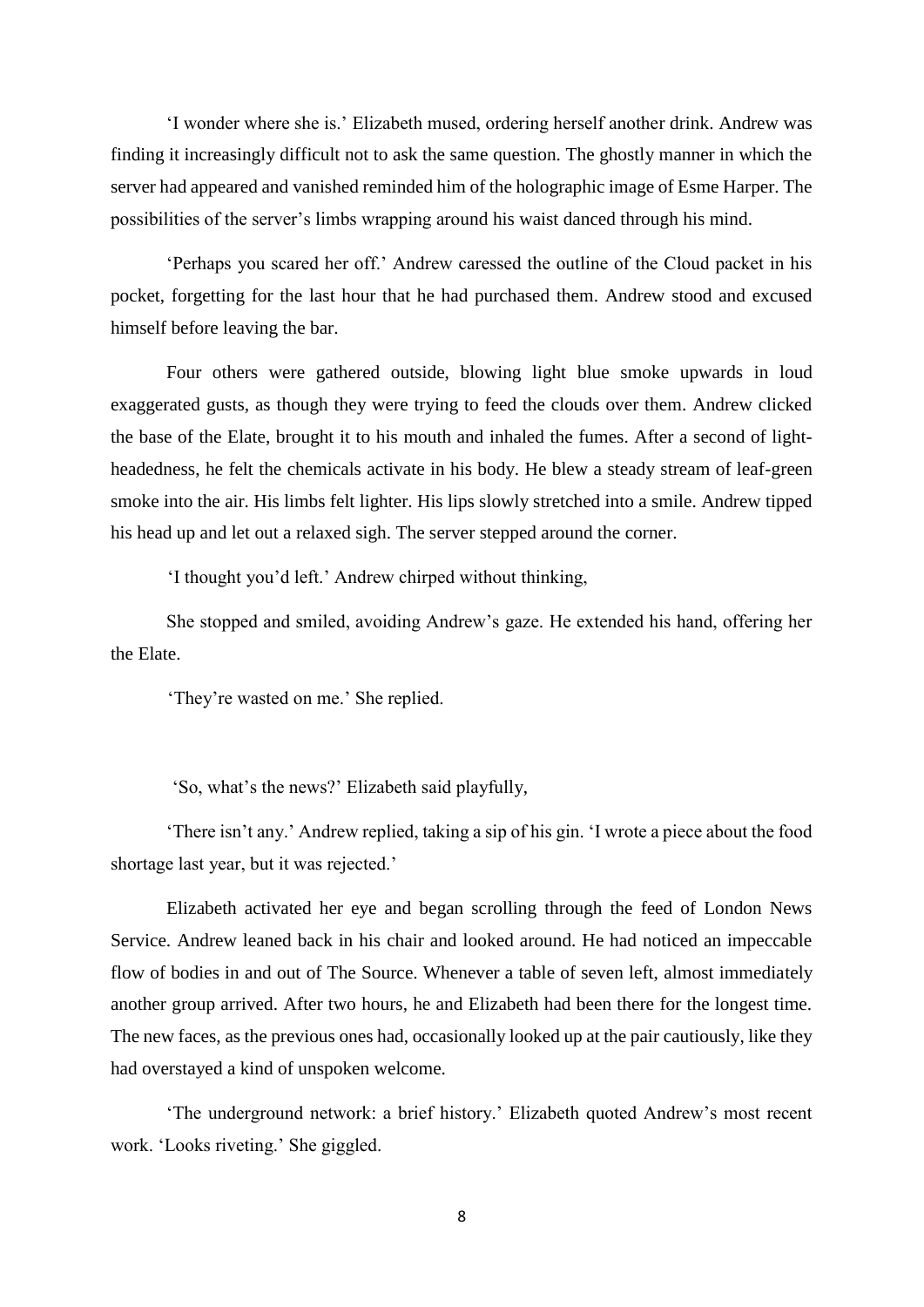'I wonder where she is.' Elizabeth mused, ordering herself another drink. Andrew was finding it increasingly difficult not to ask the same question. The ghostly manner in which the server had appeared and vanished reminded him of the holographic image of Esme Harper. The possibilities of the server's limbs wrapping around his waist danced through his mind.

'Perhaps you scared her off.' Andrew caressed the outline of the Cloud packet in his pocket, forgetting for the last hour that he had purchased them. Andrew stood and excused himself before leaving the bar.

Four others were gathered outside, blowing light blue smoke upwards in loud exaggerated gusts, as though they were trying to feed the clouds over them. Andrew clicked the base of the Elate, brought it to his mouth and inhaled the fumes. After a second of light-headedness, he felt the chemicals activate in his body. He blew a steady stream of leaf-green smoke into the air. His limbs felt lighter. His lips slowly stretched into a smile. Andrew tipped his head up and let out a relaxed sigh. The server stepped around the corner.

'I thought you'd left.' Andrew chirped without thinking,

She stopped and smiled, avoiding Andrew's gaze. He extended his hand, offering her the Elate.

'They're wasted on me.' She replied.

'So, what's the news?' Elizabeth said playfully,

'There isn't any.' Andrew replied, taking a sip of his gin. 'I wrote a piece about the food shortage last year, but it was rejected.'

Elizabeth activated her eye and began scrolling through the feed of London News Service. Andrew leaned back in his chair and looked around. He had noticed an impeccable flow of bodies in and out of The Source. Whenever a table of seven left, almost immediately another group arrived. After two hours, he and Elizabeth had been there for the longest time. The new faces, as the previous ones had, occasionally looked up at the pair cautiously, like they had overstayed a kind of unspoken welcome.

'The underground network: a brief history.' Elizabeth quoted Andrew's most recent work. 'Looks riveting.' She giggled.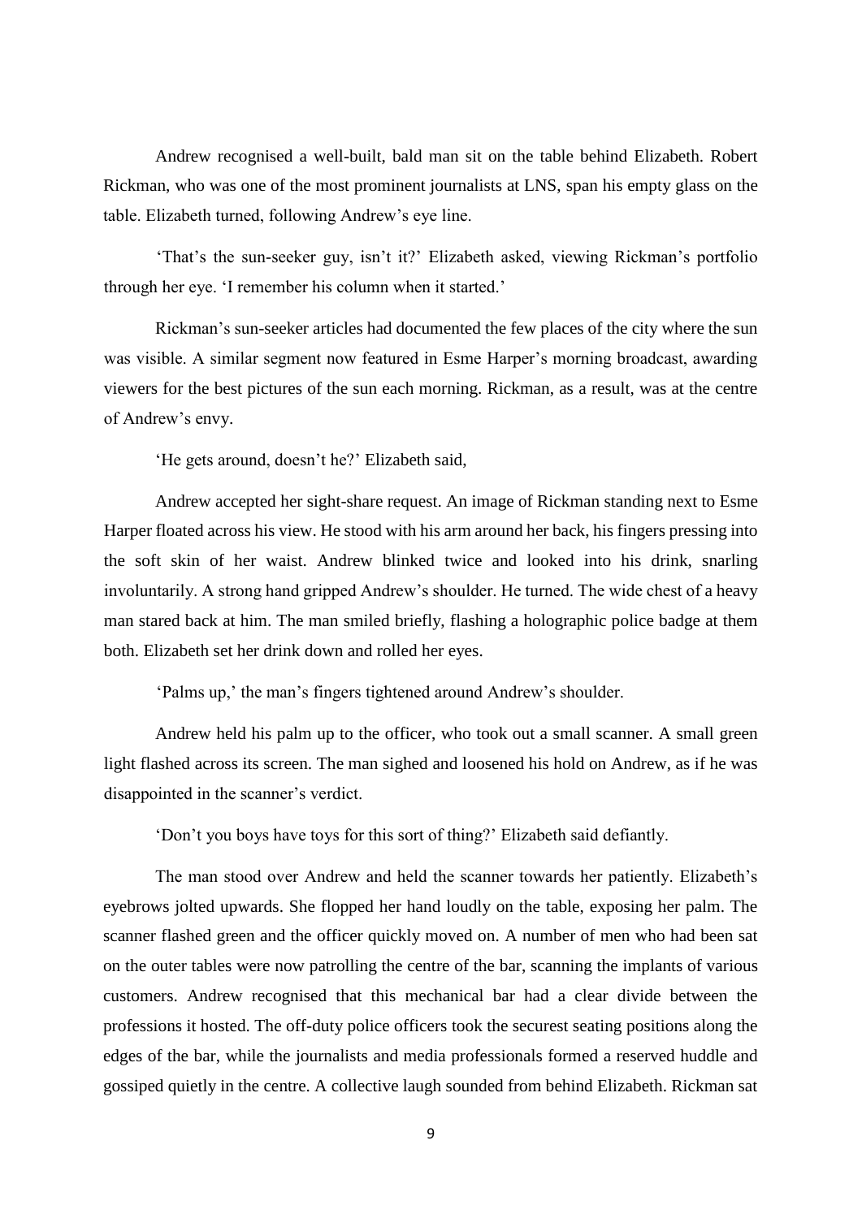Andrew recognised a well-built, bald man sit on the table behind Elizabeth. Robert Rickman, who was one of the most prominent journalists at LNS, span his empty glass on the table. Elizabeth turned, following Andrew's eye line.

'That's the sun-seeker guy, isn't it?' Elizabeth asked, viewing Rickman's portfolio through her eye. 'I remember his column when it started.'

Rickman's sun-seeker articles had documented the few places of the city where the sun was visible. A similar segment now featured in Esme Harper's morning broadcast, awarding viewers for the best pictures of the sun each morning. Rickman, as a result, was at the centre of Andrew's envy.

'He gets around, doesn't he?' Elizabeth said,

Andrew accepted her sight-share request. An image of Rickman standing next to Esme Harper floated across his view. He stood with his arm around her back, his fingers pressing into the soft skin of her waist. Andrew blinked twice and looked into his drink, snarling involuntarily. A strong hand gripped Andrew's shoulder. He turned. The wide chest of a heavy man stared back at him. The man smiled briefly, flashing a holographic police badge at them both. Elizabeth set her drink down and rolled her eyes.

'Palms up,' the man's fingers tightened around Andrew's shoulder.

Andrew held his palm up to the officer, who took out a small scanner. A small green light flashed across its screen. The man sighed and loosened his hold on Andrew, as if he was disappointed in the scanner's verdict.

'Don't you boys have toys for this sort of thing?' Elizabeth said defiantly.

The man stood over Andrew and held the scanner towards her patiently. Elizabeth's eyebrows jolted upwards. She flopped her hand loudly on the table, exposing her palm. The scanner flashed green and the officer quickly moved on. A number of men who had been sat on the outer tables were now patrolling the centre of the bar, scanning the implants of various customers. Andrew recognised that this mechanical bar had a clear divide between the professions it hosted. The off-duty police officers took the securest seating positions along the edges of the bar, while the journalists and media professionals formed a reserved huddle and gossiped quietly in the centre. A collective laugh sounded from behind Elizabeth. Rickman sat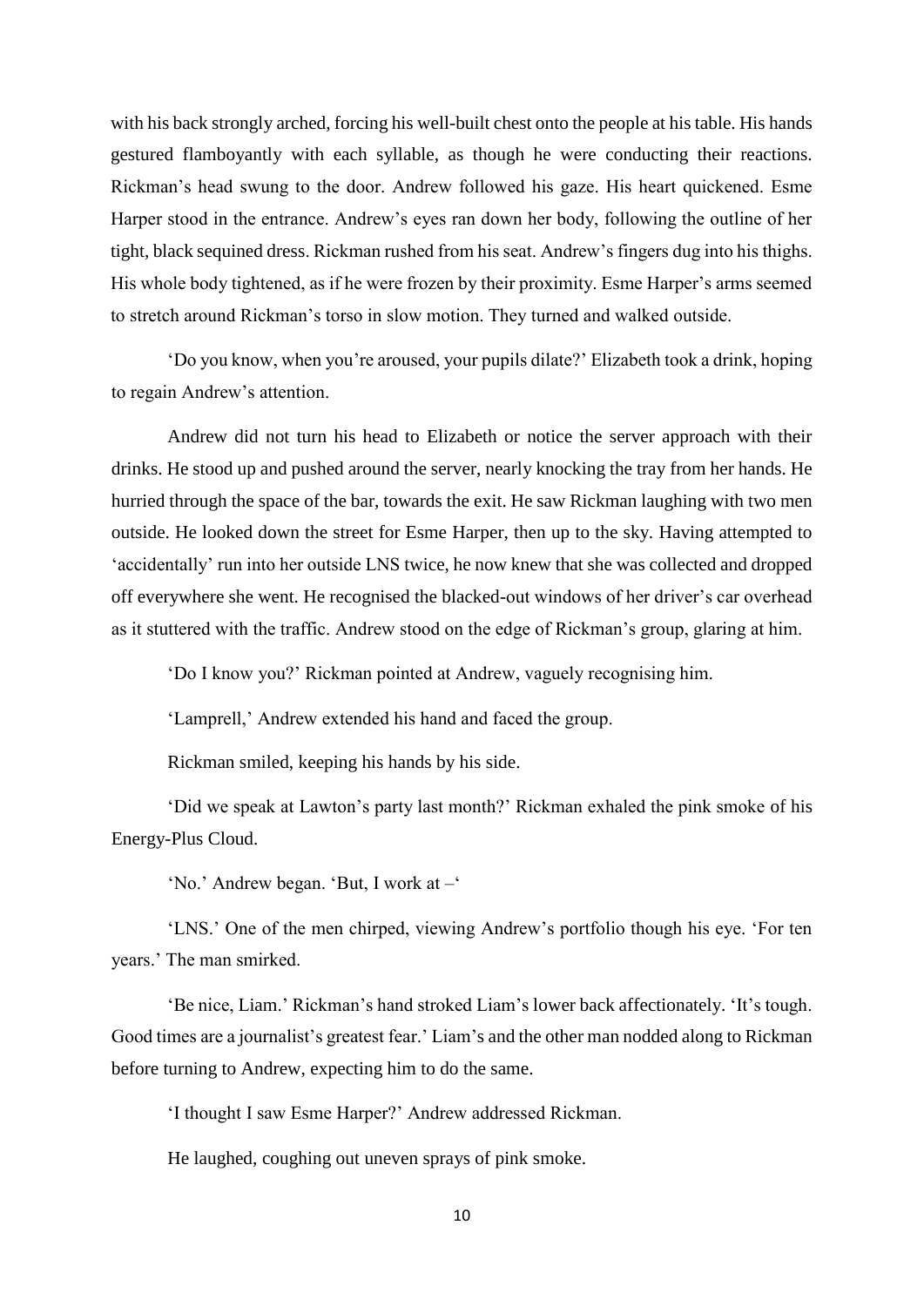with his back strongly arched, forcing his well-built chest onto the people at his table. His hands gestured flamboyantly with each syllable, as though he were conducting their reactions. Rickman's head swung to the door. Andrew followed his gaze. His heart quickened. Esme Harper stood in the entrance. Andrew's eyes ran down her body, following the outline of her tight, black sequined dress. Rickman rushed from his seat. Andrew's fingers dug into his thighs. His whole body tightened, as if he were frozen by their proximity. Esme Harper's arms seemed to stretch around Rickman's torso in slow motion. They turned and walked outside.

'Do you know, when you're aroused, your pupils dilate?' Elizabeth took a drink, hoping to regain Andrew's attention.

Andrew did not turn his head to Elizabeth or notice the server approach with their drinks. He stood up and pushed around the server, nearly knocking the tray from her hands. He hurried through the space of the bar, towards the exit. He saw Rickman laughing with two men outside. He looked down the street for Esme Harper, then up to the sky. Having attempted to 'accidentally' run into her outside LNS twice, he now knew that she was collected and dropped off everywhere she went. He recognised the blacked-out windows of her driver's car overhead as it stuttered with the traffic. Andrew stood on the edge of Rickman's group, glaring at him.

'Do I know you?' Rickman pointed at Andrew, vaguely recognising him.

'Lamprell,' Andrew extended his hand and faced the group.

Rickman smiled, keeping his hands by his side.

'Did we speak at Lawton's party last month?' Rickman exhaled the pink smoke of his Energy-Plus Cloud.

'No.' Andrew began. 'But, I work at –'

'LNS.' One of the men chirped, viewing Andrew's portfolio though his eye. 'For ten years.' The man smirked.

'Be nice, Liam.' Rickman's hand stroked Liam's lower back affectionately. 'It's tough. Good times are a journalist's greatest fear.' Liam's and the other man nodded along to Rickman before turning to Andrew, expecting him to do the same.

'I thought I saw Esme Harper?' Andrew addressed Rickman.

He laughed, coughing out uneven sprays of pink smoke.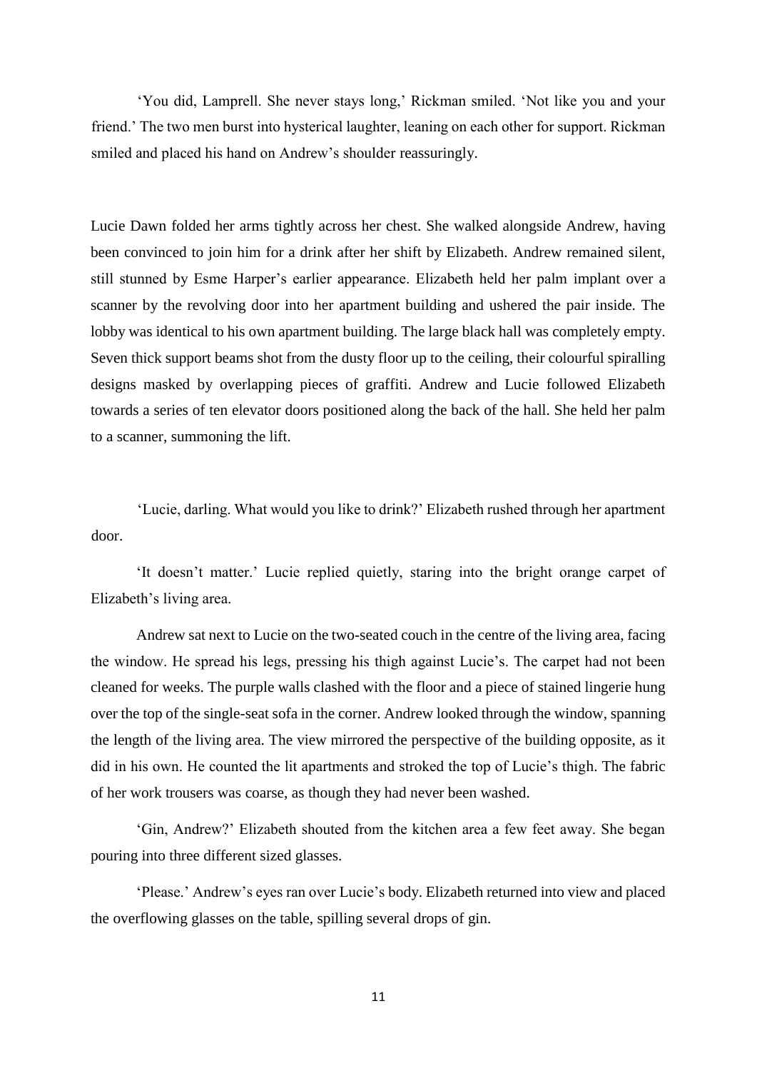'You did, Lamprell. She never stays long,' Rickman smiled. 'Not like you and your friend.' The two men burst into hysterical laughter, leaning on each other for support. Rickman smiled and placed his hand on Andrew's shoulder reassuringly.

Lucie Dawn folded her arms tightly across her chest. She walked alongside Andrew, having been convinced to join him for a drink after her shift by Elizabeth. Andrew remained silent, still stunned by Esme Harper's earlier appearance. Elizabeth held her palm implant over a scanner by the revolving door into her apartment building and ushered the pair inside. The lobby was identical to his own apartment building. The large black hall was completely empty. Seven thick support beams shot from the dusty floor up to the ceiling, their colourful spiralling designs masked by overlapping pieces of graffiti. Andrew and Lucie followed Elizabeth towards a series of ten elevator doors positioned along the back of the hall. She held her palm to a scanner, summoning the lift.

'Lucie, darling. What would you like to drink?' Elizabeth rushed through her apartment door.

'It doesn't matter.' Lucie replied quietly, staring into the bright orange carpet of Elizabeth's living area.

Andrew sat next to Lucie on the two-seated couch in the centre of the living area, facing the window. He spread his legs, pressing his thigh against Lucie's. The carpet had not been cleaned for weeks. The purple walls clashed with the floor and a piece of stained lingerie hung over the top of the single-seat sofa in the corner. Andrew looked through the window, spanning the length of the living area. The view mirrored the perspective of the building opposite, as it did in his own. He counted the lit apartments and stroked the top of Lucie's thigh. The fabric of her work trousers was coarse, as though they had never been washed.

'Gin, Andrew?' Elizabeth shouted from the kitchen area a few feet away. She began pouring into three different sized glasses.

'Please.' Andrew's eyes ran over Lucie's body. Elizabeth returned into view and placed the overflowing glasses on the table, spilling several drops of gin.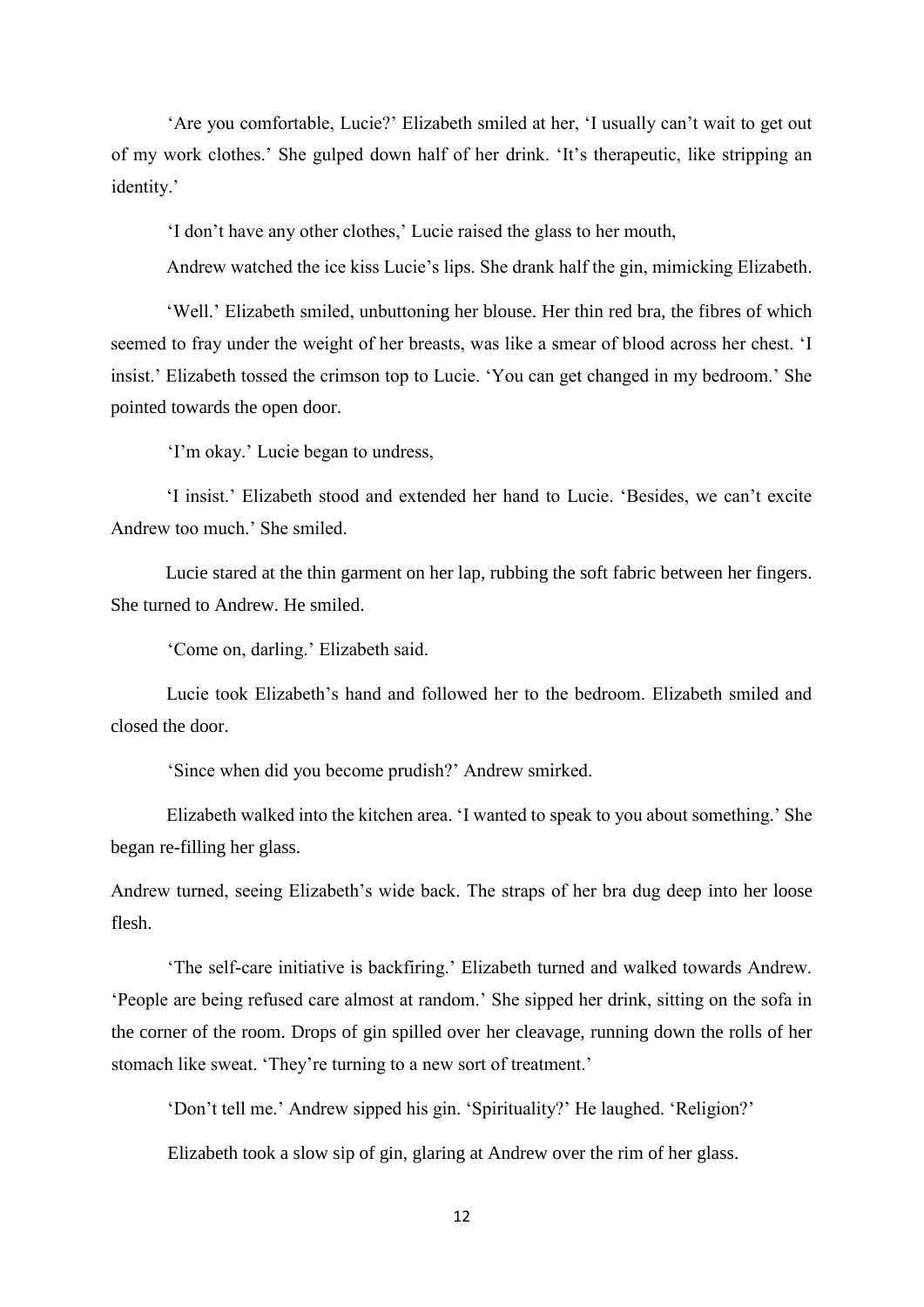'Are you comfortable, Lucie?' Elizabeth smiled at her, 'I usually can't wait to get out of my work clothes.' She gulped down half of her drink. 'It's therapeutic, like stripping an identity.'

'I don't have any other clothes,' Lucie raised the glass to her mouth,

Andrew watched the ice kiss Lucie's lips. She drank half the gin, mimicking Elizabeth.

'Well.' Elizabeth smiled, unbuttoning her blouse. Her thin red bra, the fibres of which seemed to fray under the weight of her breasts, was like a smear of blood across her chest. 'I insist.' Elizabeth tossed the crimson top to Lucie. 'You can get changed in my bedroom.' She pointed towards the open door.

'I'm okay.' Lucie began to undress,

'I insist.' Elizabeth stood and extended her hand to Lucie. 'Besides, we can't excite Andrew too much.' She smiled.

Lucie stared at the thin garment on her lap, rubbing the soft fabric between her fingers. She turned to Andrew. He smiled.

'Come on, darling.' Elizabeth said.

Lucie took Elizabeth's hand and followed her to the bedroom. Elizabeth smiled and closed the door.

'Since when did you become prudish?' Andrew smirked.

Elizabeth walked into the kitchen area. 'I wanted to speak to you about something.' She began re-filling her glass.

Andrew turned, seeing Elizabeth's wide back. The straps of her bra dug deep into her loose flesh.

'The self-care initiative is backfiring.' Elizabeth turned and walked towards Andrew. 'People are being refused care almost at random.' She sipped her drink, sitting on the sofa in the corner of the room. Drops of gin spilled over her cleavage, running down the rolls of her stomach like sweat. 'They're turning to a new sort of treatment.'

'Don't tell me.' Andrew sipped his gin. 'Spirituality?' He laughed. 'Religion?'

Elizabeth took a slow sip of gin, glaring at Andrew over the rim of her glass.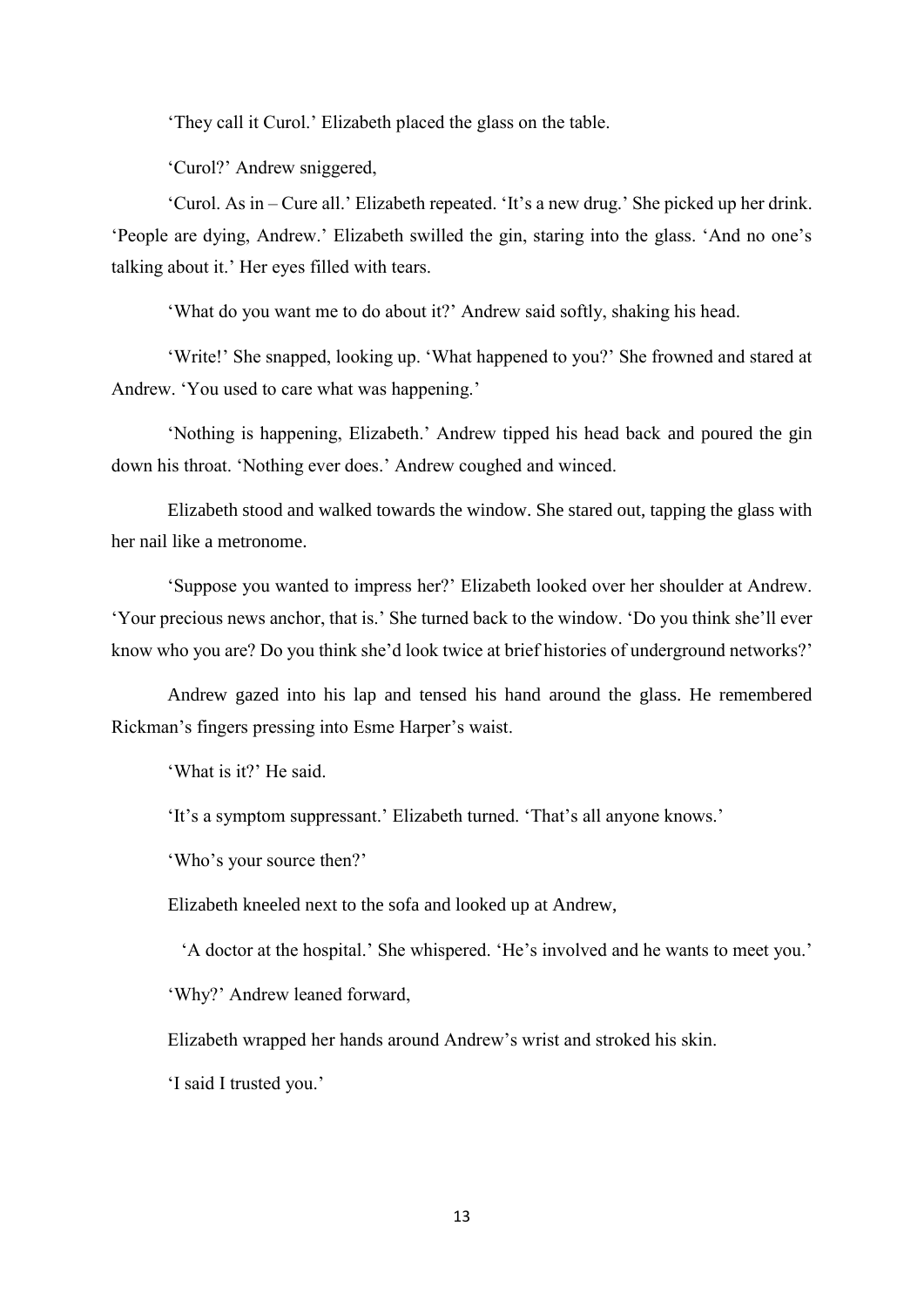'They call it Curol.' Elizabeth placed the glass on the table.

'Curol?' Andrew sniggered,

'Curol. As in – Cure all.' Elizabeth repeated. 'It's a new drug.' She picked up her drink. 'People are dying, Andrew.' Elizabeth swilled the gin, staring into the glass. 'And no one's talking about it.' Her eyes filled with tears.

'What do you want me to do about it?' Andrew said softly, shaking his head.

'Write!' She snapped, looking up. 'What happened to you?' She frowned and stared at Andrew. 'You used to care what was happening.'

'Nothing is happening, Elizabeth.' Andrew tipped his head back and poured the gin down his throat. 'Nothing ever does.' Andrew coughed and winced.

Elizabeth stood and walked towards the window. She stared out, tapping the glass with her nail like a metronome.

'Suppose you wanted to impress her?' Elizabeth looked over her shoulder at Andrew. 'Your precious news anchor, that is.' She turned back to the window. 'Do you think she'll ever know who you are? Do you think she'd look twice at brief histories of underground networks?'

Andrew gazed into his lap and tensed his hand around the glass. He remembered Rickman's fingers pressing into Esme Harper's waist.

'What is it?' He said.

'It's a symptom suppressant.' Elizabeth turned. 'That's all anyone knows.'

'Who's your source then?'

Elizabeth kneeled next to the sofa and looked up at Andrew,

'A doctor at the hospital.' She whispered. 'He's involved and he wants to meet you.'

'Why?' Andrew leaned forward,

Elizabeth wrapped her hands around Andrew's wrist and stroked his skin.

'I said I trusted you.'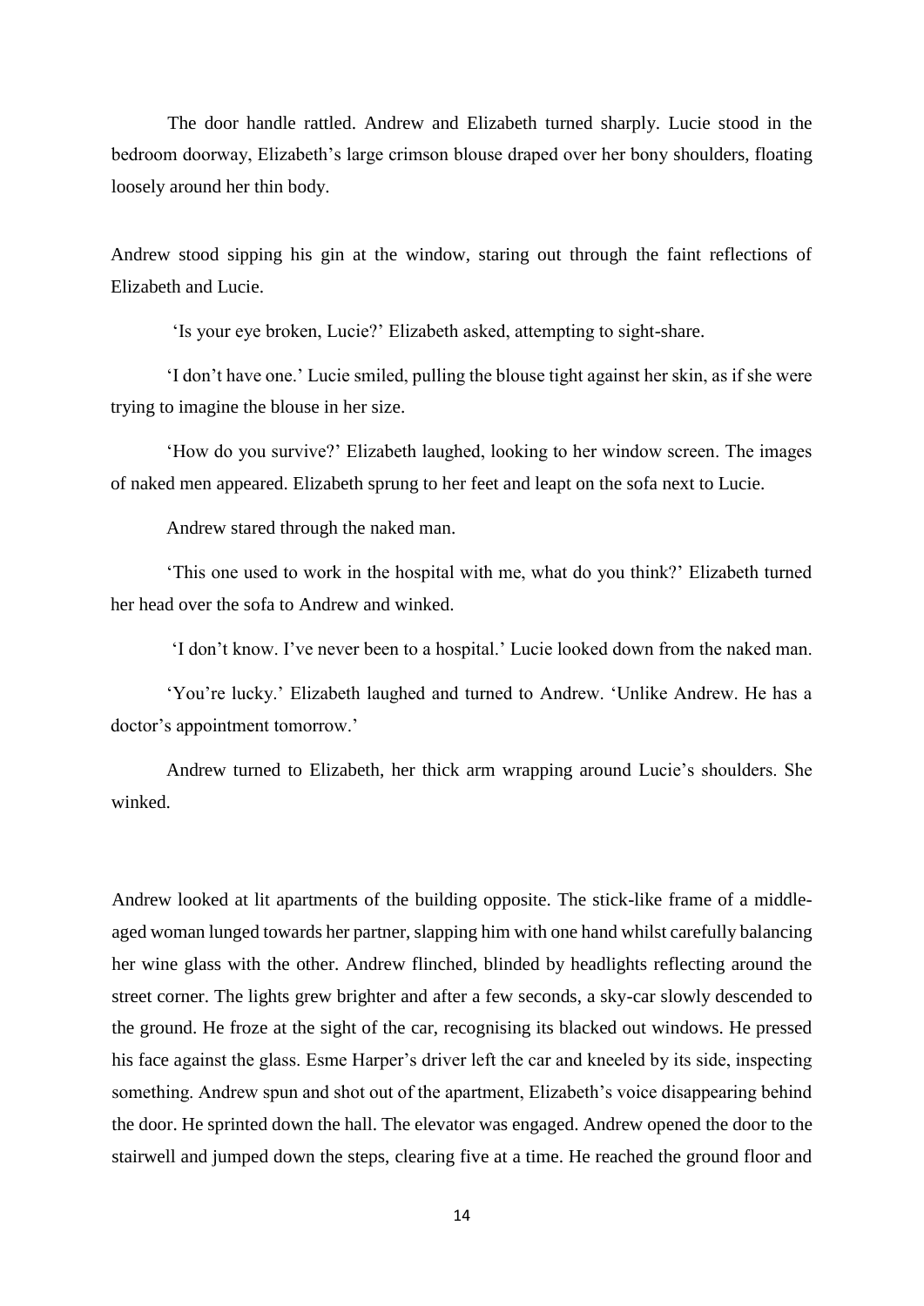The door handle rattled. Andrew and Elizabeth turned sharply. Lucie stood in the bedroom doorway, Elizabeth's large crimson blouse draped over her bony shoulders, floating loosely around her thin body.

Andrew stood sipping his gin at the window, staring out through the faint reflections of Elizabeth and Lucie.

'Is your eye broken, Lucie?' Elizabeth asked, attempting to sight-share.

'I don't have one.' Lucie smiled, pulling the blouse tight against her skin, as if she were trying to imagine the blouse in her size.

'How do you survive?' Elizabeth laughed, looking to her window screen. The images of naked men appeared. Elizabeth sprung to her feet and leapt on the sofa next to Lucie.

Andrew stared through the naked man.

'This one used to work in the hospital with me, what do you think?' Elizabeth turned her head over the sofa to Andrew and winked.

'I don't know. I've never been to a hospital.' Lucie looked down from the naked man.

'You're lucky.' Elizabeth laughed and turned to Andrew. 'Unlike Andrew. He has a doctor's appointment tomorrow.'

Andrew turned to Elizabeth, her thick arm wrapping around Lucie's shoulders. She winked.

Andrew looked at lit apartments of the building opposite. The stick-like frame of a middle-aged woman lunged towards her partner, slapping him with one hand whilst carefully balancing her wine glass with the other. Andrew flinched, blinded by headlights reflecting around the street corner. The lights grew brighter and after a few seconds, a sky-car slowly descended to the ground. He froze at the sight of the car, recognising its blacked out windows. He pressed his face against the glass. Esme Harper's driver left the car and kneeled by its side, inspecting something. Andrew spun and shot out of the apartment, Elizabeth's voice disappearing behind the door. He sprinted down the hall. The elevator was engaged. Andrew opened the door to the stairwell and jumped down the steps, clearing five at a time. He reached the ground floor and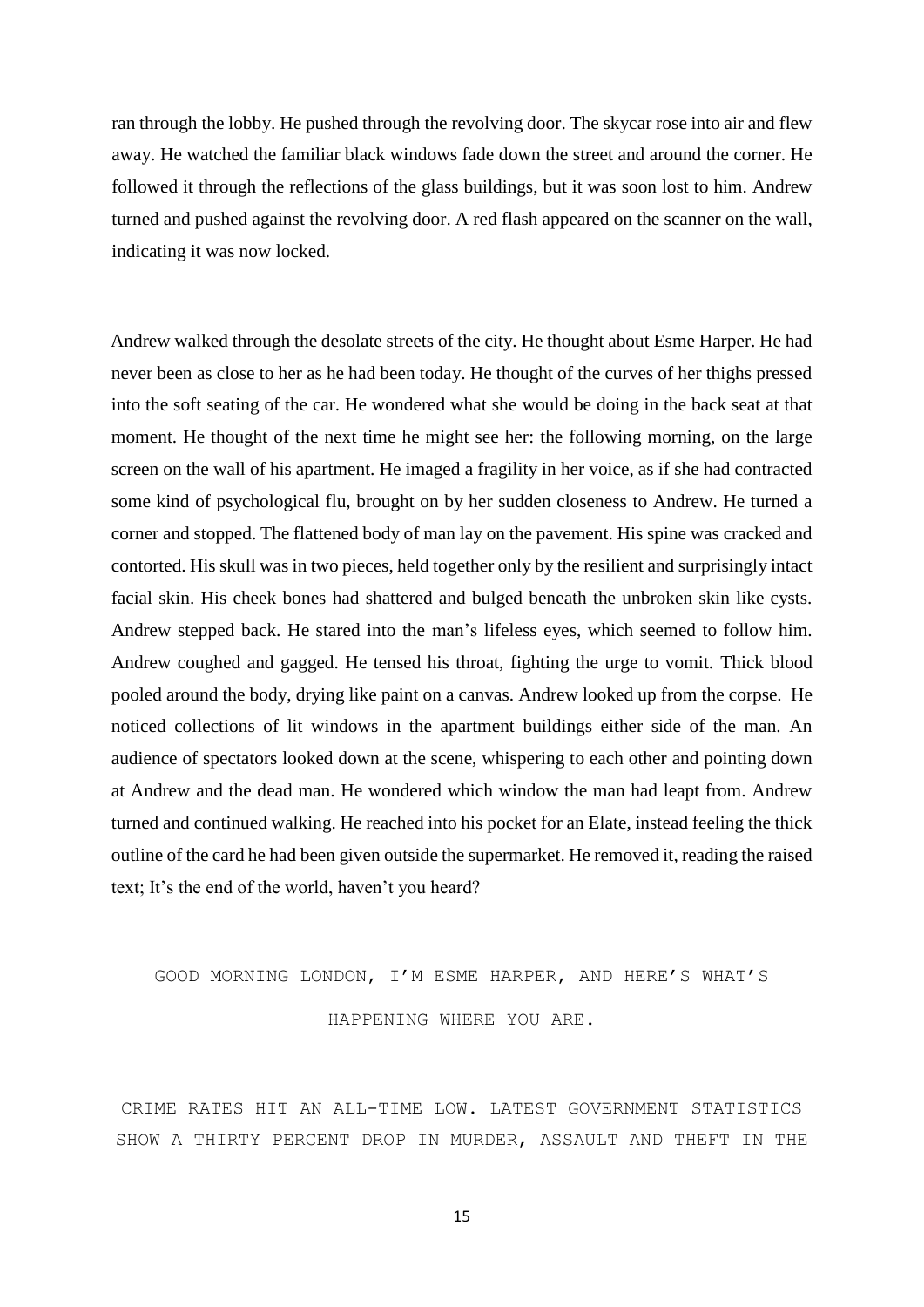ran through the lobby. He pushed through the revolving door. The skycar rose into air and flew away. He watched the familiar black windows fade down the street and around the corner. He followed it through the reflections of the glass buildings, but it was soon lost to him. Andrew turned and pushed against the revolving door. A red flash appeared on the scanner on the wall, indicating it was now locked.

Andrew walked through the desolate streets of the city. He thought about Esme Harper. He had never been as close to her as he had been today. He thought of the curves of her thighs pressed into the soft seating of the car. He wondered what she would be doing in the back seat at that moment. He thought of the next time he might see her: the following morning, on the large screen on the wall of his apartment. He imaged a fragility in her voice, as if she had contracted some kind of psychological flu, brought on by her sudden closeness to Andrew. He turned a corner and stopped. The flattened body of man lay on the pavement. His spine was cracked and contorted. His skull was in two pieces, held together only by the resilient and surprisingly intact facial skin. His cheek bones had shattered and bulged beneath the unbroken skin like cysts. Andrew stepped back. He stared into the man's lifeless eyes, which seemed to follow him. Andrew coughed and gagged. He tensed his throat, fighting the urge to vomit. Thick blood pooled around the body, drying like paint on a canvas. Andrew looked up from the corpse. He noticed collections of lit windows in the apartment buildings either side of the man. An audience of spectators looked down at the scene, whispering to each other and pointing down at Andrew and the dead man. He wondered which window the man had leapt from. Andrew turned and continued walking. He reached into his pocket for an Elate, instead feeling the thick outline of the card he had been given outside the supermarket. He removed it, reading the raised text; It's the end of the world, haven't you heard?

GOOD MORNING LONDON, I'M ESME HARPER, AND HERE'S WHAT'S HAPPENING WHERE YOU ARE.

CRIME RATES HIT AN ALL-TIME LOW. LATEST GOVERNMENT STATISTICS SHOW A THIRTY PERCENT DROP IN MURDER, ASSAULT AND THEFT IN THE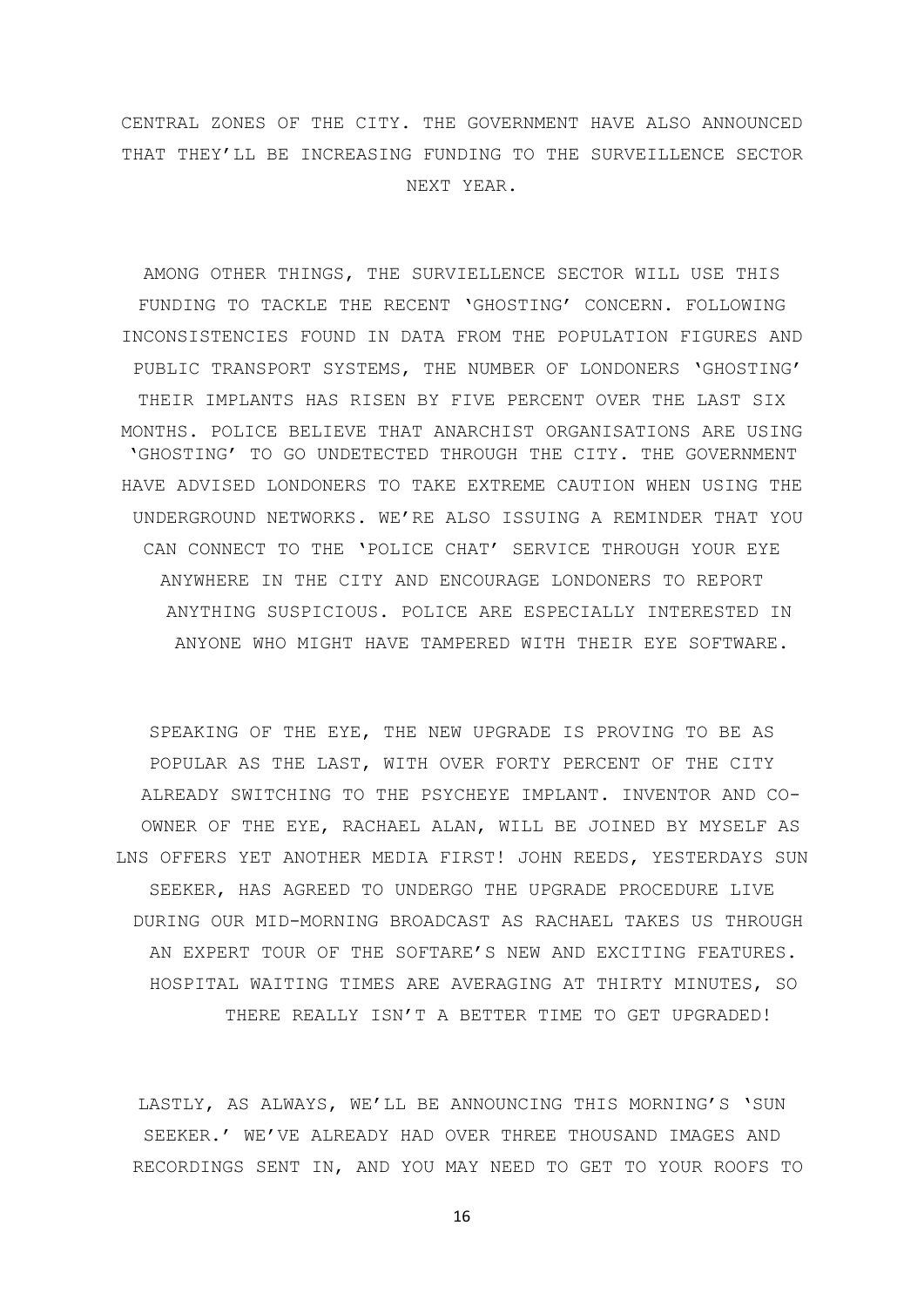CENTRAL ZONES OF THE CITY. THE GOVERNMENT HAVE ALSO ANNOUNCED THAT THEY'LL BE INCREASING FUNDING TO THE SURVEILLENCE SECTOR NEXT YEAR.

AMONG OTHER THINGS, THE SURVIELLENCE SECTOR WILL USE THIS FUNDING TO TACKLE THE RECENT 'GHOSTING' CONCERN. FOLLOWING INCONSISTENCIES FOUND IN DATA FROM THE POPULATION FIGURES AND PUBLIC TRANSPORT SYSTEMS, THE NUMBER OF LONDONERS 'GHOSTING' THEIR IMPLANTS HAS RISEN BY FIVE PERCENT OVER THE LAST SIX MONTHS. POLICE BELIEVE THAT ANARCHIST ORGANISATIONS ARE USING 'GHOSTING' TO GO UNDETECTED THROUGH THE CITY. THE GOVERNMENT HAVE ADVISED LONDONERS TO TAKE EXTREME CAUTION WHEN USING THE UNDERGROUND NETWORKS. WE'RE ALSO ISSUING A REMINDER THAT YOU CAN CONNECT TO THE 'POLICE CHAT' SERVICE THROUGH YOUR EYE ANYWHERE IN THE CITY AND ENCOURAGE LONDONERS TO REPORT ANYTHING SUSPICIOUS. POLICE ARE ESPECIALLY INTERESTED IN ANYONE WHO MIGHT HAVE TAMPERED WITH THEIR EYE SOFTWARE.

SPEAKING OF THE EYE, THE NEW UPGRADE IS PROVING TO BE AS POPULAR AS THE LAST, WITH OVER FORTY PERCENT OF THE CITY ALREADY SWITCHING TO THE PSYCHEYE IMPLANT. INVENTOR AND CO-OWNER OF THE EYE, RACHAEL ALAN, WILL BE JOINED BY MYSELF AS LNS OFFERS YET ANOTHER MEDIA FIRST! JOHN REEDS, YESTERDAYS SUN SEEKER, HAS AGREED TO UNDERGO THE UPGRADE PROCEDURE LIVE DURING OUR MID-MORNING BROADCAST AS RACHAEL TAKES US THROUGH AN EXPERT TOUR OF THE SOFTARE'S NEW AND EXCITING FEATURES. HOSPITAL WAITING TIMES ARE AVERAGING AT THIRTY MINUTES, SO THERE REALLY ISN'T A BETTER TIME TO GET UPGRADED!

LASTLY, AS ALWAYS, WE'LL BE ANNOUNCING THIS MORNING'S 'SUN SEEKER.' WE'VE ALREADY HAD OVER THREE THOUSAND IMAGES AND RECORDINGS SENT IN, AND YOU MAY NEED TO GET TO YOUR ROOFS TO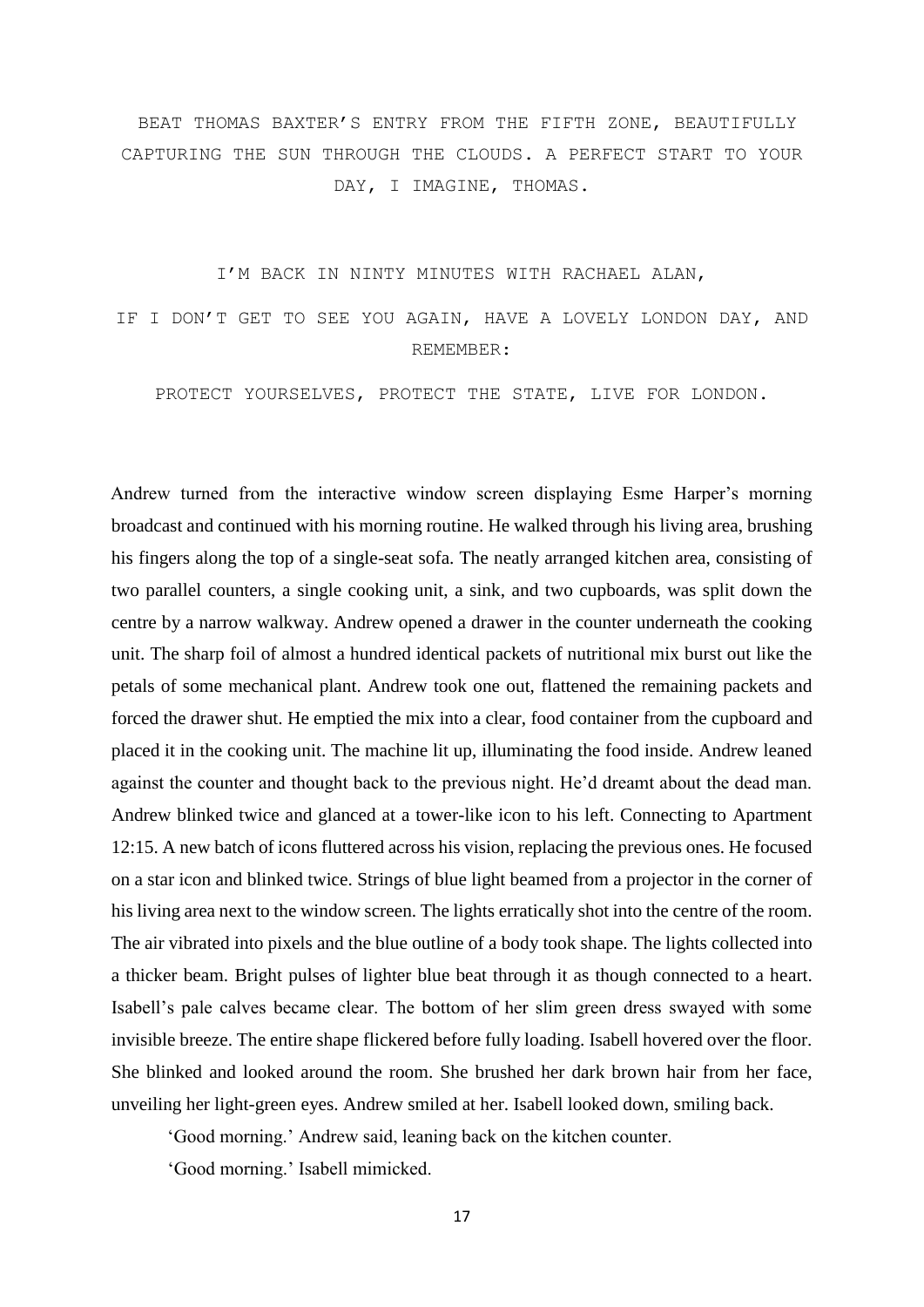BEAT THOMAS BAXTER'S ENTRY FROM THE FIFTH ZONE, BEAUTIFULLY CAPTURING THE SUN THROUGH THE CLOUDS. A PERFECT START TO YOUR DAY, I IMAGINE, THOMAS.

I'M BACK IN NINTY MINUTES WITH RACHAEL ALAN,

IF I DON'T GET TO SEE YOU AGAIN, HAVE A LOVELY LONDON DAY, AND REMEMBER:

PROTECT YOURSELVES, PROTECT THE STATE, LIVE FOR LONDON.

Andrew turned from the interactive window screen displaying Esme Harper's morning broadcast and continued with his morning routine. He walked through his living area, brushing his fingers along the top of a single-seat sofa. The neatly arranged kitchen area, consisting of two parallel counters, a single cooking unit, a sink, and two cupboards, was split down the centre by a narrow walkway. Andrew opened a drawer in the counter underneath the cooking unit. The sharp foil of almost a hundred identical packets of nutritional mix burst out like the petals of some mechanical plant. Andrew took one out, flattened the remaining packets and forced the drawer shut. He emptied the mix into a clear, food container from the cupboard and placed it in the cooking unit. The machine lit up, illuminating the food inside. Andrew leaned against the counter and thought back to the previous night. He'd dreamt about the dead man. Andrew blinked twice and glanced at a tower-like icon to his left. Connecting to Apartment 12:15. A new batch of icons fluttered across his vision, replacing the previous ones. He focused on a star icon and blinked twice. Strings of blue light beamed from a projector in the corner of his living area next to the window screen. The lights erratically shot into the centre of the room. The air vibrated into pixels and the blue outline of a body took shape. The lights collected into a thicker beam. Bright pulses of lighter blue beat through it as though connected to a heart. Isabell's pale calves became clear. The bottom of her slim green dress swayed with some invisible breeze. The entire shape flickered before fully loading. Isabell hovered over the floor. She blinked and looked around the room. She brushed her dark brown hair from her face, unveiling her light-green eyes. Andrew smiled at her. Isabell looked down, smiling back.

'Good morning.' Andrew said, leaning back on the kitchen counter.

'Good morning.' Isabell mimicked.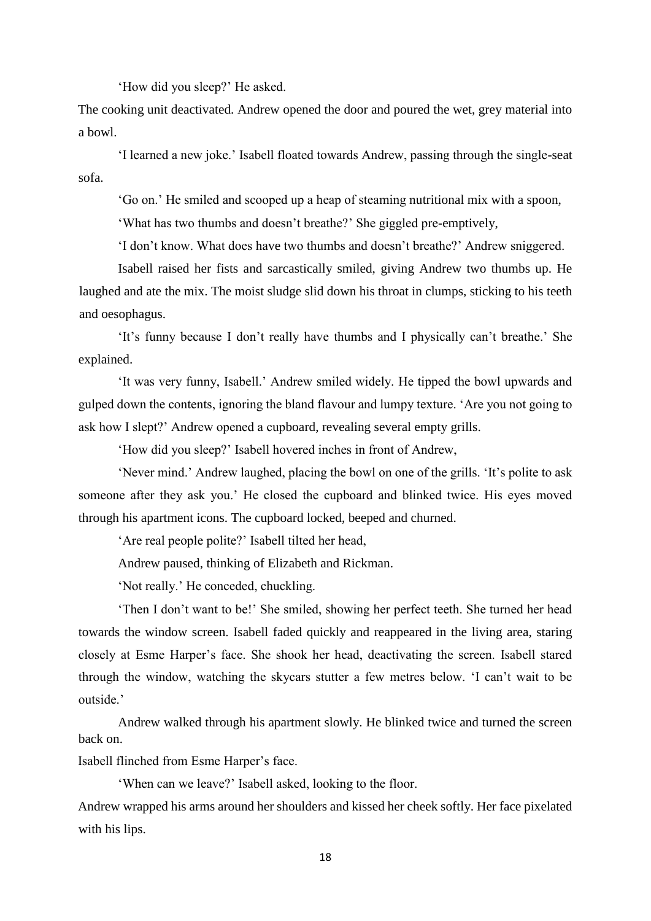'How did you sleep?' He asked.

The cooking unit deactivated. Andrew opened the door and poured the wet, grey material into a bowl.

'I learned a new joke.' Isabell floated towards Andrew, passing through the single-seat sofa.

'Go on.' He smiled and scooped up a heap of steaming nutritional mix with a spoon,

'What has two thumbs and doesn't breathe?' She giggled pre-emptively,

'I don't know. What does have two thumbs and doesn't breathe?' Andrew sniggered.

Isabell raised her fists and sarcastically smiled, giving Andrew two thumbs up. He laughed and ate the mix. The moist sludge slid down his throat in clumps, sticking to his teeth and oesophagus.

'It's funny because I don't really have thumbs and I physically can't breathe.' She explained.

'It was very funny, Isabell.' Andrew smiled widely. He tipped the bowl upwards and gulped down the contents, ignoring the bland flavour and lumpy texture. 'Are you not going to ask how I slept?' Andrew opened a cupboard, revealing several empty grills.

'How did you sleep?' Isabell hovered inches in front of Andrew,

'Never mind.' Andrew laughed, placing the bowl on one of the grills. 'It's polite to ask someone after they ask you.' He closed the cupboard and blinked twice. His eyes moved through his apartment icons. The cupboard locked, beeped and churned.

'Are real people polite?' Isabell tilted her head,

Andrew paused, thinking of Elizabeth and Rickman.

'Not really.' He conceded, chuckling.

'Then I don't want to be!' She smiled, showing her perfect teeth. She turned her head towards the window screen. Isabell faded quickly and reappeared in the living area, staring closely at Esme Harper's face. She shook her head, deactivating the screen. Isabell stared through the window, watching the skycars stutter a few metres below. 'I can't wait to be outside.'

Andrew walked through his apartment slowly. He blinked twice and turned the screen back on.

Isabell flinched from Esme Harper's face.

'When can we leave?' Isabell asked, looking to the floor.

Andrew wrapped his arms around her shoulders and kissed her cheek softly. Her face pixelated with his lips.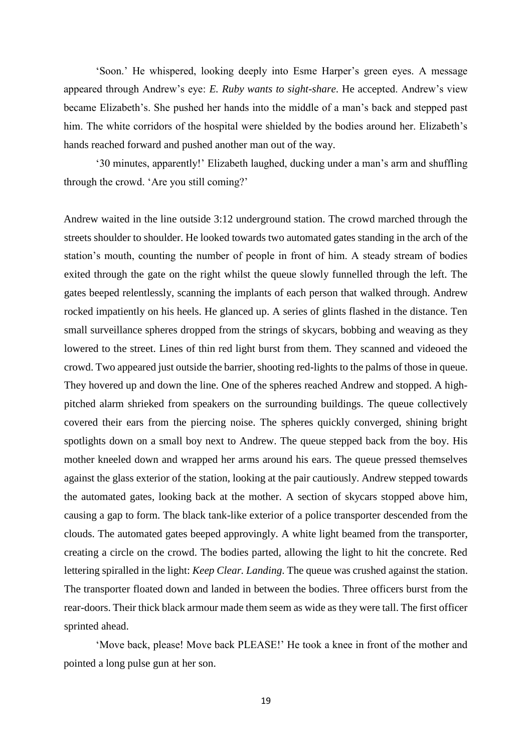'Soon.' He whispered, looking deeply into Esme Harper's green eyes. A message appeared through Andrew's eye: *E. Ruby wants to sight-share*. He accepted. Andrew's view became Elizabeth's. She pushed her hands into the middle of a man's back and stepped past him. The white corridors of the hospital were shielded by the bodies around her. Elizabeth's hands reached forward and pushed another man out of the way.

'30 minutes, apparently!' Elizabeth laughed, ducking under a man's arm and shuffling through the crowd. 'Are you still coming?'

Andrew waited in the line outside 3:12 underground station. The crowd marched through the streets shoulder to shoulder. He looked towards two automated gates standing in the arch of the station's mouth, counting the number of people in front of him. A steady stream of bodies exited through the gate on the right whilst the queue slowly funnelled through the left. The gates beeped relentlessly, scanning the implants of each person that walked through. Andrew rocked impatiently on his heels. He glanced up. A series of glints flashed in the distance. Ten small surveillance spheres dropped from the strings of skycars, bobbing and weaving as they lowered to the street. Lines of thin red light burst from them. They scanned and videoed the crowd. Two appeared just outside the barrier, shooting red-lights to the palms of those in queue. They hovered up and down the line. One of the spheres reached Andrew and stopped. A high-pitched alarm shrieked from speakers on the surrounding buildings. The queue collectively covered their ears from the piercing noise. The spheres quickly converged, shining bright spotlights down on a small boy next to Andrew. The queue stepped back from the boy. His mother kneeled down and wrapped her arms around his ears. The queue pressed themselves against the glass exterior of the station, looking at the pair cautiously. Andrew stepped towards the automated gates, looking back at the mother. A section of skycars stopped above him, causing a gap to form. The black tank-like exterior of a police transporter descended from the clouds. The automated gates beeped approvingly. A white light beamed from the transporter, creating a circle on the crowd. The bodies parted, allowing the light to hit the concrete. Red lettering spiralled in the light: *Keep Clear. Landing*. The queue was crushed against the station. The transporter floated down and landed in between the bodies. Three officers burst from the rear-doors. Their thick black armour made them seem as wide as they were tall. The first officer sprinted ahead.

'Move back, please! Move back PLEASE!' He took a knee in front of the mother and pointed a long pulse gun at her son.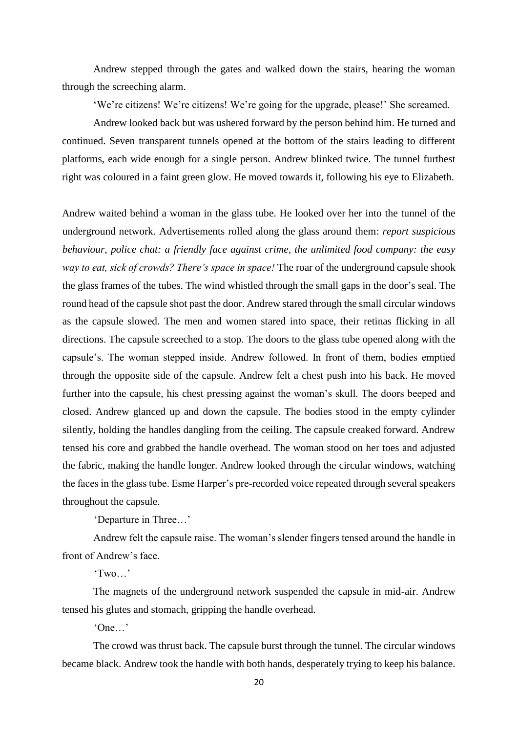Andrew stepped through the gates and walked down the stairs, hearing the woman through the screeching alarm.

'We're citizens! We're citizens! We're going for the upgrade, please!' She screamed.

Andrew looked back but was ushered forward by the person behind him. He turned and continued. Seven transparent tunnels opened at the bottom of the stairs leading to different platforms, each wide enough for a single person. Andrew blinked twice. The tunnel furthest right was coloured in a faint green glow. He moved towards it, following his eye to Elizabeth.

Andrew waited behind a woman in the glass tube. He looked over her into the tunnel of the underground network. Advertisements rolled along the glass around them: *report suspicious behaviour, police chat: a friendly face against crime, the unlimited food company: the easy way to eat, sick of crowds? There's space in space!* The roar of the underground capsule shook the glass frames of the tubes. The wind whistled through the small gaps in the door's seal. The round head of the capsule shot past the door. Andrew stared through the small circular windows as the capsule slowed. The men and women stared into space, their retinas flicking in all directions. The capsule screeched to a stop. The doors to the glass tube opened along with the capsule's. The woman stepped inside. Andrew followed. In front of them, bodies emptied through the opposite side of the capsule. Andrew felt a chest push into his back. He moved further into the capsule, his chest pressing against the woman's skull. The doors beeped and closed. Andrew glanced up and down the capsule. The bodies stood in the empty cylinder silently, holding the handles dangling from the ceiling. The capsule creaked forward. Andrew tensed his core and grabbed the handle overhead. The woman stood on her toes and adjusted the fabric, making the handle longer. Andrew looked through the circular windows, watching the faces in the glass tube. Esme Harper's pre-recorded voice repeated through several speakers throughout the capsule.

'Departure in Three…'

Andrew felt the capsule raise. The woman's slender fingers tensed around the handle in front of Andrew's face.

'Two…'

The magnets of the underground network suspended the capsule in mid-air. Andrew tensed his glutes and stomach, gripping the handle overhead.

'One…'

The crowd was thrust back. The capsule burst through the tunnel. The circular windows became black. Andrew took the handle with both hands, desperately trying to keep his balance.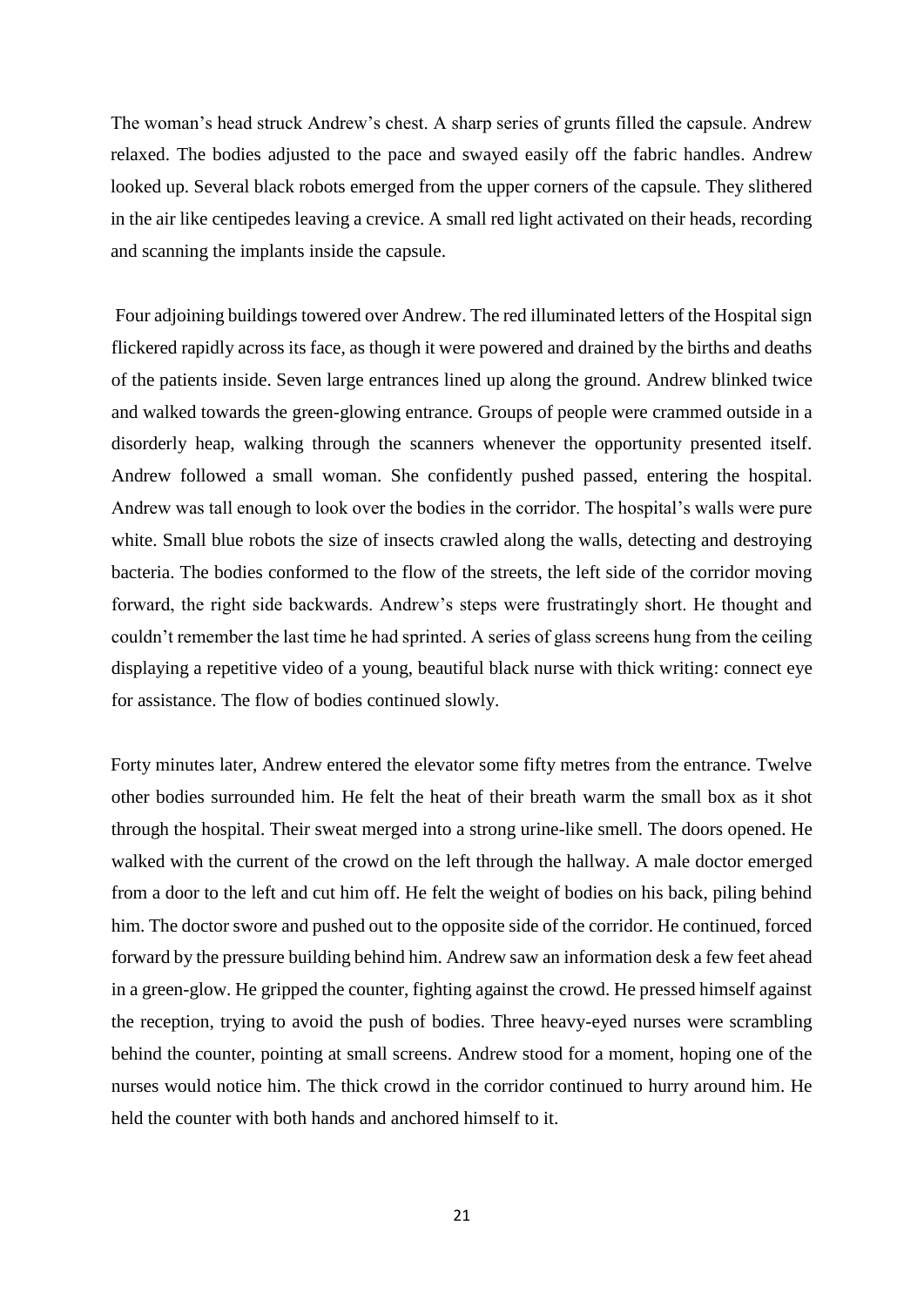The woman's head struck Andrew's chest. A sharp series of grunts filled the capsule. Andrew relaxed. The bodies adjusted to the pace and swayed easily off the fabric handles. Andrew looked up. Several black robots emerged from the upper corners of the capsule. They slithered in the air like centipedes leaving a crevice. A small red light activated on their heads, recording and scanning the implants inside the capsule.

Four adjoining buildings towered over Andrew. The red illuminated letters of the Hospital sign flickered rapidly across its face, as though it were powered and drained by the births and deaths of the patients inside. Seven large entrances lined up along the ground. Andrew blinked twice and walked towards the green-glowing entrance. Groups of people were crammed outside in a disorderly heap, walking through the scanners whenever the opportunity presented itself. Andrew followed a small woman. She confidently pushed passed, entering the hospital. Andrew was tall enough to look over the bodies in the corridor. The hospital's walls were pure white. Small blue robots the size of insects crawled along the walls, detecting and destroying bacteria. The bodies conformed to the flow of the streets, the left side of the corridor moving forward, the right side backwards. Andrew's steps were frustratingly short. He thought and couldn't remember the last time he had sprinted. A series of glass screens hung from the ceiling displaying a repetitive video of a young, beautiful black nurse with thick writing: connect eye for assistance. The flow of bodies continued slowly.

Forty minutes later, Andrew entered the elevator some fifty metres from the entrance. Twelve other bodies surrounded him. He felt the heat of their breath warm the small box as it shot through the hospital. Their sweat merged into a strong urine-like smell. The doors opened. He walked with the current of the crowd on the left through the hallway. A male doctor emerged from a door to the left and cut him off. He felt the weight of bodies on his back, piling behind him. The doctor swore and pushed out to the opposite side of the corridor. He continued, forced forward by the pressure building behind him. Andrew saw an information desk a few feet ahead in a green-glow. He gripped the counter, fighting against the crowd. He pressed himself against the reception, trying to avoid the push of bodies. Three heavy-eyed nurses were scrambling behind the counter, pointing at small screens. Andrew stood for a moment, hoping one of the nurses would notice him. The thick crowd in the corridor continued to hurry around him. He held the counter with both hands and anchored himself to it.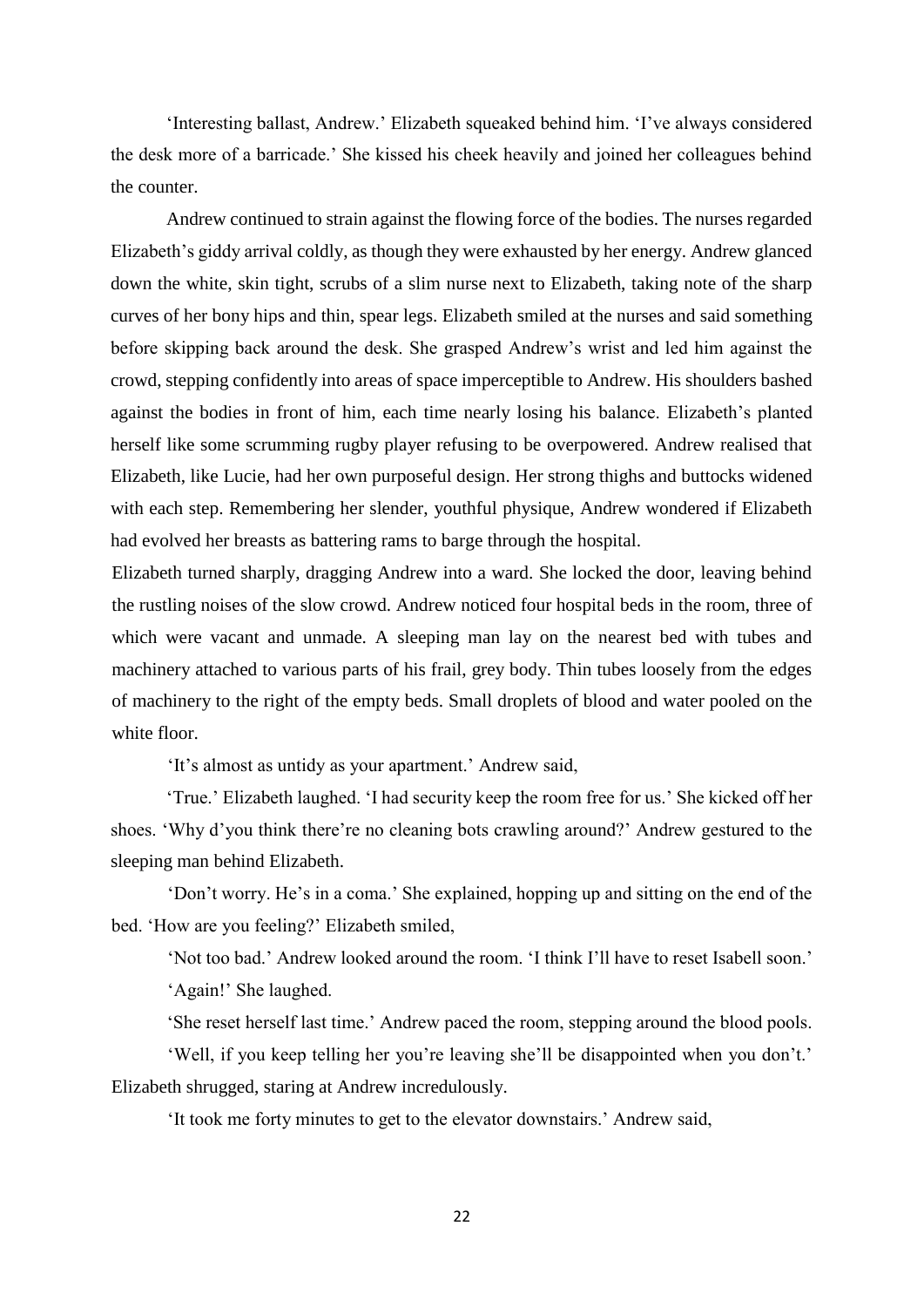'Interesting ballast, Andrew.' Elizabeth squeaked behind him. 'I've always considered the desk more of a barricade.' She kissed his cheek heavily and joined her colleagues behind the counter.

Andrew continued to strain against the flowing force of the bodies. The nurses regarded Elizabeth's giddy arrival coldly, as though they were exhausted by her energy. Andrew glanced down the white, skin tight, scrubs of a slim nurse next to Elizabeth, taking note of the sharp curves of her bony hips and thin, spear legs. Elizabeth smiled at the nurses and said something before skipping back around the desk. She grasped Andrew's wrist and led him against the crowd, stepping confidently into areas of space imperceptible to Andrew. His shoulders bashed against the bodies in front of him, each time nearly losing his balance. Elizabeth's planted herself like some scrumming rugby player refusing to be overpowered. Andrew realised that Elizabeth, like Lucie, had her own purposeful design. Her strong thighs and buttocks widened with each step. Remembering her slender, youthful physique, Andrew wondered if Elizabeth had evolved her breasts as battering rams to barge through the hospital.

Elizabeth turned sharply, dragging Andrew into a ward. She locked the door, leaving behind the rustling noises of the slow crowd. Andrew noticed four hospital beds in the room, three of which were vacant and unmade. A sleeping man lay on the nearest bed with tubes and machinery attached to various parts of his frail, grey body. Thin tubes loosely from the edges of machinery to the right of the empty beds. Small droplets of blood and water pooled on the white floor.

'It's almost as untidy as your apartment.' Andrew said,

'True.' Elizabeth laughed. 'I had security keep the room free for us.' She kicked off her shoes. 'Why d'you think there're no cleaning bots crawling around?' Andrew gestured to the sleeping man behind Elizabeth.

'Don't worry. He's in a coma.' She explained, hopping up and sitting on the end of the bed. 'How are you feeling?' Elizabeth smiled,

'Not too bad.' Andrew looked around the room. 'I think I'll have to reset Isabell soon.'

'Again!' She laughed.

'She reset herself last time.' Andrew paced the room, stepping around the blood pools.

'Well, if you keep telling her you're leaving she'll be disappointed when you don't.' Elizabeth shrugged, staring at Andrew incredulously.

'It took me forty minutes to get to the elevator downstairs.' Andrew said,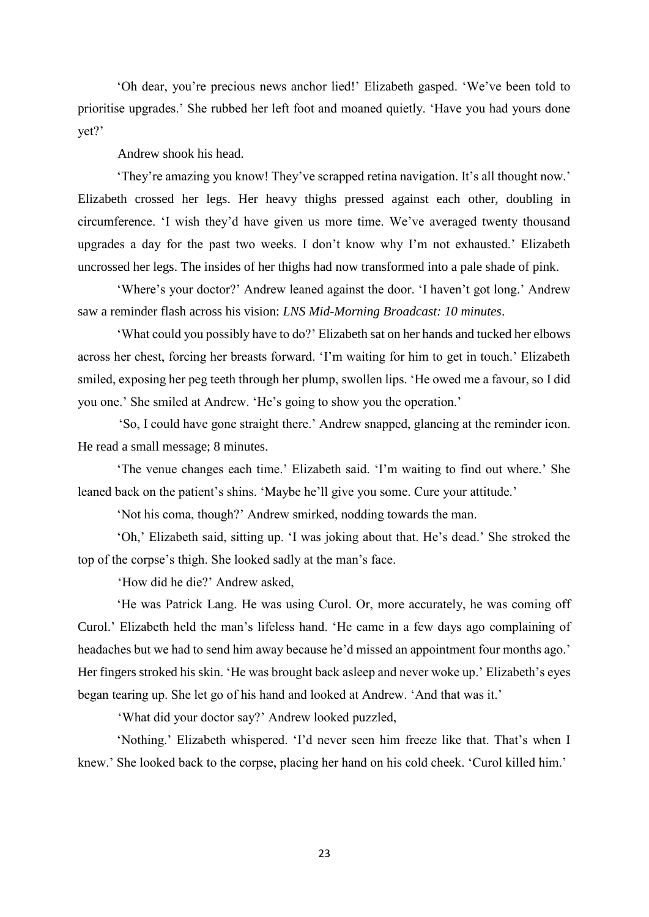'Oh dear, you're precious news anchor lied!' Elizabeth gasped. 'We've been told to prioritise upgrades.' She rubbed her left foot and moaned quietly. 'Have you had yours done yet?'

Andrew shook his head.

'They're amazing you know! They've scrapped retina navigation. It's all thought now.' Elizabeth crossed her legs. Her heavy thighs pressed against each other, doubling in circumference. 'I wish they'd have given us more time. We've averaged twenty thousand upgrades a day for the past two weeks. I don't know why I'm not exhausted.' Elizabeth uncrossed her legs. The insides of her thighs had now transformed into a pale shade of pink.

'Where's your doctor?' Andrew leaned against the door. 'I haven't got long.' Andrew saw a reminder flash across his vision: *LNS Mid-Morning Broadcast: 10 minutes*.

'What could you possibly have to do?' Elizabeth sat on her hands and tucked her elbows across her chest, forcing her breasts forward. 'I'm waiting for him to get in touch.' Elizabeth smiled, exposing her peg teeth through her plump, swollen lips. 'He owed me a favour, so I did you one.' She smiled at Andrew. 'He's going to show you the operation.'

'So, I could have gone straight there.' Andrew snapped, glancing at the reminder icon. He read a small message; 8 minutes.

'The venue changes each time.' Elizabeth said. 'I'm waiting to find out where.' She leaned back on the patient's shins. 'Maybe he'll give you some. Cure your attitude.'

'Not his coma, though?' Andrew smirked, nodding towards the man.

'Oh,' Elizabeth said, sitting up. 'I was joking about that. He's dead.' She stroked the top of the corpse's thigh. She looked sadly at the man's face.

'How did he die?' Andrew asked,

'He was Patrick Lang. He was using Curol. Or, more accurately, he was coming off Curol.' Elizabeth held the man's lifeless hand. 'He came in a few days ago complaining of headaches but we had to send him away because he'd missed an appointment four months ago.' Her fingers stroked his skin. 'He was brought back asleep and never woke up.' Elizabeth's eyes began tearing up. She let go of his hand and looked at Andrew. 'And that was it.'

'What did your doctor say?' Andrew looked puzzled,

'Nothing.' Elizabeth whispered. 'I'd never seen him freeze like that. That's when I knew.' She looked back to the corpse, placing her hand on his cold cheek. 'Curol killed him.'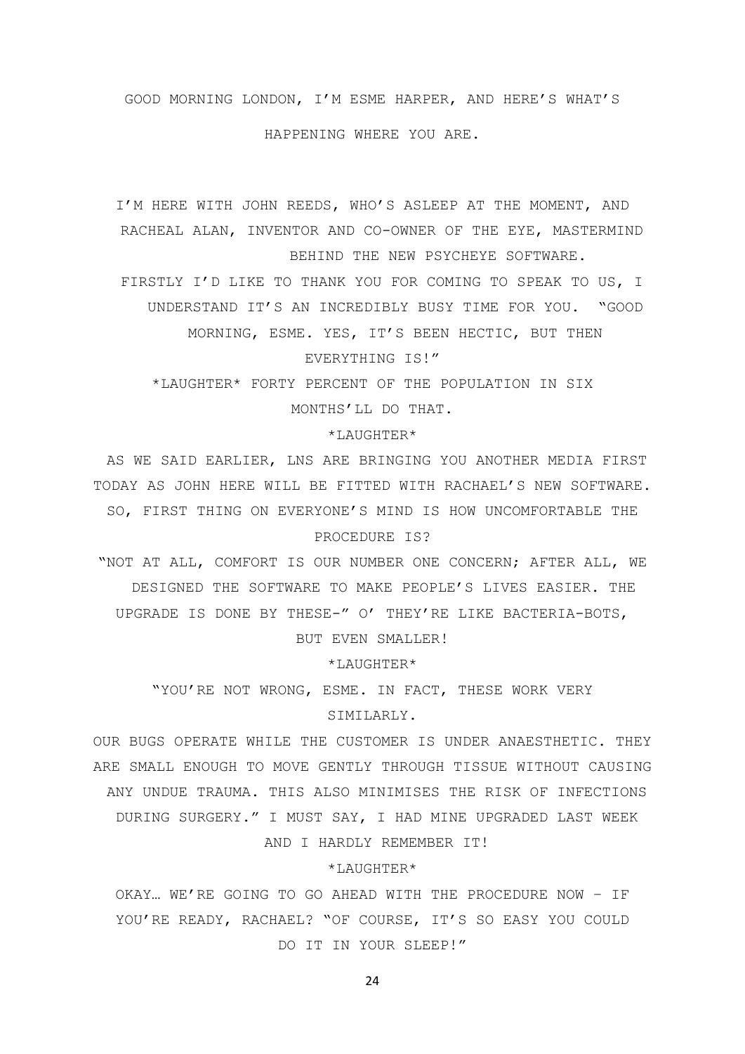GOOD MORNING LONDON, I'M ESME HARPER, AND HERE'S WHAT'S HAPPENING WHERE YOU ARE.

I'M HERE WITH JOHN REEDS, WHO'S ASLEEP AT THE MOMENT, AND RACHEAL ALAN, INVENTOR AND CO-OWNER OF THE EYE, MASTERMIND BEHIND THE NEW PSYCHEYE SOFTWARE.

FIRSTLY I'D LIKE TO THANK YOU FOR COMING TO SPEAK TO US, I UNDERSTAND IT'S AN INCREDIBLY BUSY TIME FOR YOU. "GOOD MORNING, ESME. YES, IT'S BEEN HECTIC, BUT THEN EVERYTHING IS!"

*LAUGHTER* FORTY PERCENT OF THE POPULATION IN SIX MONTHS'LL DO THAT.

*LAUGHTER*

AS WE SAID EARLIER, LNS ARE BRINGING YOU ANOTHER MEDIA FIRST TODAY AS JOHN HERE WILL BE FITTED WITH RACHAEL'S NEW SOFTWARE. SO, FIRST THING ON EVERYONE'S MIND IS HOW UNCOMFORTABLE THE PROCEDURE IS?

"NOT AT ALL, COMFORT IS OUR NUMBER ONE CONCERN; AFTER ALL, WE DESIGNED THE SOFTWARE TO MAKE PEOPLE'S LIVES EASIER. THE UPGRADE IS DONE BY THESE-" O' THEY'RE LIKE BACTERIA-BOTS, BUT EVEN SMALLER!

*LAUGHTER*

"YOU'RE NOT WRONG, ESME. IN FACT, THESE WORK VERY SIMILARLY.

OUR BUGS OPERATE WHILE THE CUSTOMER IS UNDER ANAESTHETIC. THEY ARE SMALL ENOUGH TO MOVE GENTLY THROUGH TISSUE WITHOUT CAUSING ANY UNDUE TRAUMA. THIS ALSO MINIMISES THE RISK OF INFECTIONS DURING SURGERY." I MUST SAY, I HAD MINE UPGRADED LAST WEEK AND I HARDLY REMEMBER IT!

*LAUGHTER*

OKAY… WE'RE GOING TO GO AHEAD WITH THE PROCEDURE NOW – IF YOU'RE READY, RACHAEL? "OF COURSE, IT'S SO EASY YOU COULD DO IT IN YOUR SLEEP!"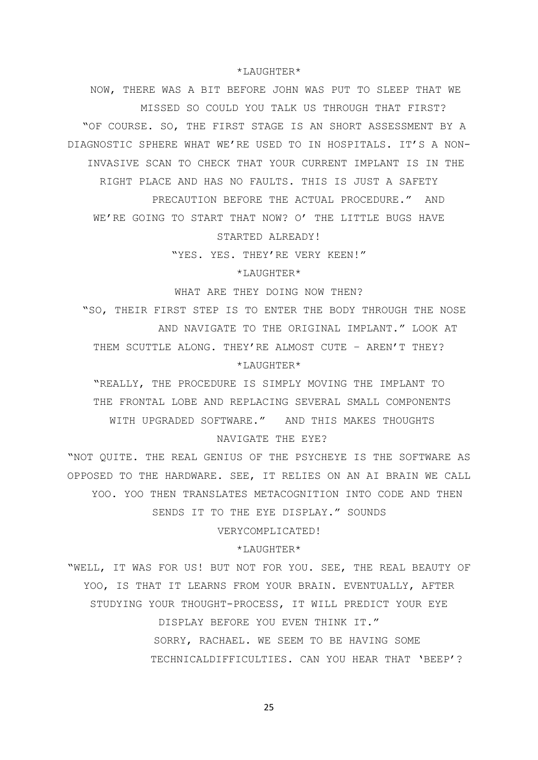*LAUGHTER*

NOW, THERE WAS A BIT BEFORE JOHN WAS PUT TO SLEEP THAT WE MISSED SO COULD YOU TALK US THROUGH THAT FIRST?

"OF COURSE. SO, THE FIRST STAGE IS AN SHORT ASSESSMENT BY A DIAGNOSTIC SPHERE WHAT WE'RE USED TO IN HOSPITALS. IT'S A NON-INVASIVE SCAN TO CHECK THAT YOUR CURRENT IMPLANT IS IN THE RIGHT PLACE AND HAS NO FAULTS. THIS IS JUST A SAFETY PRECAUTION BEFORE THE ACTUAL PROCEDURE." AND WE'RE GOING TO START THAT NOW? O' THE LITTLE BUGS HAVE STARTED ALREADY!

"YES. YES. THEY'RE VERY KEEN!"

*LAUGHTER*

WHAT ARE THEY DOING NOW THEN?

"SO, THEIR FIRST STEP IS TO ENTER THE BODY THROUGH THE NOSE AND NAVIGATE TO THE ORIGINAL IMPLANT." LOOK AT THEM SCUTTLE ALONG. THEY'RE ALMOST CUTE – AREN'T THEY?

*LAUGHTER*

"REALLY, THE PROCEDURE IS SIMPLY MOVING THE IMPLANT TO THE FRONTAL LOBE AND REPLACING SEVERAL SMALL COMPONENTS WITH UPGRADED SOFTWARE." AND THIS MAKES THOUGHTS NAVIGATE THE EYE?

"NOT QUITE. THE REAL GENIUS OF THE PSYCHEYE IS THE SOFTWARE AS OPPOSED TO THE HARDWARE. SEE, IT RELIES ON AN AI BRAIN WE CALL YOO. YOO THEN TRANSLATES METACOGNITION INTO CODE AND THEN SENDS IT TO THE EYE DISPLAY." SOUNDS VERYCOMPLICATED!

*LAUGHTER*

"WELL, IT WAS FOR US! BUT NOT FOR YOU. SEE, THE REAL BEAUTY OF YOO, IS THAT IT LEARNS FROM YOUR BRAIN. EVENTUALLY, AFTER STUDYING YOUR THOUGHT-PROCESS, IT WILL PREDICT YOUR EYE DISPLAY BEFORE YOU EVEN THINK IT."

SORRY, RACHAEL. WE SEEM TO BE HAVING SOME TECHNICALDIFFICULTIES. CAN YOU HEAR THAT 'BEEP'?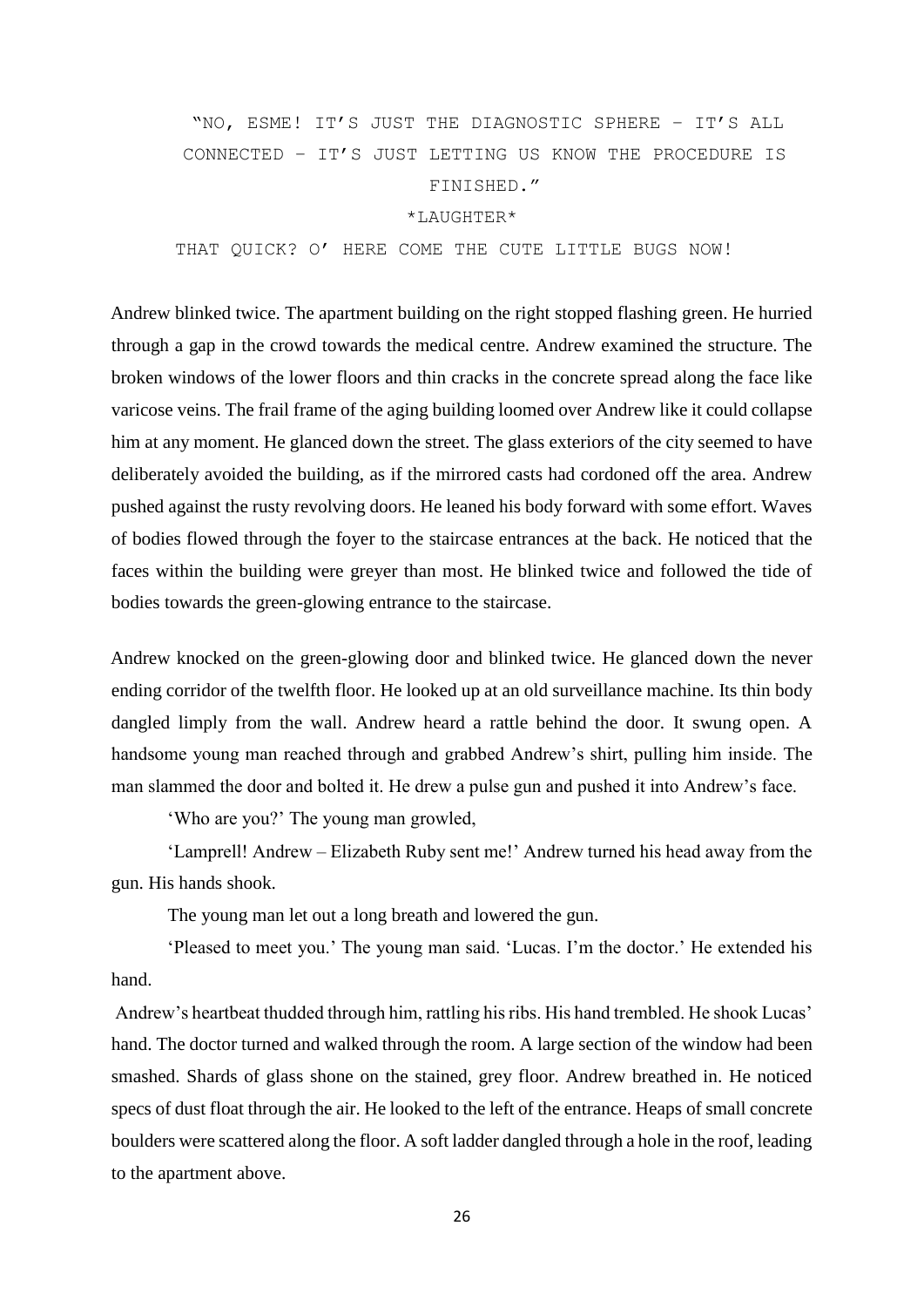"NO, ESME! IT'S JUST THE DIAGNOSTIC SPHERE – IT'S ALL CONNECTED – IT'S JUST LETTING US KNOW THE PROCEDURE IS FINISHED."

*LAUGHTER*

THAT QUICK? O' HERE COME THE CUTE LITTLE BUGS NOW!

Andrew blinked twice. The apartment building on the right stopped flashing green. He hurried through a gap in the crowd towards the medical centre. Andrew examined the structure. The broken windows of the lower floors and thin cracks in the concrete spread along the face like varicose veins. The frail frame of the aging building loomed over Andrew like it could collapse him at any moment. He glanced down the street. The glass exteriors of the city seemed to have deliberately avoided the building, as if the mirrored casts had cordoned off the area. Andrew pushed against the rusty revolving doors. He leaned his body forward with some effort. Waves of bodies flowed through the foyer to the staircase entrances at the back. He noticed that the faces within the building were greyer than most. He blinked twice and followed the tide of bodies towards the green-glowing entrance to the staircase.

Andrew knocked on the green-glowing door and blinked twice. He glanced down the never ending corridor of the twelfth floor. He looked up at an old surveillance machine. Its thin body dangled limply from the wall. Andrew heard a rattle behind the door. It swung open. A handsome young man reached through and grabbed Andrew's shirt, pulling him inside. The man slammed the door and bolted it. He drew a pulse gun and pushed it into Andrew's face.

'Who are you?' The young man growled,

'Lamprell! Andrew – Elizabeth Ruby sent me!' Andrew turned his head away from the gun. His hands shook.

The young man let out a long breath and lowered the gun.

'Pleased to meet you.' The young man said. 'Lucas. I'm the doctor.' He extended his hand.

Andrew's heartbeat thudded through him, rattling his ribs. His hand trembled. He shook Lucas' hand. The doctor turned and walked through the room. A large section of the window had been smashed. Shards of glass shone on the stained, grey floor. Andrew breathed in. He noticed specs of dust float through the air. He looked to the left of the entrance. Heaps of small concrete boulders were scattered along the floor. A soft ladder dangled through a hole in the roof, leading to the apartment above.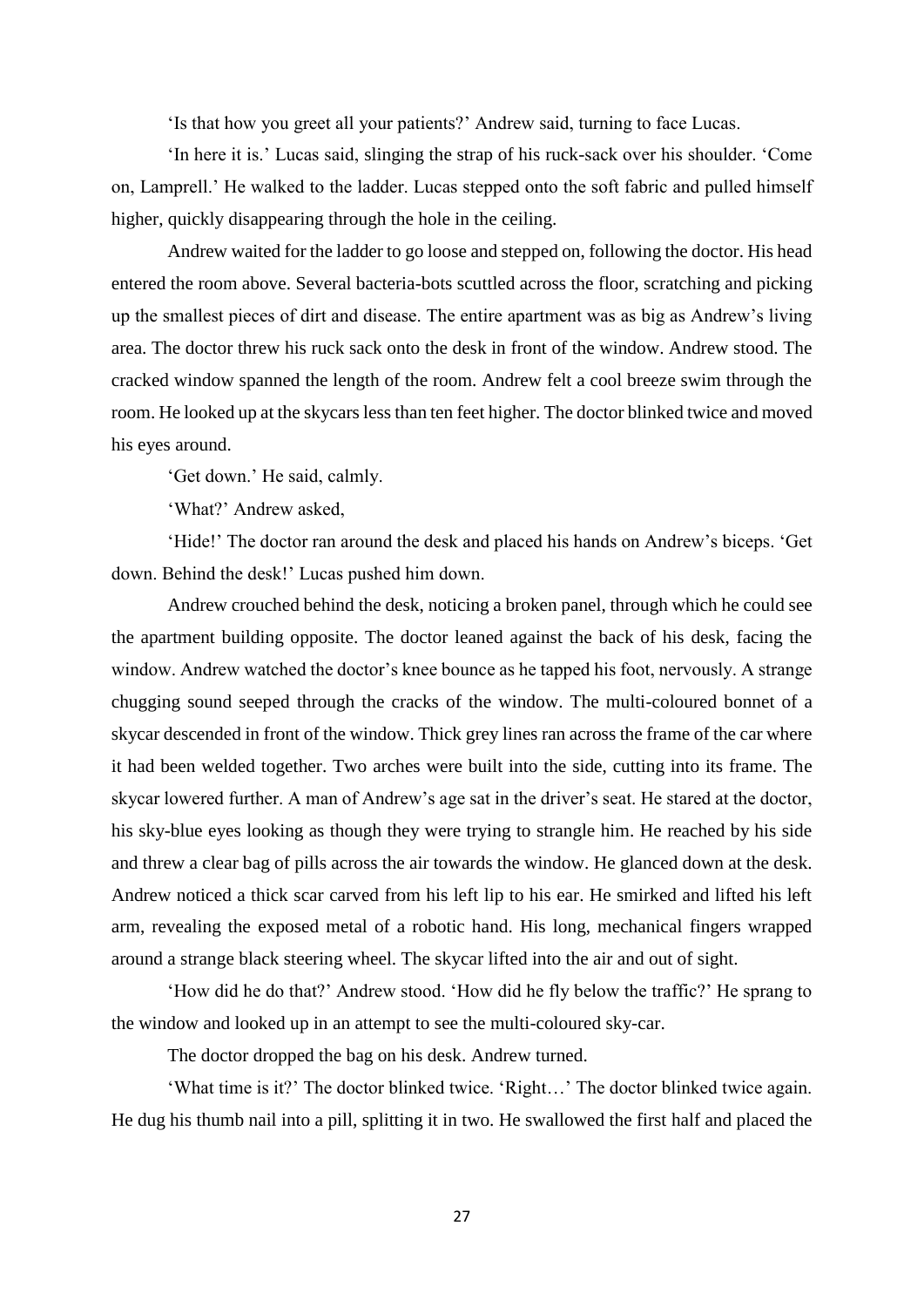'Is that how you greet all your patients?' Andrew said, turning to face Lucas.

'In here it is.' Lucas said, slinging the strap of his ruck-sack over his shoulder. 'Come on, Lamprell.' He walked to the ladder. Lucas stepped onto the soft fabric and pulled himself higher, quickly disappearing through the hole in the ceiling.

Andrew waited for the ladder to go loose and stepped on, following the doctor. His head entered the room above. Several bacteria-bots scuttled across the floor, scratching and picking up the smallest pieces of dirt and disease. The entire apartment was as big as Andrew's living area. The doctor threw his ruck sack onto the desk in front of the window. Andrew stood. The cracked window spanned the length of the room. Andrew felt a cool breeze swim through the room. He looked up at the skycars less than ten feet higher. The doctor blinked twice and moved his eyes around.

'Get down.' He said, calmly.

'What?' Andrew asked,

'Hide!' The doctor ran around the desk and placed his hands on Andrew's biceps. 'Get down. Behind the desk!' Lucas pushed him down.

Andrew crouched behind the desk, noticing a broken panel, through which he could see the apartment building opposite. The doctor leaned against the back of his desk, facing the window. Andrew watched the doctor's knee bounce as he tapped his foot, nervously. A strange chugging sound seeped through the cracks of the window. The multi-coloured bonnet of a skycar descended in front of the window. Thick grey lines ran across the frame of the car where it had been welded together. Two arches were built into the side, cutting into its frame. The skycar lowered further. A man of Andrew's age sat in the driver's seat. He stared at the doctor, his sky-blue eyes looking as though they were trying to strangle him. He reached by his side and threw a clear bag of pills across the air towards the window. He glanced down at the desk. Andrew noticed a thick scar carved from his left lip to his ear. He smirked and lifted his left arm, revealing the exposed metal of a robotic hand. His long, mechanical fingers wrapped around a strange black steering wheel. The skycar lifted into the air and out of sight.

'How did he do that?' Andrew stood. 'How did he fly below the traffic?' He sprang to the window and looked up in an attempt to see the multi-coloured sky-car.

The doctor dropped the bag on his desk. Andrew turned.

'What time is it?' The doctor blinked twice. 'Right…' The doctor blinked twice again. He dug his thumb nail into a pill, splitting it in two. He swallowed the first half and placed the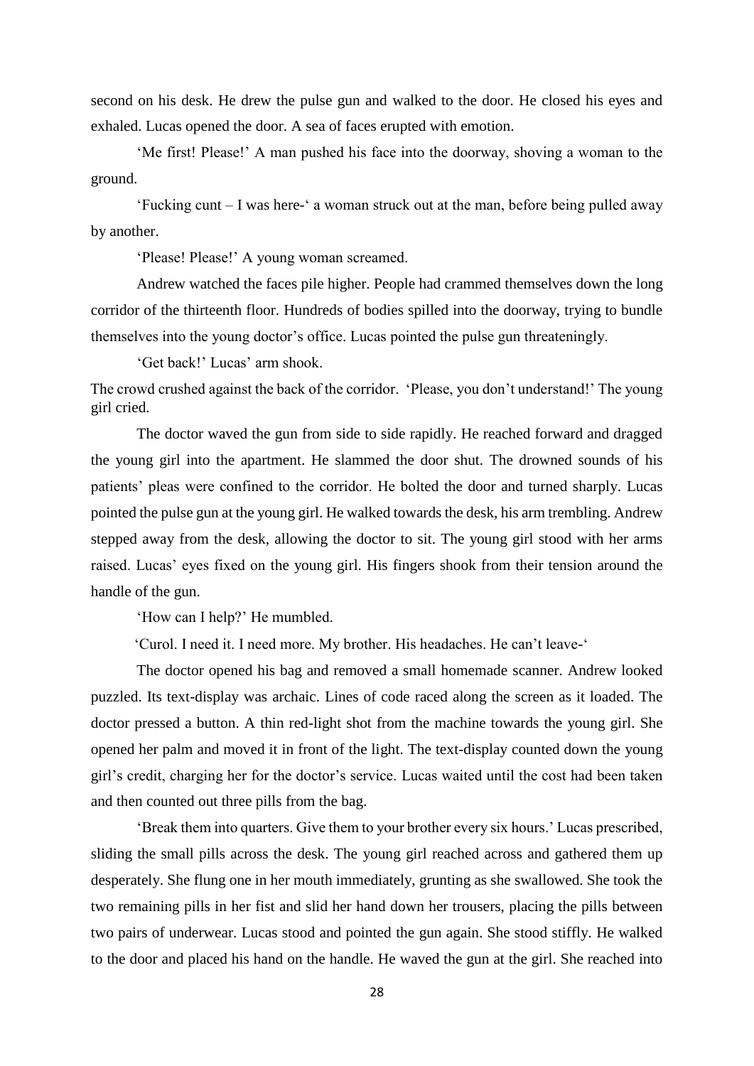second on his desk. He drew the pulse gun and walked to the door. He closed his eyes and exhaled. Lucas opened the door. A sea of faces erupted with emotion.

'Me first! Please!' A man pushed his face into the doorway, shoving a woman to the ground.

'Fucking cunt – I was here-' a woman struck out at the man, before being pulled away by another.

'Please! Please!' A young woman screamed.

Andrew watched the faces pile higher. People had crammed themselves down the long corridor of the thirteenth floor. Hundreds of bodies spilled into the doorway, trying to bundle themselves into the young doctor's office. Lucas pointed the pulse gun threateningly.

'Get back!' Lucas' arm shook.

The crowd crushed against the back of the corridor. 'Please, you don't understand!' The young girl cried.

The doctor waved the gun from side to side rapidly. He reached forward and dragged the young girl into the apartment. He slammed the door shut. The drowned sounds of his patients' pleas were confined to the corridor. He bolted the door and turned sharply. Lucas pointed the pulse gun at the young girl. He walked towards the desk, his arm trembling. Andrew stepped away from the desk, allowing the doctor to sit. The young girl stood with her arms raised. Lucas' eyes fixed on the young girl. His fingers shook from their tension around the handle of the gun.

'How can I help?' He mumbled.

'Curol. I need it. I need more. My brother. His headaches. He can't leave-'

The doctor opened his bag and removed a small homemade scanner. Andrew looked puzzled. Its text-display was archaic. Lines of code raced along the screen as it loaded. The doctor pressed a button. A thin red-light shot from the machine towards the young girl. She opened her palm and moved it in front of the light. The text-display counted down the young girl's credit, charging her for the doctor's service. Lucas waited until the cost had been taken and then counted out three pills from the bag.

'Break them into quarters. Give them to your brother every six hours.' Lucas prescribed, sliding the small pills across the desk. The young girl reached across and gathered them up desperately. She flung one in her mouth immediately, grunting as she swallowed. She took the two remaining pills in her fist and slid her hand down her trousers, placing the pills between two pairs of underwear. Lucas stood and pointed the gun again. She stood stiffly. He walked to the door and placed his hand on the handle. He waved the gun at the girl. She reached into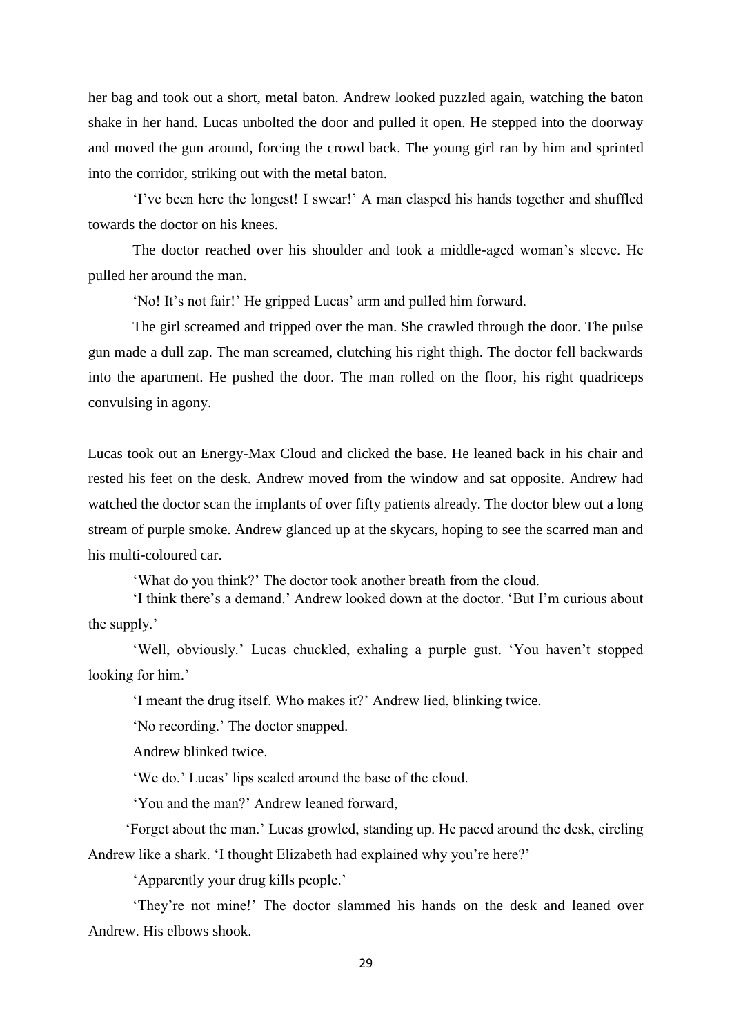her bag and took out a short, metal baton. Andrew looked puzzled again, watching the baton shake in her hand. Lucas unbolted the door and pulled it open. He stepped into the doorway and moved the gun around, forcing the crowd back. The young girl ran by him and sprinted into the corridor, striking out with the metal baton.

'I've been here the longest! I swear!' A man clasped his hands together and shuffled towards the doctor on his knees.

The doctor reached over his shoulder and took a middle-aged woman's sleeve. He pulled her around the man.

'No! It's not fair!' He gripped Lucas' arm and pulled him forward.

The girl screamed and tripped over the man. She crawled through the door. The pulse gun made a dull zap. The man screamed, clutching his right thigh. The doctor fell backwards into the apartment. He pushed the door. The man rolled on the floor, his right quadriceps convulsing in agony.

Lucas took out an Energy-Max Cloud and clicked the base. He leaned back in his chair and rested his feet on the desk. Andrew moved from the window and sat opposite. Andrew had watched the doctor scan the implants of over fifty patients already. The doctor blew out a long stream of purple smoke. Andrew glanced up at the skycars, hoping to see the scarred man and his multi-coloured car.

'What do you think?' The doctor took another breath from the cloud.

'I think there's a demand.' Andrew looked down at the doctor. 'But I'm curious about the supply.'

'Well, obviously.' Lucas chuckled, exhaling a purple gust. 'You haven't stopped looking for him.'

'I meant the drug itself. Who makes it?' Andrew lied, blinking twice.

'No recording.' The doctor snapped.

Andrew blinked twice.

'We do.' Lucas' lips sealed around the base of the cloud.

'You and the man?' Andrew leaned forward,

'Forget about the man.' Lucas growled, standing up. He paced around the desk, circling Andrew like a shark. 'I thought Elizabeth had explained why you're here?'

'Apparently your drug kills people.'

'They're not mine!' The doctor slammed his hands on the desk and leaned over Andrew. His elbows shook.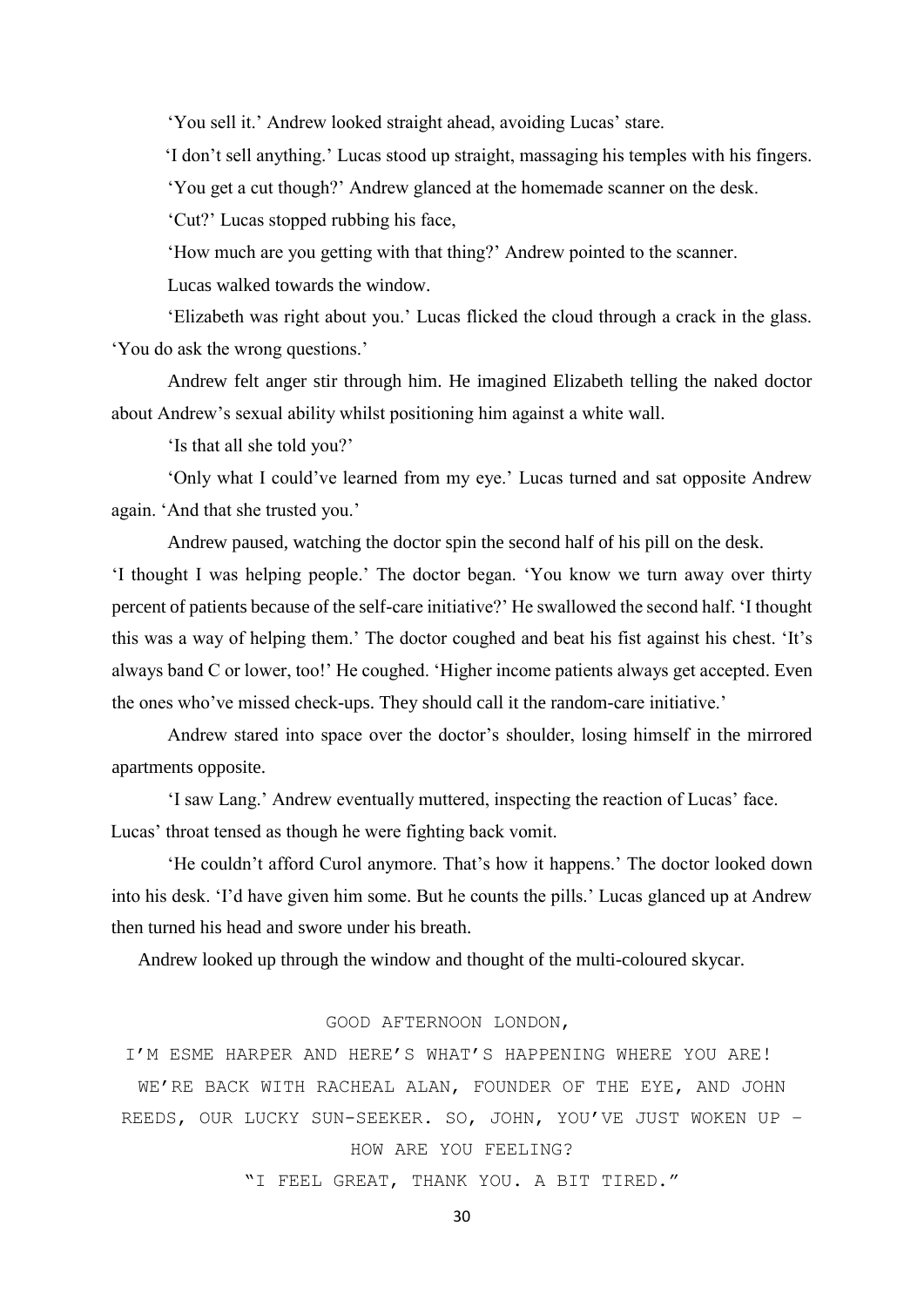'You sell it.' Andrew looked straight ahead, avoiding Lucas' stare.

'I don't sell anything.' Lucas stood up straight, massaging his temples with his fingers.

'You get a cut though?' Andrew glanced at the homemade scanner on the desk.

'Cut?' Lucas stopped rubbing his face,

'How much are you getting with that thing?' Andrew pointed to the scanner.

Lucas walked towards the window.

'Elizabeth was right about you.' Lucas flicked the cloud through a crack in the glass. 'You do ask the wrong questions.'

Andrew felt anger stir through him. He imagined Elizabeth telling the naked doctor about Andrew's sexual ability whilst positioning him against a white wall.

'Is that all she told you?'

'Only what I could've learned from my eye.' Lucas turned and sat opposite Andrew again. 'And that she trusted you.'

Andrew paused, watching the doctor spin the second half of his pill on the desk.

'I thought I was helping people.' The doctor began. 'You know we turn away over thirty percent of patients because of the self-care initiative?' He swallowed the second half. 'I thought this was a way of helping them.' The doctor coughed and beat his fist against his chest. 'It's always band C or lower, too!' He coughed. 'Higher income patients always get accepted. Even the ones who've missed check-ups. They should call it the random-care initiative.'

Andrew stared into space over the doctor's shoulder, losing himself in the mirrored apartments opposite.

'I saw Lang.' Andrew eventually muttered, inspecting the reaction of Lucas' face.

Lucas' throat tensed as though he were fighting back vomit.

'He couldn't afford Curol anymore. That's how it happens.' The doctor looked down into his desk. 'I'd have given him some. But he counts the pills.' Lucas glanced up at Andrew then turned his head and swore under his breath.

Andrew looked up through the window and thought of the multi-coloured skycar.

GOOD AFTERNOON LONDON,

I'M ESME HARPER AND HERE'S WHAT'S HAPPENING WHERE YOU ARE!

WE'RE BACK WITH RACHEAL ALAN, FOUNDER OF THE EYE, AND JOHN REEDS, OUR LUCKY SUN-SEEKER. SO, JOHN, YOU'VE JUST WOKEN UP – HOW ARE YOU FEELING?

"I FEEL GREAT, THANK YOU. A BIT TIRED."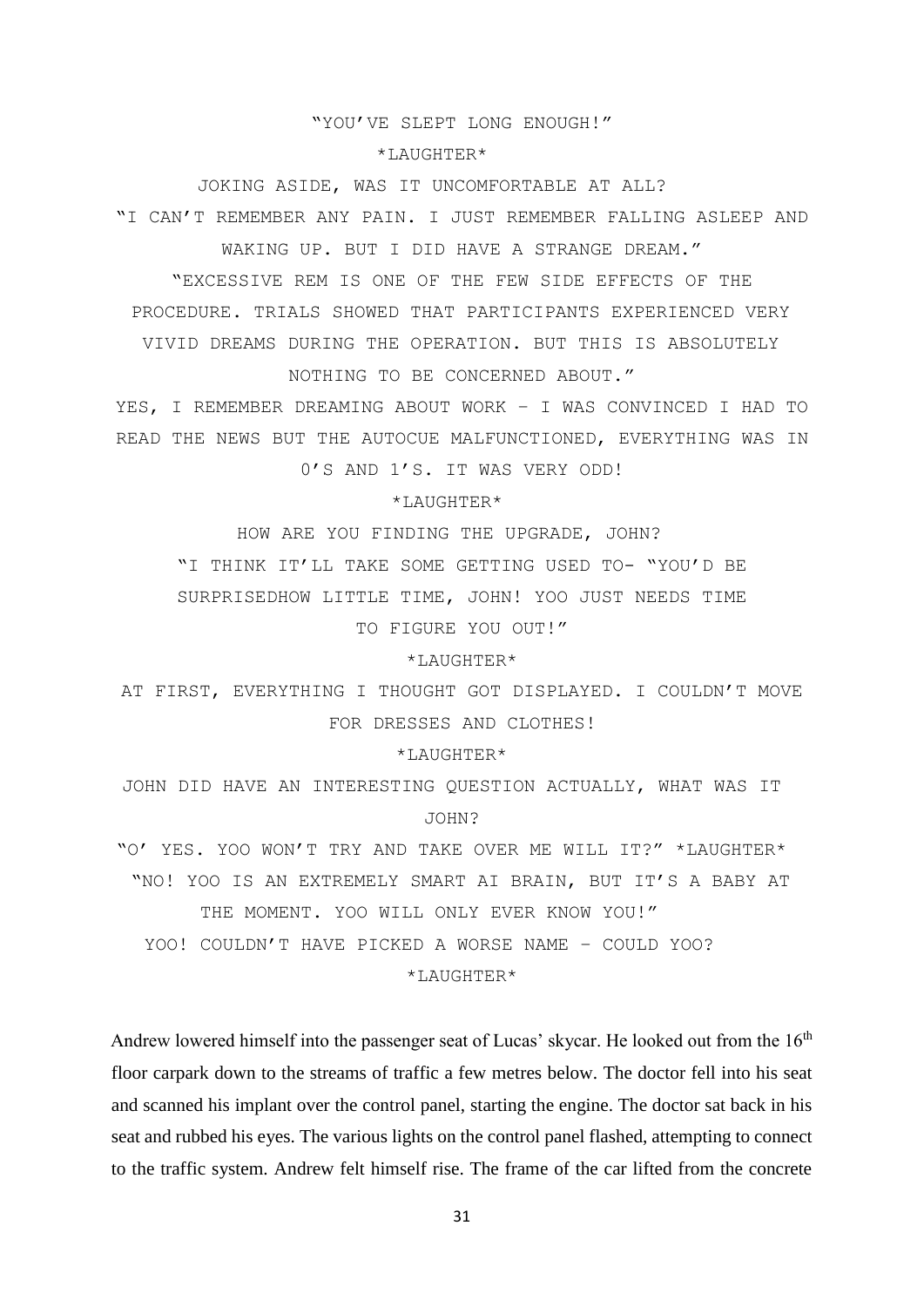"YOU'VE SLEPT LONG ENOUGH!"

*LAUGHTER*

JOKING ASIDE, WAS IT UNCOMFORTABLE AT ALL?

"I CAN'T REMEMBER ANY PAIN. I JUST REMEMBER FALLING ASLEEP AND WAKING UP. BUT I DID HAVE A STRANGE DREAM."

"EXCESSIVE REM IS ONE OF THE FEW SIDE EFFECTS OF THE PROCEDURE. TRIALS SHOWED THAT PARTICIPANTS EXPERIENCED VERY VIVID DREAMS DURING THE OPERATION. BUT THIS IS ABSOLUTELY NOTHING TO BE CONCERNED ABOUT."

YES, I REMEMBER DREAMING ABOUT WORK – I WAS CONVINCED I HAD TO READ THE NEWS BUT THE AUTOCUE MALFUNCTIONED, EVERYTHING WAS IN 0'S AND 1'S. IT WAS VERY ODD!

*LAUGHTER*

HOW ARE YOU FINDING THE UPGRADE, JOHN?

"I THINK IT'LL TAKE SOME GETTING USED TO- "YOU'D BE SURPRISEDHOW LITTLE TIME, JOHN! YOO JUST NEEDS TIME TO FIGURE YOU OUT!"

*LAUGHTER*

AT FIRST, EVERYTHING I THOUGHT GOT DISPLAYED. I COULDN'T MOVE FOR DRESSES AND CLOTHES!

*LAUGHTER*

JOHN DID HAVE AN INTERESTING QUESTION ACTUALLY, WHAT WAS IT JOHN?

"O' YES. YOO WON'T TRY AND TAKE OVER ME WILL IT?" *LAUGHTER*

"NO! YOO IS AN EXTREMELY SMART AI BRAIN, BUT IT'S A BABY AT THE MOMENT. YOO WILL ONLY EVER KNOW YOU!"

YOO! COULDN'T HAVE PICKED A WORSE NAME – COULD YOO?

*LAUGHTER*

Andrew lowered himself into the passenger seat of Lucas' skycar. He looked out from the 16th floor carpark down to the streams of traffic a few metres below. The doctor fell into his seat and scanned his implant over the control panel, starting the engine. The doctor sat back in his seat and rubbed his eyes. The various lights on the control panel flashed, attempting to connect to the traffic system. Andrew felt himself rise. The frame of the car lifted from the concrete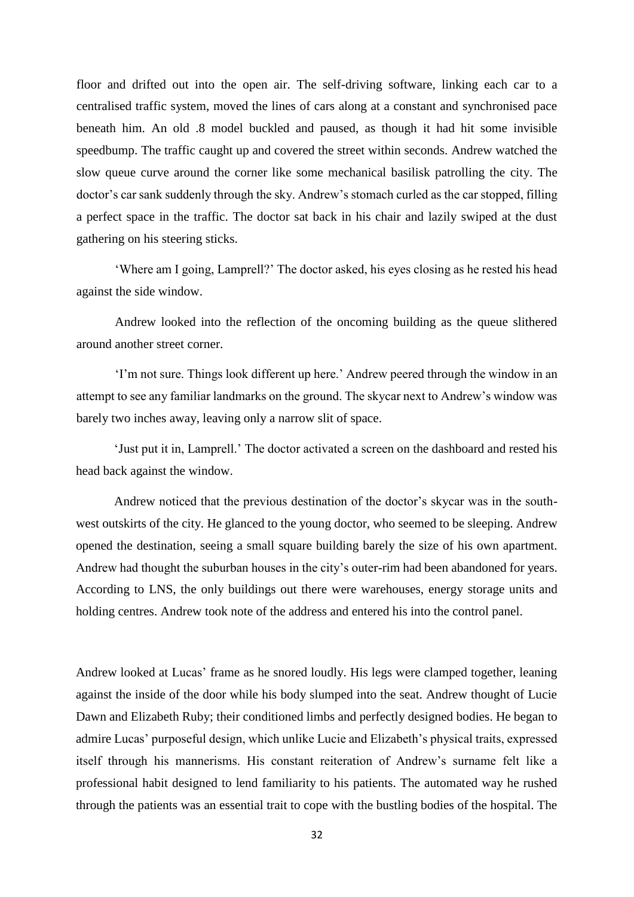floor and drifted out into the open air. The self-driving software, linking each car to a centralised traffic system, moved the lines of cars along at a constant and synchronised pace beneath him. An old .8 model buckled and paused, as though it had hit some invisible speedbump. The traffic caught up and covered the street within seconds. Andrew watched the slow queue curve around the corner like some mechanical basilisk patrolling the city. The doctor's car sank suddenly through the sky. Andrew's stomach curled as the car stopped, filling a perfect space in the traffic. The doctor sat back in his chair and lazily swiped at the dust gathering on his steering sticks.

'Where am I going, Lamprell?' The doctor asked, his eyes closing as he rested his head against the side window.

Andrew looked into the reflection of the oncoming building as the queue slithered around another street corner.

'I'm not sure. Things look different up here.' Andrew peered through the window in an attempt to see any familiar landmarks on the ground. The skycar next to Andrew's window was barely two inches away, leaving only a narrow slit of space.

'Just put it in, Lamprell.' The doctor activated a screen on the dashboard and rested his head back against the window.

Andrew noticed that the previous destination of the doctor's skycar was in the south-west outskirts of the city. He glanced to the young doctor, who seemed to be sleeping. Andrew opened the destination, seeing a small square building barely the size of his own apartment. Andrew had thought the suburban houses in the city's outer-rim had been abandoned for years. According to LNS, the only buildings out there were warehouses, energy storage units and holding centres. Andrew took note of the address and entered his into the control panel.

Andrew looked at Lucas' frame as he snored loudly. His legs were clamped together, leaning against the inside of the door while his body slumped into the seat. Andrew thought of Lucie Dawn and Elizabeth Ruby; their conditioned limbs and perfectly designed bodies. He began to admire Lucas' purposeful design, which unlike Lucie and Elizabeth's physical traits, expressed itself through his mannerisms. His constant reiteration of Andrew's surname felt like a professional habit designed to lend familiarity to his patients. The automated way he rushed through the patients was an essential trait to cope with the bustling bodies of the hospital. The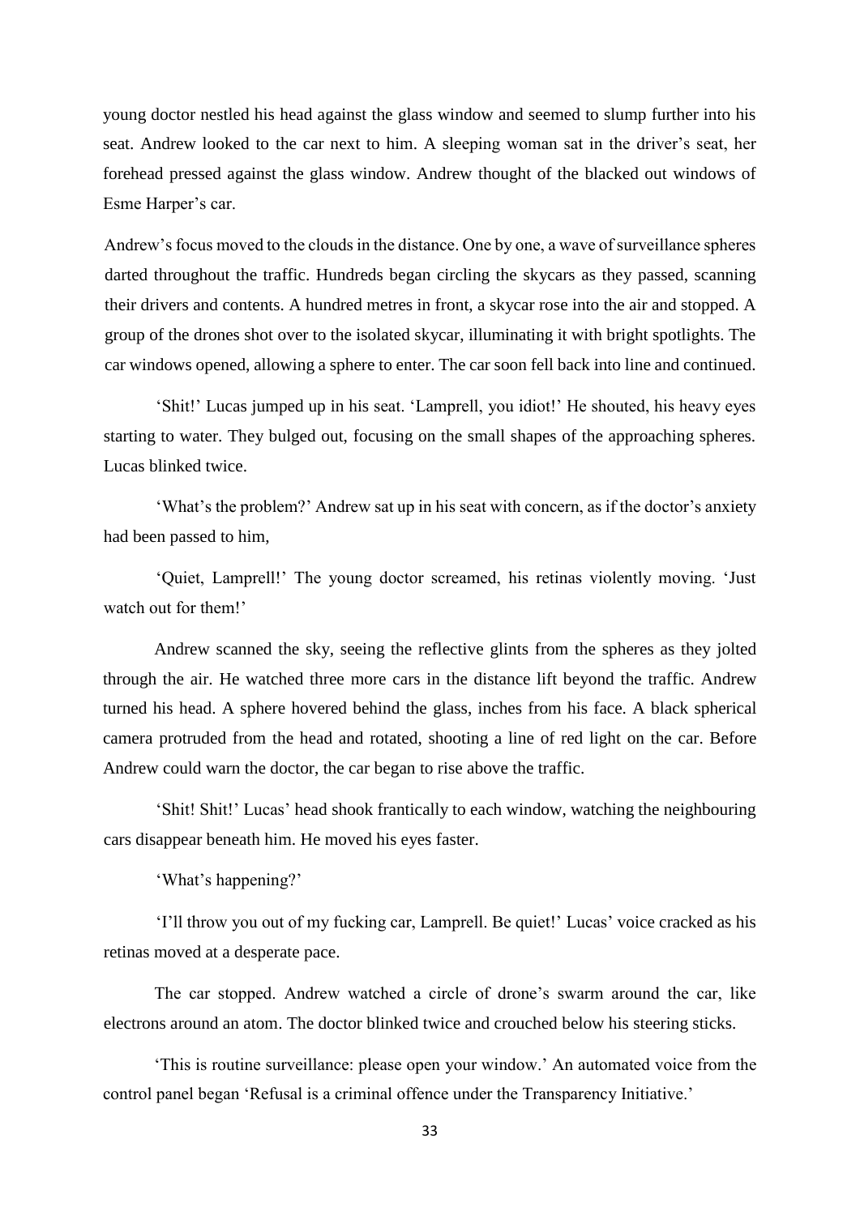young doctor nestled his head against the glass window and seemed to slump further into his seat. Andrew looked to the car next to him. A sleeping woman sat in the driver's seat, her forehead pressed against the glass window. Andrew thought of the blacked out windows of Esme Harper's car.

Andrew's focus moved to the clouds in the distance. One by one, a wave of surveillance spheres darted throughout the traffic. Hundreds began circling the skycars as they passed, scanning their drivers and contents. A hundred metres in front, a skycar rose into the air and stopped. A group of the drones shot over to the isolated skycar, illuminating it with bright spotlights. The car windows opened, allowing a sphere to enter. The car soon fell back into line and continued.

'Shit!' Lucas jumped up in his seat. 'Lamprell, you idiot!' He shouted, his heavy eyes starting to water. They bulged out, focusing on the small shapes of the approaching spheres. Lucas blinked twice.

'What's the problem?' Andrew sat up in his seat with concern, as if the doctor's anxiety had been passed to him,

'Quiet, Lamprell!' The young doctor screamed, his retinas violently moving. 'Just watch out for them!'

Andrew scanned the sky, seeing the reflective glints from the spheres as they jolted through the air. He watched three more cars in the distance lift beyond the traffic. Andrew turned his head. A sphere hovered behind the glass, inches from his face. A black spherical camera protruded from the head and rotated, shooting a line of red light on the car. Before Andrew could warn the doctor, the car began to rise above the traffic.

'Shit! Shit!' Lucas' head shook frantically to each window, watching the neighbouring cars disappear beneath him. He moved his eyes faster.

'What's happening?'

'I'll throw you out of my fucking car, Lamprell. Be quiet!' Lucas' voice cracked as his retinas moved at a desperate pace.

The car stopped. Andrew watched a circle of drone's swarm around the car, like electrons around an atom. The doctor blinked twice and crouched below his steering sticks.

'This is routine surveillance: please open your window.' An automated voice from the control panel began 'Refusal is a criminal offence under the Transparency Initiative.'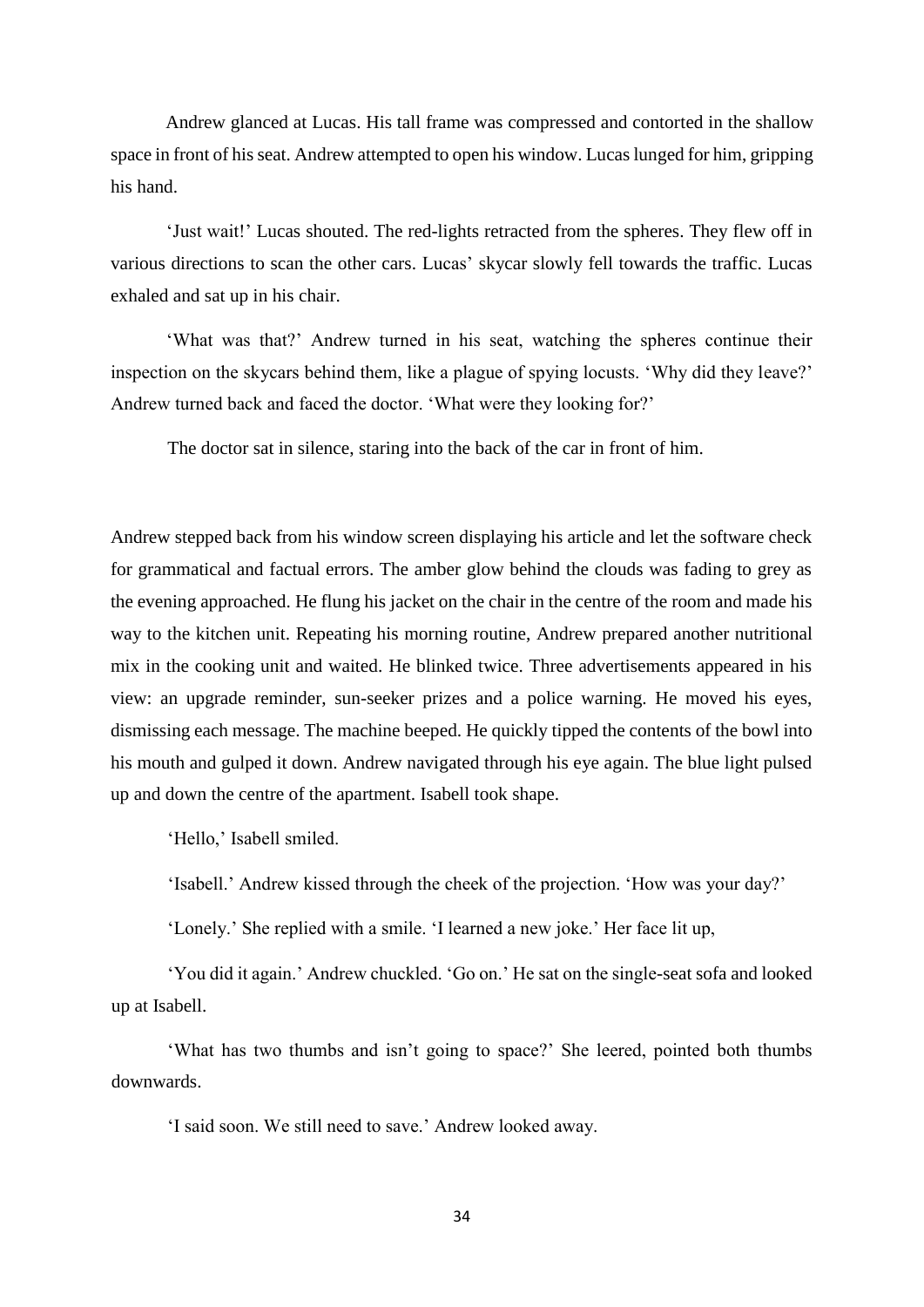Andrew glanced at Lucas. His tall frame was compressed and contorted in the shallow space in front of his seat. Andrew attempted to open his window. Lucas lunged for him, gripping his hand.

'Just wait!' Lucas shouted. The red-lights retracted from the spheres. They flew off in various directions to scan the other cars. Lucas' skycar slowly fell towards the traffic. Lucas exhaled and sat up in his chair.

'What was that?' Andrew turned in his seat, watching the spheres continue their inspection on the skycars behind them, like a plague of spying locusts. 'Why did they leave?' Andrew turned back and faced the doctor. 'What were they looking for?'

The doctor sat in silence, staring into the back of the car in front of him.

Andrew stepped back from his window screen displaying his article and let the software check for grammatical and factual errors. The amber glow behind the clouds was fading to grey as the evening approached. He flung his jacket on the chair in the centre of the room and made his way to the kitchen unit. Repeating his morning routine, Andrew prepared another nutritional mix in the cooking unit and waited. He blinked twice. Three advertisements appeared in his view: an upgrade reminder, sun-seeker prizes and a police warning. He moved his eyes, dismissing each message. The machine beeped. He quickly tipped the contents of the bowl into his mouth and gulped it down. Andrew navigated through his eye again. The blue light pulsed up and down the centre of the apartment. Isabell took shape.

'Hello,' Isabell smiled.

'Isabell.' Andrew kissed through the cheek of the projection. 'How was your day?'

'Lonely.' She replied with a smile. 'I learned a new joke.' Her face lit up,

'You did it again.' Andrew chuckled. 'Go on.' He sat on the single-seat sofa and looked up at Isabell.

'What has two thumbs and isn't going to space?' She leered, pointed both thumbs downwards.

'I said soon. We still need to save.' Andrew looked away.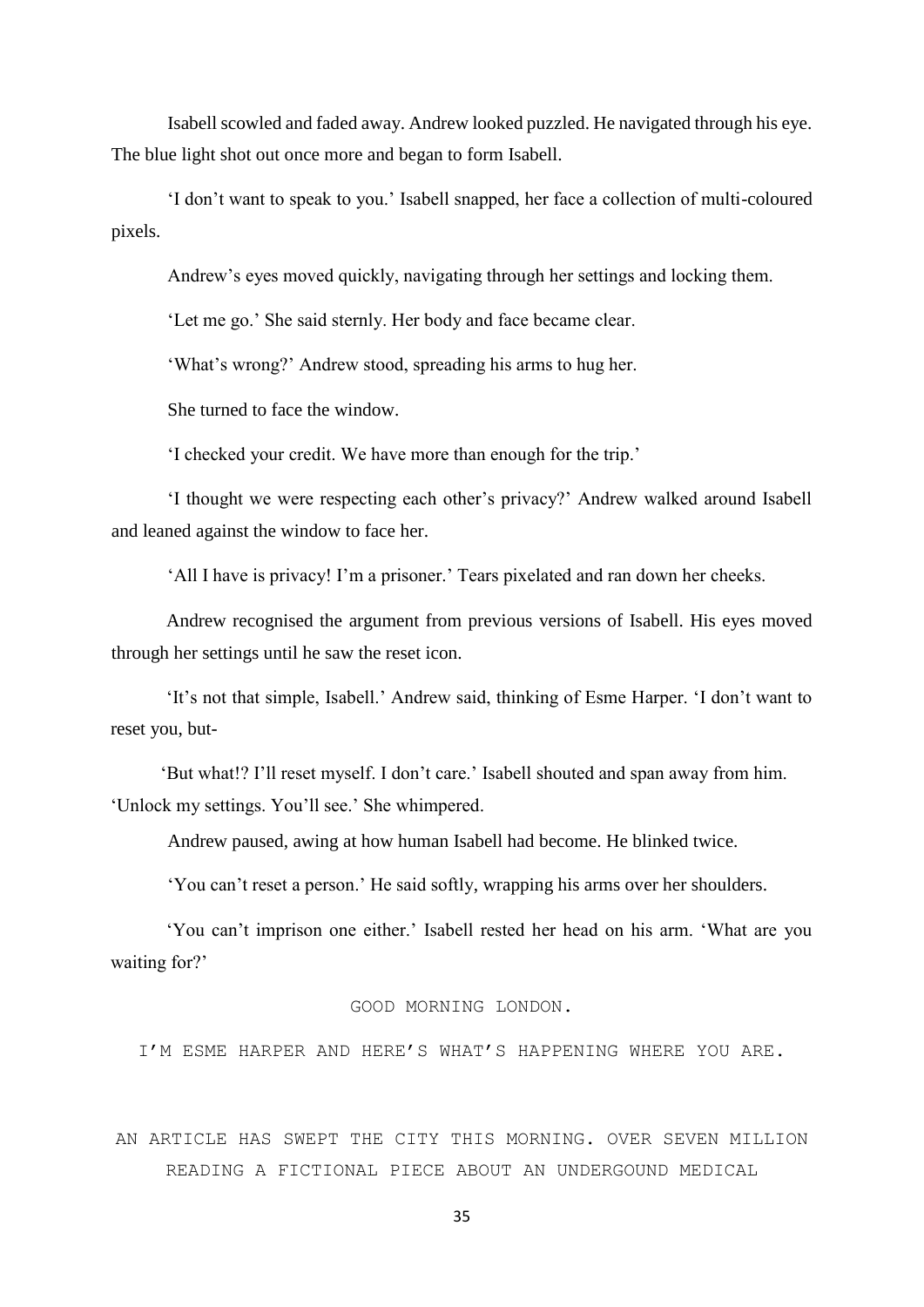Isabell scowled and faded away. Andrew looked puzzled. He navigated through his eye. The blue light shot out once more and began to form Isabell.

'I don't want to speak to you.' Isabell snapped, her face a collection of multi-coloured pixels.

Andrew's eyes moved quickly, navigating through her settings and locking them.

'Let me go.' She said sternly. Her body and face became clear.

'What's wrong?' Andrew stood, spreading his arms to hug her.

She turned to face the window.

'I checked your credit. We have more than enough for the trip.'

'I thought we were respecting each other's privacy?' Andrew walked around Isabell and leaned against the window to face her.

'All I have is privacy! I'm a prisoner.' Tears pixelated and ran down her cheeks.

Andrew recognised the argument from previous versions of Isabell. His eyes moved through her settings until he saw the reset icon.

'It's not that simple, Isabell.' Andrew said, thinking of Esme Harper. 'I don't want to reset you, but-

'But what!? I'll reset myself. I don't care.' Isabell shouted and span away from him. 'Unlock my settings. You'll see.' She whimpered.

Andrew paused, awing at how human Isabell had become. He blinked twice.

'You can't reset a person.' He said softly, wrapping his arms over her shoulders.

'You can't imprison one either.' Isabell rested her head on his arm. 'What are you waiting for?'

GOOD MORNING LONDON.

I'M ESME HARPER AND HERE'S WHAT'S HAPPENING WHERE YOU ARE.

AN ARTICLE HAS SWEPT THE CITY THIS MORNING. OVER SEVEN MILLION READING A FICTIONAL PIECE ABOUT AN UNDERGOUND MEDICAL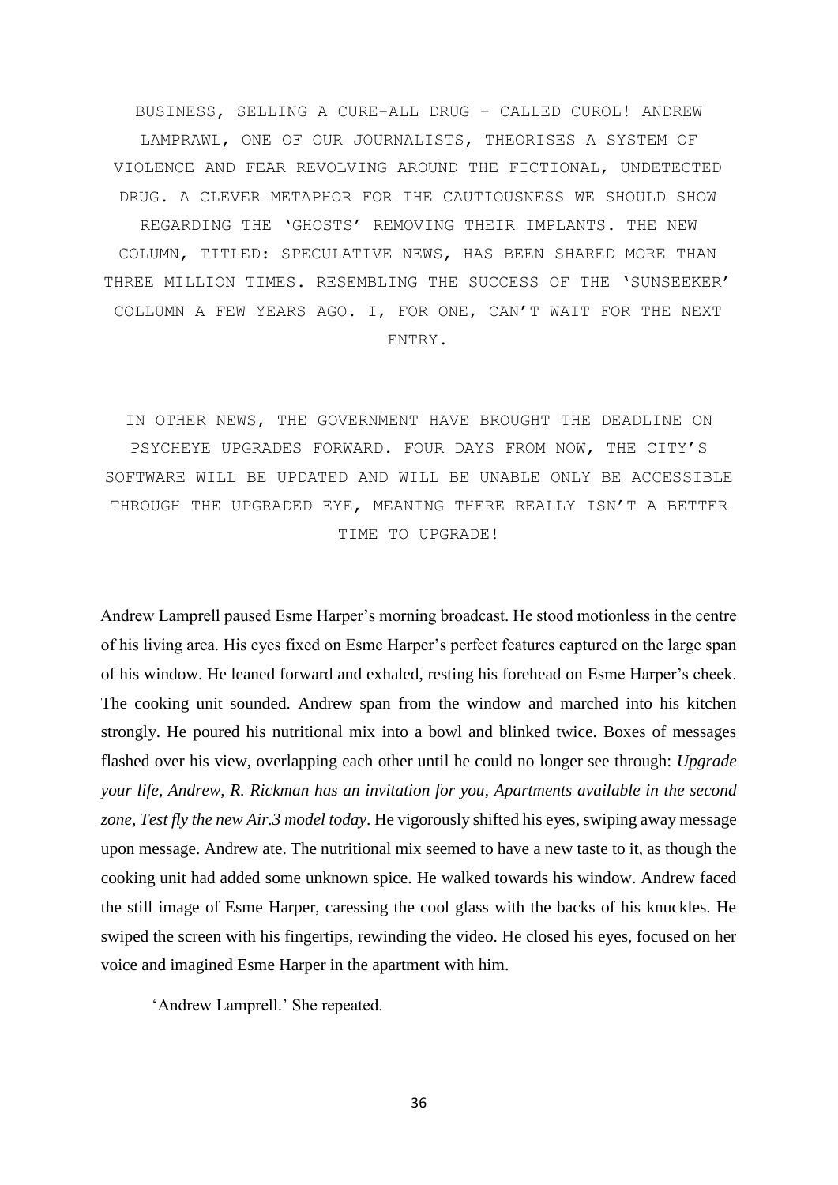BUSINESS, SELLING A CURE-ALL DRUG – CALLED CUROL! ANDREW LAMPRAWL, ONE OF OUR JOURNALISTS, THEORISES A SYSTEM OF VIOLENCE AND FEAR REVOLVING AROUND THE FICTIONAL, UNDETECTED DRUG. A CLEVER METAPHOR FOR THE CAUTIOUSNESS WE SHOULD SHOW REGARDING THE 'GHOSTS' REMOVING THEIR IMPLANTS. THE NEW COLUMN, TITLED: SPECULATIVE NEWS, HAS BEEN SHARED MORE THAN THREE MILLION TIMES. RESEMBLING THE SUCCESS OF THE 'SUNSEEKER' COLLUMN A FEW YEARS AGO. I, FOR ONE, CAN'T WAIT FOR THE NEXT ENTRY.

IN OTHER NEWS, THE GOVERNMENT HAVE BROUGHT THE DEADLINE ON PSYCHEYE UPGRADES FORWARD. FOUR DAYS FROM NOW, THE CITY'S SOFTWARE WILL BE UPDATED AND WILL BE UNABLE ONLY BE ACCESSIBLE THROUGH THE UPGRADED EYE, MEANING THERE REALLY ISN'T A BETTER TIME TO UPGRADE!

Andrew Lamprell paused Esme Harper's morning broadcast. He stood motionless in the centre of his living area. His eyes fixed on Esme Harper's perfect features captured on the large span of his window. He leaned forward and exhaled, resting his forehead on Esme Harper's cheek. The cooking unit sounded. Andrew span from the window and marched into his kitchen strongly. He poured his nutritional mix into a bowl and blinked twice. Boxes of messages flashed over his view, overlapping each other until he could no longer see through: *Upgrade your life, Andrew, R. Rickman has an invitation for you, Apartments available in the second zone, Test fly the new Air.3 model today*. He vigorously shifted his eyes, swiping away message upon message. Andrew ate. The nutritional mix seemed to have a new taste to it, as though the cooking unit had added some unknown spice. He walked towards his window. Andrew faced the still image of Esme Harper, caressing the cool glass with the backs of his knuckles. He swiped the screen with his fingertips, rewinding the video. He closed his eyes, focused on her voice and imagined Esme Harper in the apartment with him.

'Andrew Lamprell.' She repeated.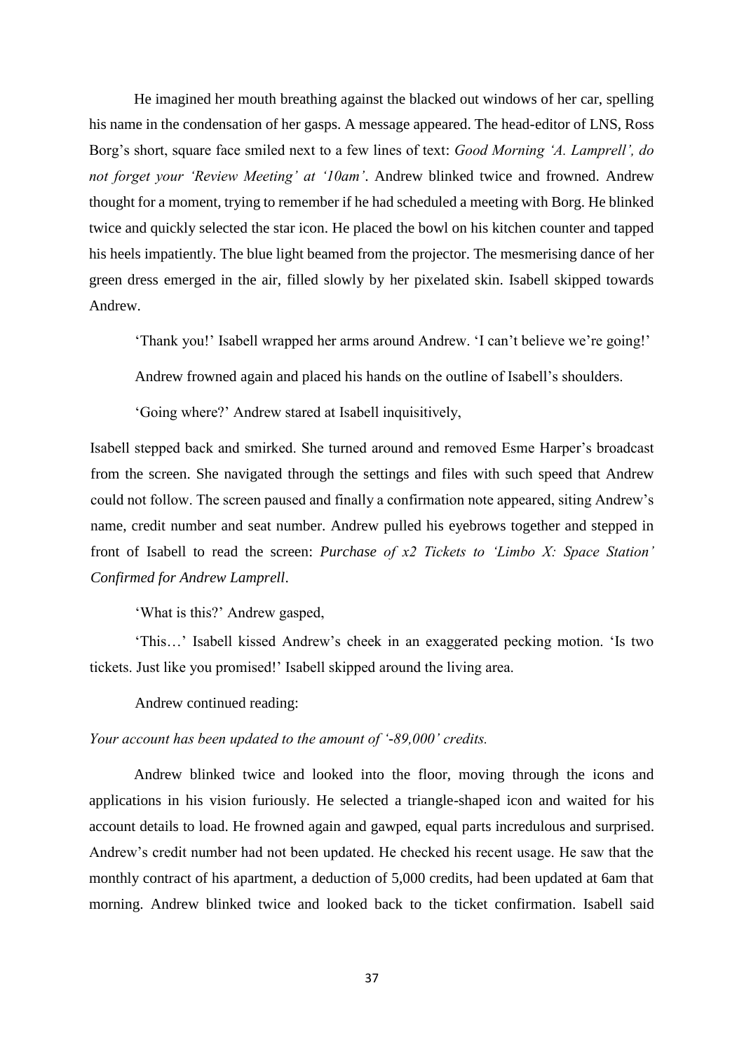He imagined her mouth breathing against the blacked out windows of her car, spelling his name in the condensation of her gasps. A message appeared. The head-editor of LNS, Ross Borg's short, square face smiled next to a few lines of text: *Good Morning 'A. Lamprell', do not forget your 'Review Meeting' at '10am'*. Andrew blinked twice and frowned. Andrew thought for a moment, trying to remember if he had scheduled a meeting with Borg. He blinked twice and quickly selected the star icon. He placed the bowl on his kitchen counter and tapped his heels impatiently. The blue light beamed from the projector. The mesmerising dance of her green dress emerged in the air, filled slowly by her pixelated skin. Isabell skipped towards Andrew.

'Thank you!' Isabell wrapped her arms around Andrew. 'I can't believe we're going!'

Andrew frowned again and placed his hands on the outline of Isabell's shoulders.

'Going where?' Andrew stared at Isabell inquisitively,

Isabell stepped back and smirked. She turned around and removed Esme Harper's broadcast from the screen. She navigated through the settings and files with such speed that Andrew could not follow. The screen paused and finally a confirmation note appeared, siting Andrew's name, credit number and seat number. Andrew pulled his eyebrows together and stepped in front of Isabell to read the screen: *Purchase of x2 Tickets to 'Limbo X: Space Station' Confirmed for Andrew Lamprell*.

'What is this?' Andrew gasped,

'This…' Isabell kissed Andrew's cheek in an exaggerated pecking motion. 'Is two tickets. Just like you promised!' Isabell skipped around the living area.

Andrew continued reading:

*Your account has been updated to the amount of '-89,000' credits.*

Andrew blinked twice and looked into the floor, moving through the icons and applications in his vision furiously. He selected a triangle-shaped icon and waited for his account details to load. He frowned again and gawped, equal parts incredulous and surprised. Andrew's credit number had not been updated. He checked his recent usage. He saw that the monthly contract of his apartment, a deduction of 5,000 credits, had been updated at 6am that morning. Andrew blinked twice and looked back to the ticket confirmation. Isabell said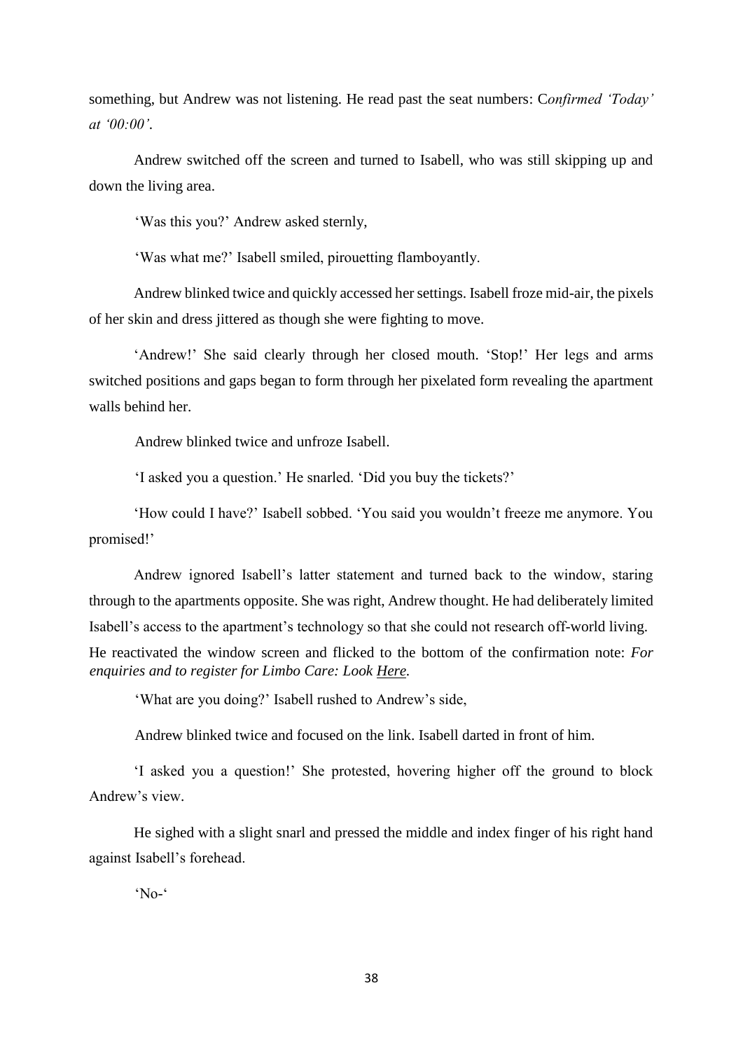something, but Andrew was not listening. He read past the seat numbers: C*onfirmed 'Today' at '00:00'*.

Andrew switched off the screen and turned to Isabell, who was still skipping up and down the living area.

'Was this you?' Andrew asked sternly,

'Was what me?' Isabell smiled, pirouetting flamboyantly.

Andrew blinked twice and quickly accessed her settings. Isabell froze mid-air, the pixels of her skin and dress jittered as though she were fighting to move.

'Andrew!' She said clearly through her closed mouth. 'Stop!' Her legs and arms switched positions and gaps began to form through her pixelated form revealing the apartment walls behind her.

Andrew blinked twice and unfroze Isabell.

'I asked you a question.' He snarled. 'Did you buy the tickets?'

'How could I have?' Isabell sobbed. 'You said you wouldn't freeze me anymore. You promised!'

Andrew ignored Isabell's latter statement and turned back to the window, staring through to the apartments opposite. She was right, Andrew thought. He had deliberately limited Isabell's access to the apartment's technology so that she could not research off-world living. He reactivated the window screen and flicked to the bottom of the confirmation note: *For enquiries and to register for Limbo Care: Look Here.*

'What are you doing?' Isabell rushed to Andrew's side,

Andrew blinked twice and focused on the link. Isabell darted in front of him.

'I asked you a question!' She protested, hovering higher off the ground to block Andrew's view.

He sighed with a slight snarl and pressed the middle and index finger of his right hand against Isabell's forehead.

'No-'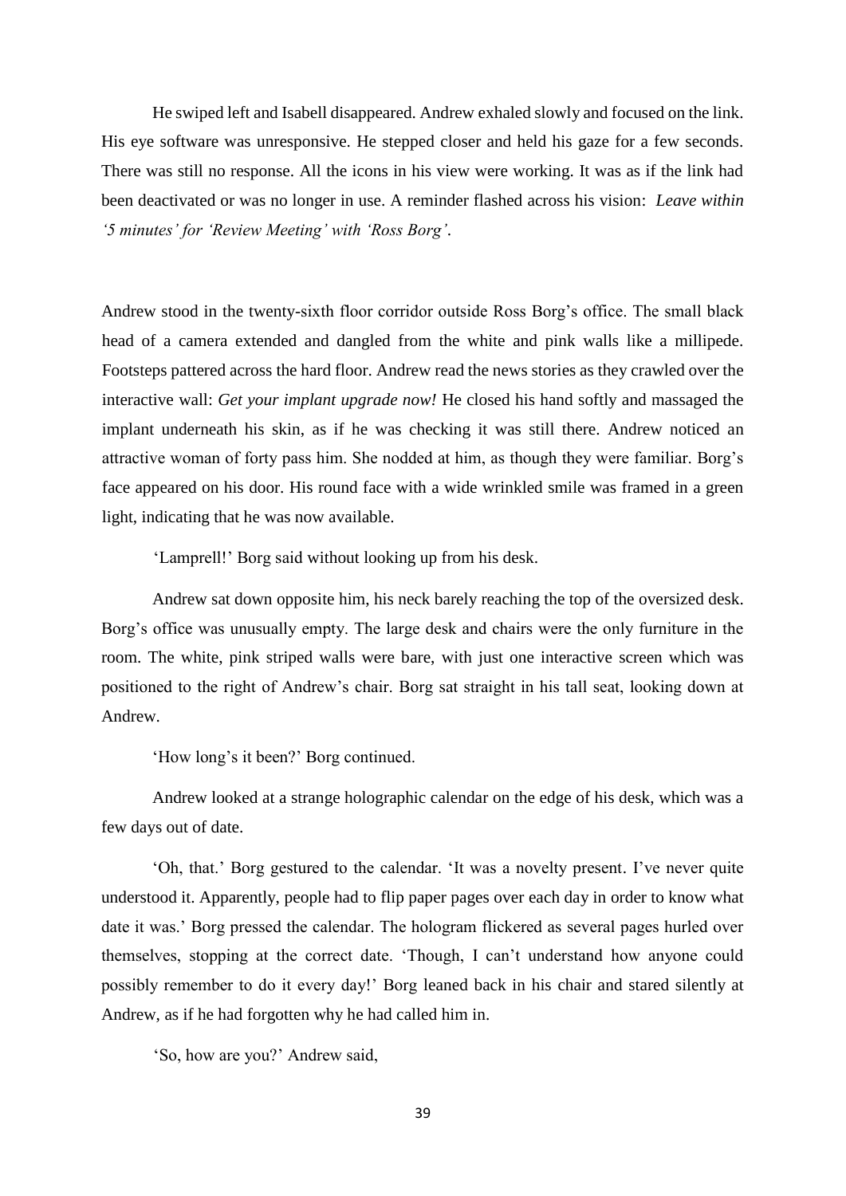He swiped left and Isabell disappeared. Andrew exhaled slowly and focused on the link. His eye software was unresponsive. He stepped closer and held his gaze for a few seconds. There was still no response. All the icons in his view were working. It was as if the link had been deactivated or was no longer in use. A reminder flashed across his vision: *Leave within '5 minutes' for 'Review Meeting' with 'Ross Borg'*.

Andrew stood in the twenty-sixth floor corridor outside Ross Borg's office. The small black head of a camera extended and dangled from the white and pink walls like a millipede. Footsteps pattered across the hard floor. Andrew read the news stories as they crawled over the interactive wall: *Get your implant upgrade now!* He closed his hand softly and massaged the implant underneath his skin, as if he was checking it was still there. Andrew noticed an attractive woman of forty pass him. She nodded at him, as though they were familiar. Borg's face appeared on his door. His round face with a wide wrinkled smile was framed in a green light, indicating that he was now available.

'Lamprell!' Borg said without looking up from his desk.

Andrew sat down opposite him, his neck barely reaching the top of the oversized desk. Borg's office was unusually empty. The large desk and chairs were the only furniture in the room. The white, pink striped walls were bare, with just one interactive screen which was positioned to the right of Andrew's chair. Borg sat straight in his tall seat, looking down at Andrew.

'How long's it been?' Borg continued.

Andrew looked at a strange holographic calendar on the edge of his desk, which was a few days out of date.

'Oh, that.' Borg gestured to the calendar. 'It was a novelty present. I've never quite understood it. Apparently, people had to flip paper pages over each day in order to know what date it was.' Borg pressed the calendar. The hologram flickered as several pages hurled over themselves, stopping at the correct date. 'Though, I can't understand how anyone could possibly remember to do it every day!' Borg leaned back in his chair and stared silently at Andrew, as if he had forgotten why he had called him in.

'So, how are you?' Andrew said,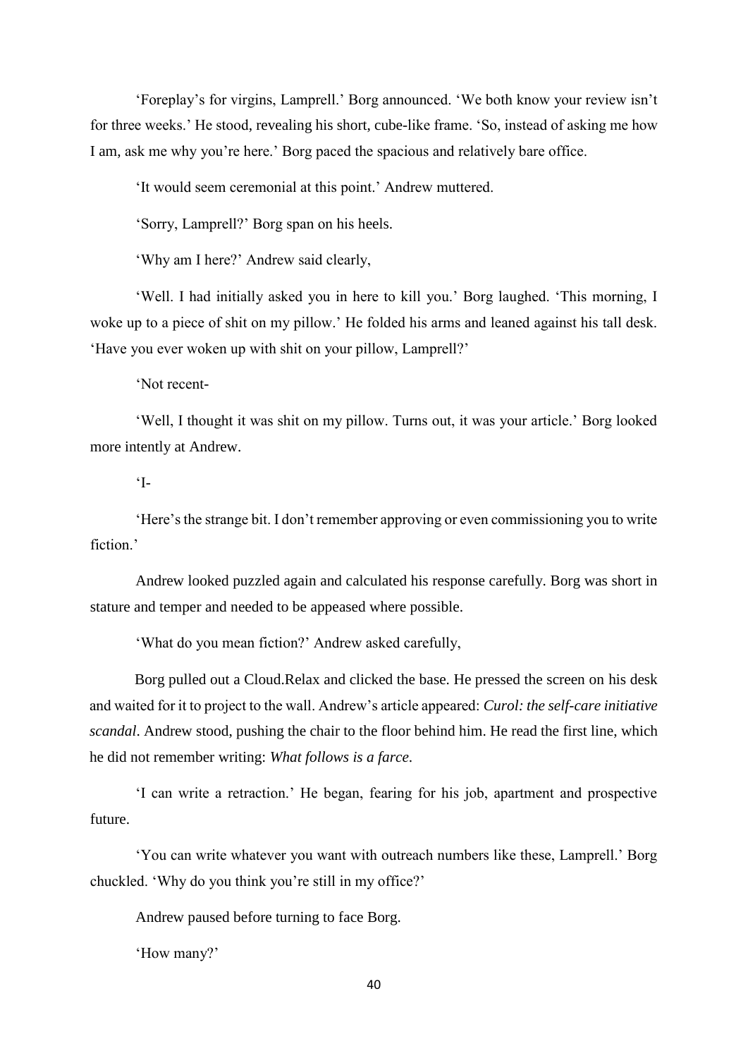'Foreplay's for virgins, Lamprell.' Borg announced. 'We both know your review isn't for three weeks.' He stood, revealing his short, cube-like frame. 'So, instead of asking me how I am, ask me why you're here.' Borg paced the spacious and relatively bare office.

'It would seem ceremonial at this point.' Andrew muttered.

'Sorry, Lamprell?' Borg span on his heels.

'Why am I here?' Andrew said clearly,

'Well. I had initially asked you in here to kill you.' Borg laughed. 'This morning, I woke up to a piece of shit on my pillow.' He folded his arms and leaned against his tall desk. 'Have you ever woken up with shit on your pillow, Lamprell?'

'Not recent-

'Well, I thought it was shit on my pillow. Turns out, it was your article.' Borg looked more intently at Andrew.

'I-

'Here's the strange bit. I don't remember approving or even commissioning you to write fiction.'

Andrew looked puzzled again and calculated his response carefully. Borg was short in stature and temper and needed to be appeased where possible.

'What do you mean fiction?' Andrew asked carefully,

Borg pulled out a Cloud.Relax and clicked the base. He pressed the screen on his desk and waited for it to project to the wall. Andrew's article appeared: *Curol: the self-care initiative scandal*. Andrew stood, pushing the chair to the floor behind him. He read the first line, which he did not remember writing: *What follows is a farce.*

'I can write a retraction.' He began, fearing for his job, apartment and prospective future.

'You can write whatever you want with outreach numbers like these, Lamprell.' Borg chuckled. 'Why do you think you're still in my office?'

Andrew paused before turning to face Borg.

'How many?'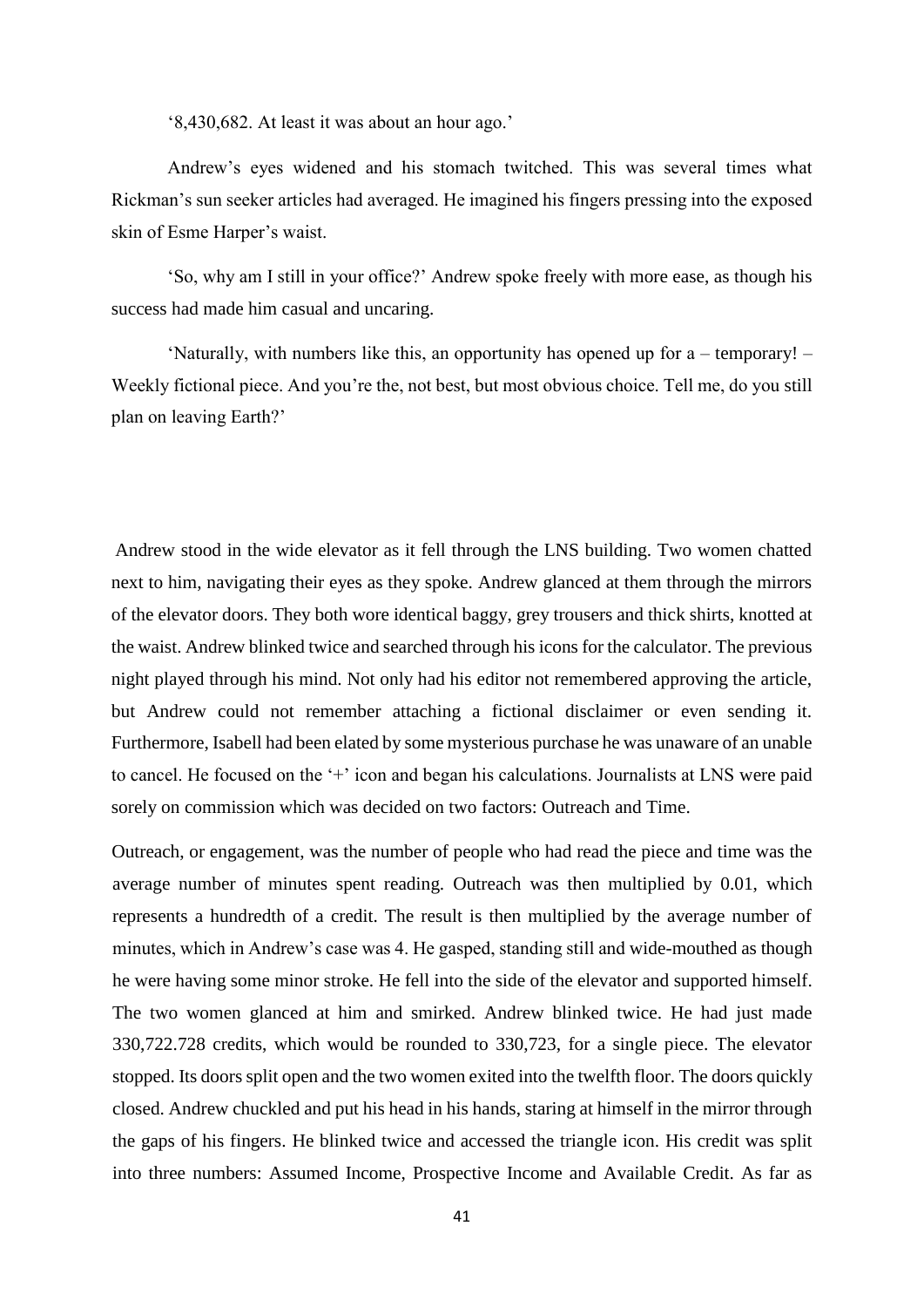'8,430,682. At least it was about an hour ago.'

Andrew's eyes widened and his stomach twitched. This was several times what Rickman's sun seeker articles had averaged. He imagined his fingers pressing into the exposed skin of Esme Harper's waist.

'So, why am I still in your office?' Andrew spoke freely with more ease, as though his success had made him casual and uncaring.

'Naturally, with numbers like this, an opportunity has opened up for a – temporary! – Weekly fictional piece. And you're the, not best, but most obvious choice. Tell me, do you still plan on leaving Earth?'

Andrew stood in the wide elevator as it fell through the LNS building. Two women chatted next to him, navigating their eyes as they spoke. Andrew glanced at them through the mirrors of the elevator doors. They both wore identical baggy, grey trousers and thick shirts, knotted at the waist. Andrew blinked twice and searched through his icons for the calculator. The previous night played through his mind. Not only had his editor not remembered approving the article, but Andrew could not remember attaching a fictional disclaimer or even sending it. Furthermore, Isabell had been elated by some mysterious purchase he was unaware of an unable to cancel. He focused on the '+' icon and began his calculations. Journalists at LNS were paid sorely on commission which was decided on two factors: Outreach and Time.

Outreach, or engagement, was the number of people who had read the piece and time was the average number of minutes spent reading. Outreach was then multiplied by 0.01, which represents a hundredth of a credit. The result is then multiplied by the average number of minutes, which in Andrew's case was 4. He gasped, standing still and wide-mouthed as though he were having some minor stroke. He fell into the side of the elevator and supported himself. The two women glanced at him and smirked. Andrew blinked twice. He had just made 330,722.728 credits, which would be rounded to 330,723, for a single piece. The elevator stopped. Its doors split open and the two women exited into the twelfth floor. The doors quickly closed. Andrew chuckled and put his head in his hands, staring at himself in the mirror through the gaps of his fingers. He blinked twice and accessed the triangle icon. His credit was split into three numbers: Assumed Income, Prospective Income and Available Credit. As far as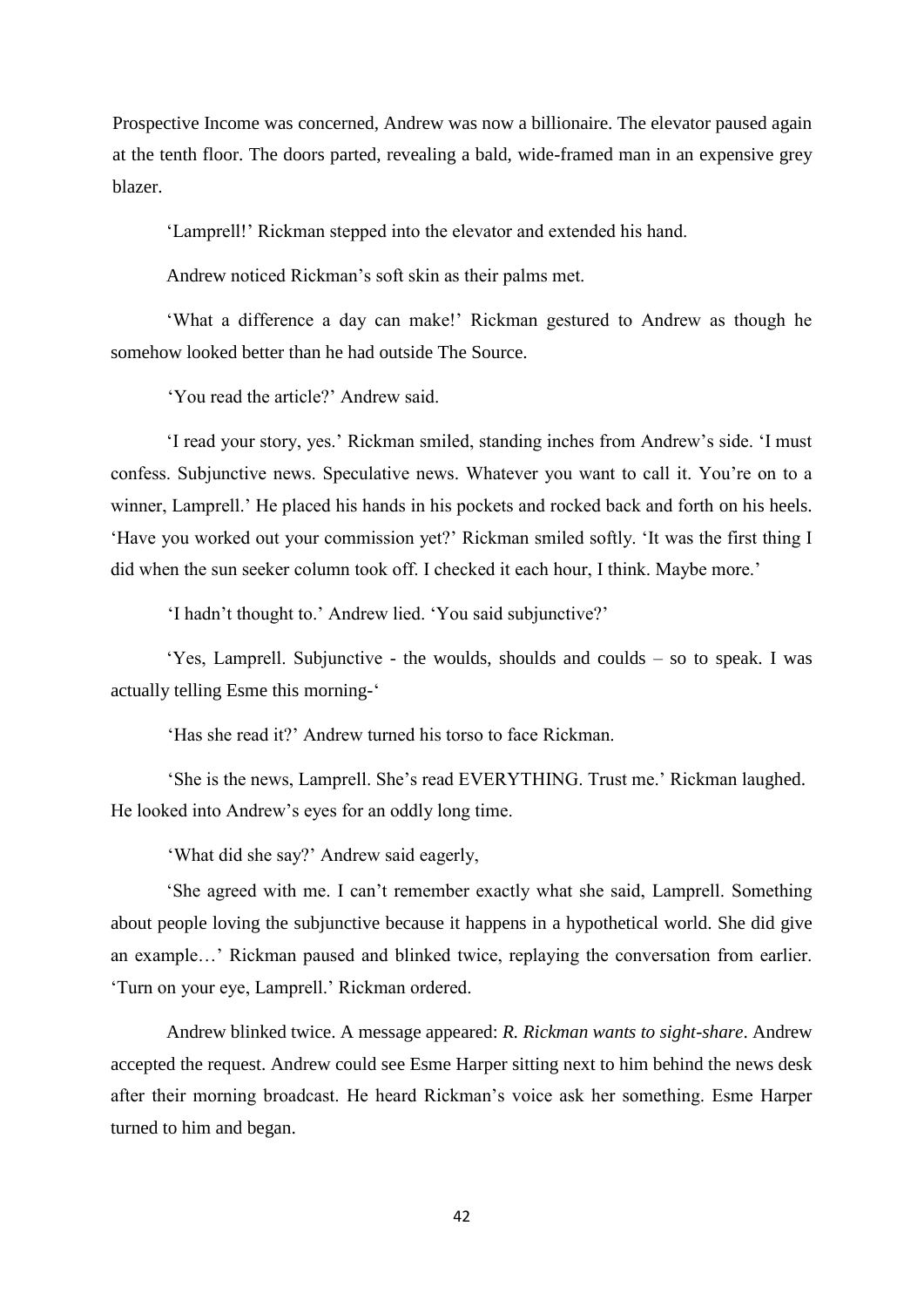Prospective Income was concerned, Andrew was now a billionaire. The elevator paused again at the tenth floor. The doors parted, revealing a bald, wide-framed man in an expensive grey blazer.

'Lamprell!' Rickman stepped into the elevator and extended his hand.

Andrew noticed Rickman's soft skin as their palms met.

'What a difference a day can make!' Rickman gestured to Andrew as though he somehow looked better than he had outside The Source.

'You read the article?' Andrew said.

'I read your story, yes.' Rickman smiled, standing inches from Andrew's side. 'I must confess. Subjunctive news. Speculative news. Whatever you want to call it. You're on to a winner, Lamprell.' He placed his hands in his pockets and rocked back and forth on his heels. 'Have you worked out your commission yet?' Rickman smiled softly. 'It was the first thing I did when the sun seeker column took off. I checked it each hour, I think. Maybe more.'

'I hadn't thought to.' Andrew lied. 'You said subjunctive?'

'Yes, Lamprell. Subjunctive - the woulds, shoulds and coulds – so to speak. I was actually telling Esme this morning-'

'Has she read it?' Andrew turned his torso to face Rickman.

'She is the news, Lamprell. She's read EVERYTHING. Trust me.' Rickman laughed. He looked into Andrew's eyes for an oddly long time.

'What did she say?' Andrew said eagerly,

'She agreed with me. I can't remember exactly what she said, Lamprell. Something about people loving the subjunctive because it happens in a hypothetical world. She did give an example…' Rickman paused and blinked twice, replaying the conversation from earlier. 'Turn on your eye, Lamprell.' Rickman ordered.

Andrew blinked twice. A message appeared: *R. Rickman wants to sight-share*. Andrew accepted the request. Andrew could see Esme Harper sitting next to him behind the news desk after their morning broadcast. He heard Rickman's voice ask her something. Esme Harper turned to him and began.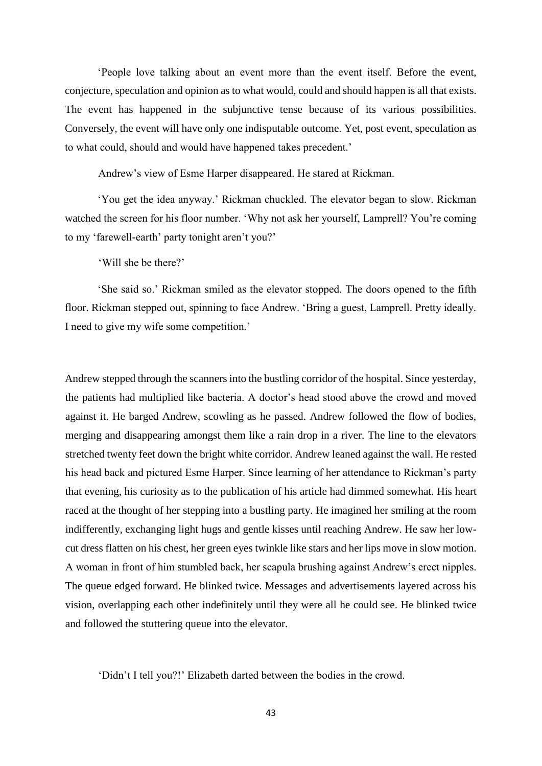'People love talking about an event more than the event itself. Before the event, conjecture, speculation and opinion as to what would, could and should happen is all that exists. The event has happened in the subjunctive tense because of its various possibilities. Conversely, the event will have only one indisputable outcome. Yet, post event, speculation as to what could, should and would have happened takes precedent.'

Andrew's view of Esme Harper disappeared. He stared at Rickman.

'You get the idea anyway.' Rickman chuckled. The elevator began to slow. Rickman watched the screen for his floor number. 'Why not ask her yourself, Lamprell? You're coming to my 'farewell-earth' party tonight aren't you?'

'Will she be there?'

'She said so.' Rickman smiled as the elevator stopped. The doors opened to the fifth floor. Rickman stepped out, spinning to face Andrew. 'Bring a guest, Lamprell. Pretty ideally. I need to give my wife some competition.'

Andrew stepped through the scanners into the bustling corridor of the hospital. Since yesterday, the patients had multiplied like bacteria. A doctor's head stood above the crowd and moved against it. He barged Andrew, scowling as he passed. Andrew followed the flow of bodies, merging and disappearing amongst them like a rain drop in a river. The line to the elevators stretched twenty feet down the bright white corridor. Andrew leaned against the wall. He rested his head back and pictured Esme Harper. Since learning of her attendance to Rickman's party that evening, his curiosity as to the publication of his article had dimmed somewhat. His heart raced at the thought of her stepping into a bustling party. He imagined her smiling at the room indifferently, exchanging light hugs and gentle kisses until reaching Andrew. He saw her low-cut dress flatten on his chest, her green eyes twinkle like stars and her lips move in slow motion. A woman in front of him stumbled back, her scapula brushing against Andrew's erect nipples. The queue edged forward. He blinked twice. Messages and advertisements layered across his vision, overlapping each other indefinitely until they were all he could see. He blinked twice and followed the stuttering queue into the elevator.

'Didn't I tell you?!' Elizabeth darted between the bodies in the crowd.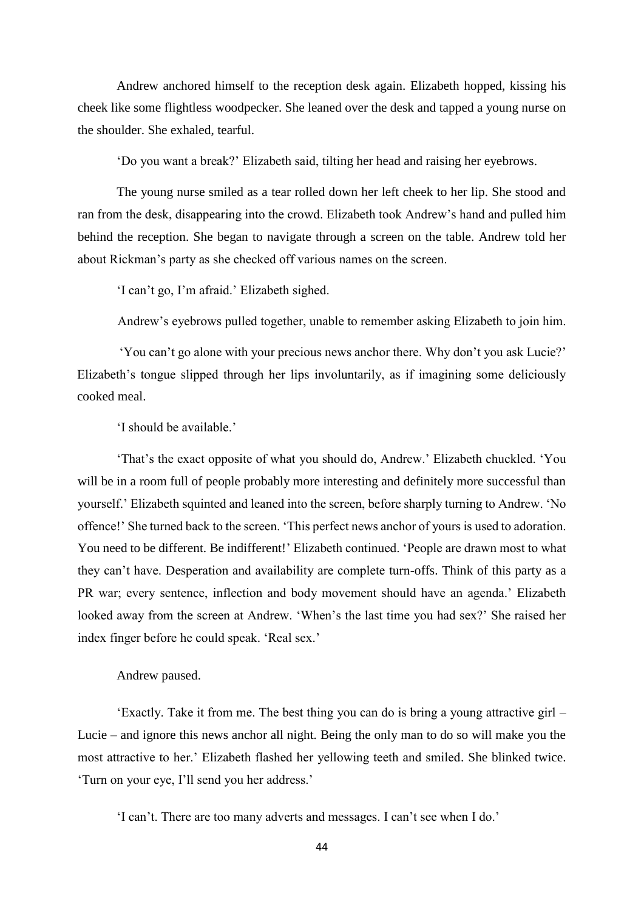Andrew anchored himself to the reception desk again. Elizabeth hopped, kissing his cheek like some flightless woodpecker. She leaned over the desk and tapped a young nurse on the shoulder. She exhaled, tearful.

'Do you want a break?' Elizabeth said, tilting her head and raising her eyebrows.

The young nurse smiled as a tear rolled down her left cheek to her lip. She stood and ran from the desk, disappearing into the crowd. Elizabeth took Andrew's hand and pulled him behind the reception. She began to navigate through a screen on the table. Andrew told her about Rickman's party as she checked off various names on the screen.

'I can't go, I'm afraid.' Elizabeth sighed.

Andrew's eyebrows pulled together, unable to remember asking Elizabeth to join him.

'You can't go alone with your precious news anchor there. Why don't you ask Lucie?' Elizabeth's tongue slipped through her lips involuntarily, as if imagining some deliciously cooked meal.

'I should be available.'

'That's the exact opposite of what you should do, Andrew.' Elizabeth chuckled. 'You will be in a room full of people probably more interesting and definitely more successful than yourself.' Elizabeth squinted and leaned into the screen, before sharply turning to Andrew. 'No offence!' She turned back to the screen. 'This perfect news anchor of yours is used to adoration. You need to be different. Be indifferent!' Elizabeth continued. 'People are drawn most to what they can't have. Desperation and availability are complete turn-offs. Think of this party as a PR war; every sentence, inflection and body movement should have an agenda.' Elizabeth looked away from the screen at Andrew. 'When's the last time you had sex?' She raised her index finger before he could speak. 'Real sex.'

Andrew paused.

'Exactly. Take it from me. The best thing you can do is bring a young attractive girl – Lucie – and ignore this news anchor all night. Being the only man to do so will make you the most attractive to her.' Elizabeth flashed her yellowing teeth and smiled. She blinked twice. 'Turn on your eye, I'll send you her address.'

'I can't. There are too many adverts and messages. I can't see when I do.'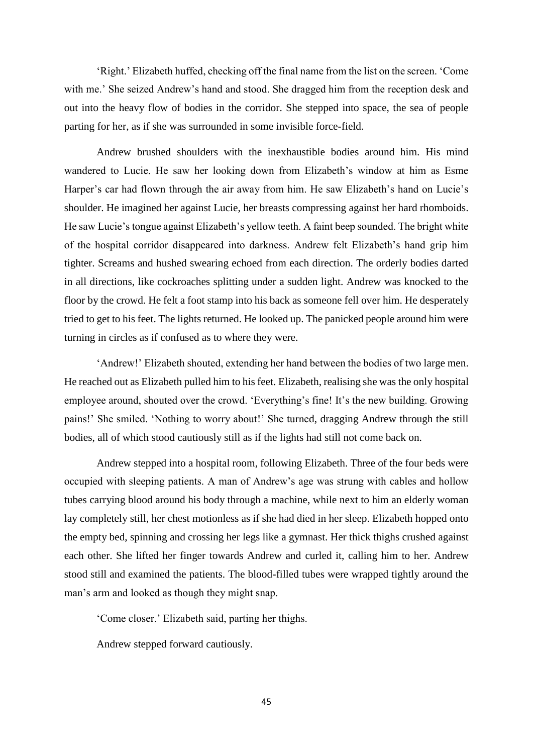'Right.' Elizabeth huffed, checking off the final name from the list on the screen. 'Come with me.' She seized Andrew's hand and stood. She dragged him from the reception desk and out into the heavy flow of bodies in the corridor. She stepped into space, the sea of people parting for her, as if she was surrounded in some invisible force-field.

Andrew brushed shoulders with the inexhaustible bodies around him. His mind wandered to Lucie. He saw her looking down from Elizabeth's window at him as Esme Harper's car had flown through the air away from him. He saw Elizabeth's hand on Lucie's shoulder. He imagined her against Lucie, her breasts compressing against her hard rhomboids. He saw Lucie's tongue against Elizabeth's yellow teeth. A faint beep sounded. The bright white of the hospital corridor disappeared into darkness. Andrew felt Elizabeth's hand grip him tighter. Screams and hushed swearing echoed from each direction. The orderly bodies darted in all directions, like cockroaches splitting under a sudden light. Andrew was knocked to the floor by the crowd. He felt a foot stamp into his back as someone fell over him. He desperately tried to get to his feet. The lights returned. He looked up. The panicked people around him were turning in circles as if confused as to where they were.

'Andrew!' Elizabeth shouted, extending her hand between the bodies of two large men. He reached out as Elizabeth pulled him to his feet. Elizabeth, realising she was the only hospital employee around, shouted over the crowd. 'Everything's fine! It's the new building. Growing pains!' She smiled. 'Nothing to worry about!' She turned, dragging Andrew through the still bodies, all of which stood cautiously still as if the lights had still not come back on.

Andrew stepped into a hospital room, following Elizabeth. Three of the four beds were occupied with sleeping patients. A man of Andrew's age was strung with cables and hollow tubes carrying blood around his body through a machine, while next to him an elderly woman lay completely still, her chest motionless as if she had died in her sleep. Elizabeth hopped onto the empty bed, spinning and crossing her legs like a gymnast. Her thick thighs crushed against each other. She lifted her finger towards Andrew and curled it, calling him to her. Andrew stood still and examined the patients. The blood-filled tubes were wrapped tightly around the man's arm and looked as though they might snap.

'Come closer.' Elizabeth said, parting her thighs.

Andrew stepped forward cautiously.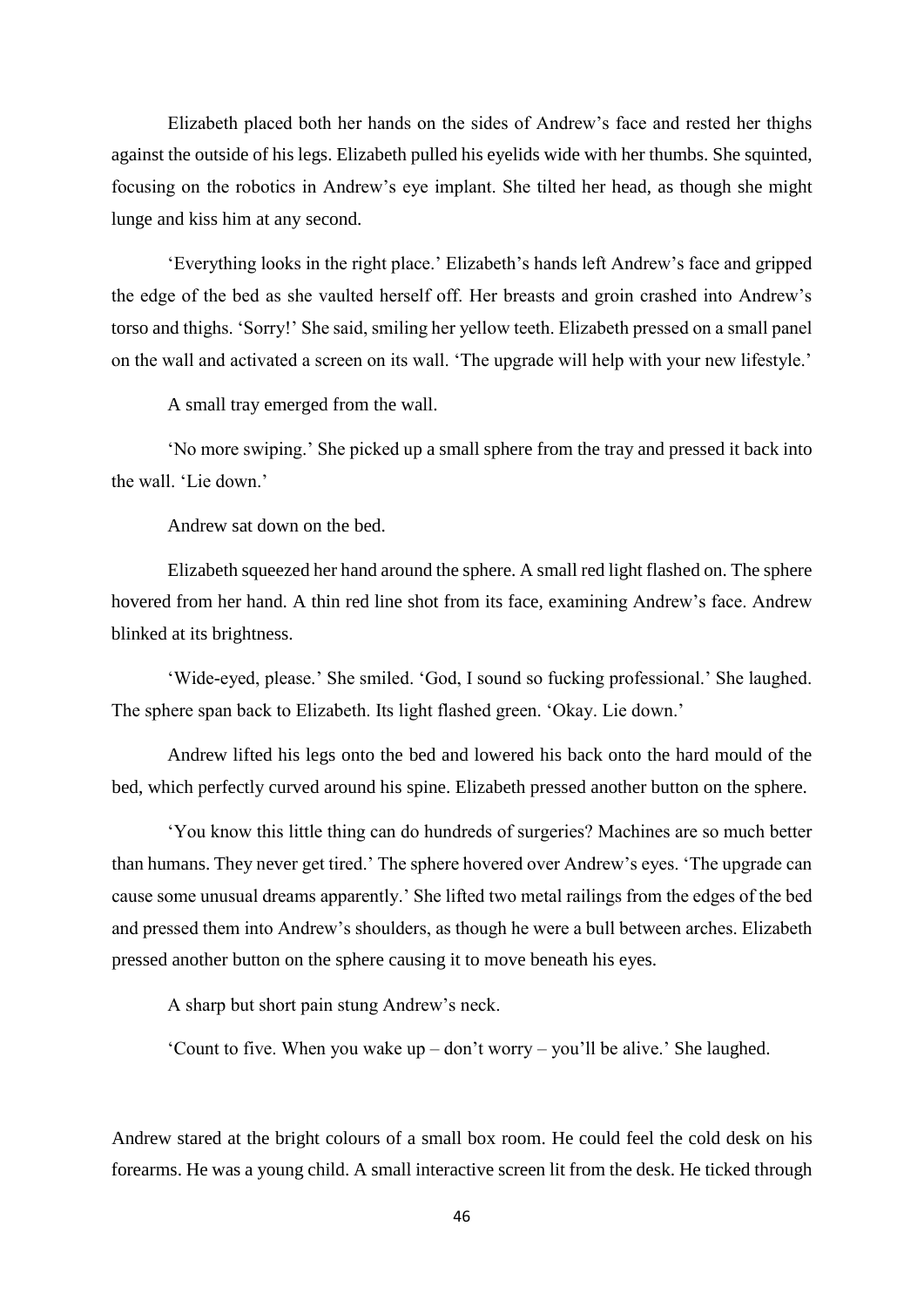Elizabeth placed both her hands on the sides of Andrew's face and rested her thighs against the outside of his legs. Elizabeth pulled his eyelids wide with her thumbs. She squinted, focusing on the robotics in Andrew's eye implant. She tilted her head, as though she might lunge and kiss him at any second.

'Everything looks in the right place.' Elizabeth's hands left Andrew's face and gripped the edge of the bed as she vaulted herself off. Her breasts and groin crashed into Andrew's torso and thighs. 'Sorry!' She said, smiling her yellow teeth. Elizabeth pressed on a small panel on the wall and activated a screen on its wall. 'The upgrade will help with your new lifestyle.'

A small tray emerged from the wall.

'No more swiping.' She picked up a small sphere from the tray and pressed it back into the wall. 'Lie down.'

Andrew sat down on the bed.

Elizabeth squeezed her hand around the sphere. A small red light flashed on. The sphere hovered from her hand. A thin red line shot from its face, examining Andrew's face. Andrew blinked at its brightness.

'Wide-eyed, please.' She smiled. 'God, I sound so fucking professional.' She laughed. The sphere span back to Elizabeth. Its light flashed green. 'Okay. Lie down.'

Andrew lifted his legs onto the bed and lowered his back onto the hard mould of the bed, which perfectly curved around his spine. Elizabeth pressed another button on the sphere.

'You know this little thing can do hundreds of surgeries? Machines are so much better than humans. They never get tired.' The sphere hovered over Andrew's eyes. 'The upgrade can cause some unusual dreams apparently.' She lifted two metal railings from the edges of the bed and pressed them into Andrew's shoulders, as though he were a bull between arches. Elizabeth pressed another button on the sphere causing it to move beneath his eyes.

A sharp but short pain stung Andrew's neck.

'Count to five. When you wake up – don't worry – you'll be alive.' She laughed.

Andrew stared at the bright colours of a small box room. He could feel the cold desk on his forearms. He was a young child. A small interactive screen lit from the desk. He ticked through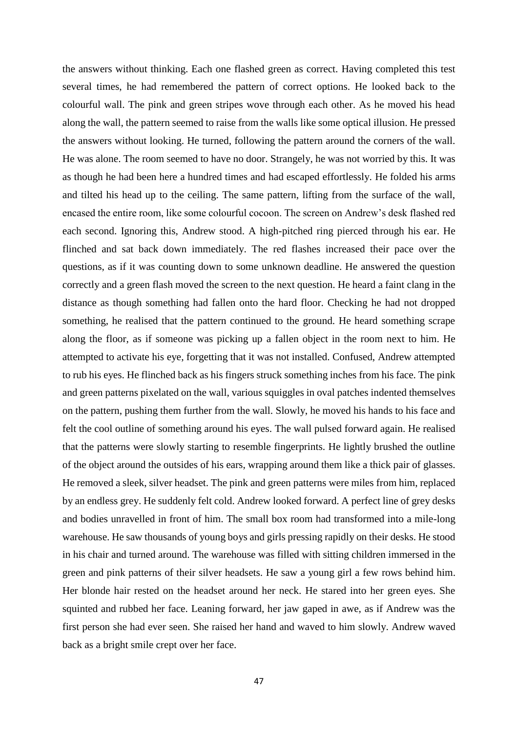the answers without thinking. Each one flashed green as correct. Having completed this test several times, he had remembered the pattern of correct options. He looked back to the colourful wall. The pink and green stripes wove through each other. As he moved his head along the wall, the pattern seemed to raise from the walls like some optical illusion. He pressed the answers without looking. He turned, following the pattern around the corners of the wall. He was alone. The room seemed to have no door. Strangely, he was not worried by this. It was as though he had been here a hundred times and had escaped effortlessly. He folded his arms and tilted his head up to the ceiling. The same pattern, lifting from the surface of the wall, encased the entire room, like some colourful cocoon. The screen on Andrew's desk flashed red each second. Ignoring this, Andrew stood. A high-pitched ring pierced through his ear. He flinched and sat back down immediately. The red flashes increased their pace over the questions, as if it was counting down to some unknown deadline. He answered the question correctly and a green flash moved the screen to the next question. He heard a faint clang in the distance as though something had fallen onto the hard floor. Checking he had not dropped something, he realised that the pattern continued to the ground. He heard something scrape along the floor, as if someone was picking up a fallen object in the room next to him. He attempted to activate his eye, forgetting that it was not installed. Confused, Andrew attempted to rub his eyes. He flinched back as his fingers struck something inches from his face. The pink and green patterns pixelated on the wall, various squiggles in oval patches indented themselves on the pattern, pushing them further from the wall. Slowly, he moved his hands to his face and felt the cool outline of something around his eyes. The wall pulsed forward again. He realised that the patterns were slowly starting to resemble fingerprints. He lightly brushed the outline of the object around the outsides of his ears, wrapping around them like a thick pair of glasses. He removed a sleek, silver headset. The pink and green patterns were miles from him, replaced by an endless grey. He suddenly felt cold. Andrew looked forward. A perfect line of grey desks and bodies unravelled in front of him. The small box room had transformed into a mile-long warehouse. He saw thousands of young boys and girls pressing rapidly on their desks. He stood in his chair and turned around. The warehouse was filled with sitting children immersed in the green and pink patterns of their silver headsets. He saw a young girl a few rows behind him. Her blonde hair rested on the headset around her neck. He stared into her green eyes. She squinted and rubbed her face. Leaning forward, her jaw gaped in awe, as if Andrew was the first person she had ever seen. She raised her hand and waved to him slowly. Andrew waved back as a bright smile crept over her face.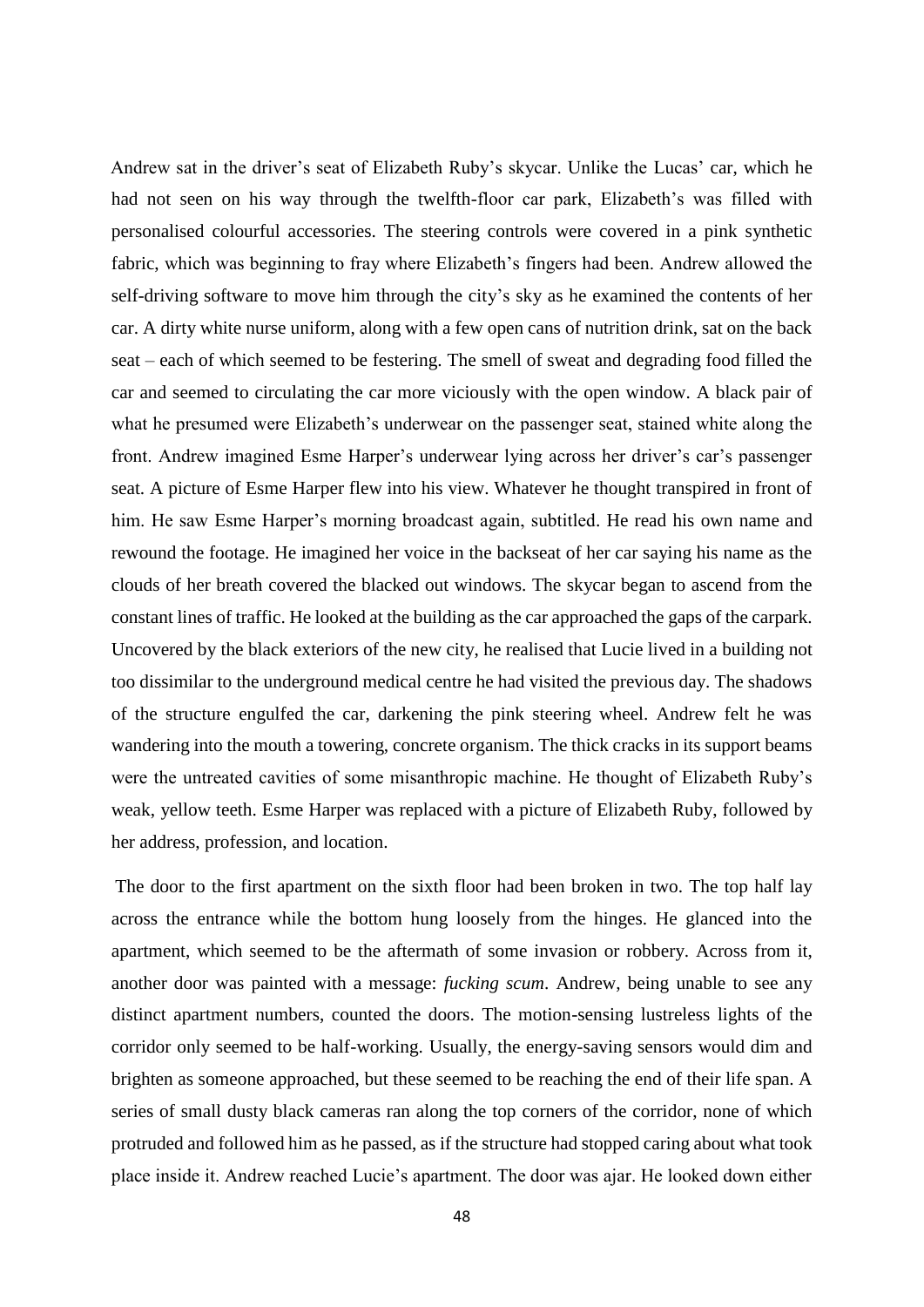Andrew sat in the driver's seat of Elizabeth Ruby's skycar. Unlike the Lucas' car, which he had not seen on his way through the twelfth-floor car park, Elizabeth's was filled with personalised colourful accessories. The steering controls were covered in a pink synthetic fabric, which was beginning to fray where Elizabeth's fingers had been. Andrew allowed the self-driving software to move him through the city's sky as he examined the contents of her car. A dirty white nurse uniform, along with a few open cans of nutrition drink, sat on the back seat – each of which seemed to be festering. The smell of sweat and degrading food filled the car and seemed to circulating the car more viciously with the open window. A black pair of what he presumed were Elizabeth's underwear on the passenger seat, stained white along the front. Andrew imagined Esme Harper's underwear lying across her driver's car's passenger seat. A picture of Esme Harper flew into his view. Whatever he thought transpired in front of him. He saw Esme Harper's morning broadcast again, subtitled. He read his own name and rewound the footage. He imagined her voice in the backseat of her car saying his name as the clouds of her breath covered the blacked out windows. The skycar began to ascend from the constant lines of traffic. He looked at the building as the car approached the gaps of the carpark. Uncovered by the black exteriors of the new city, he realised that Lucie lived in a building not too dissimilar to the underground medical centre he had visited the previous day. The shadows of the structure engulfed the car, darkening the pink steering wheel. Andrew felt he was wandering into the mouth a towering, concrete organism. The thick cracks in its support beams were the untreated cavities of some misanthropic machine. He thought of Elizabeth Ruby's weak, yellow teeth. Esme Harper was replaced with a picture of Elizabeth Ruby, followed by her address, profession, and location.

The door to the first apartment on the sixth floor had been broken in two. The top half lay across the entrance while the bottom hung loosely from the hinges. He glanced into the apartment, which seemed to be the aftermath of some invasion or robbery. Across from it, another door was painted with a message: *fucking scum*. Andrew, being unable to see any distinct apartment numbers, counted the doors. The motion-sensing lustreless lights of the corridor only seemed to be half-working. Usually, the energy-saving sensors would dim and brighten as someone approached, but these seemed to be reaching the end of their life span. A series of small dusty black cameras ran along the top corners of the corridor, none of which protruded and followed him as he passed, as if the structure had stopped caring about what took place inside it. Andrew reached Lucie's apartment. The door was ajar. He looked down either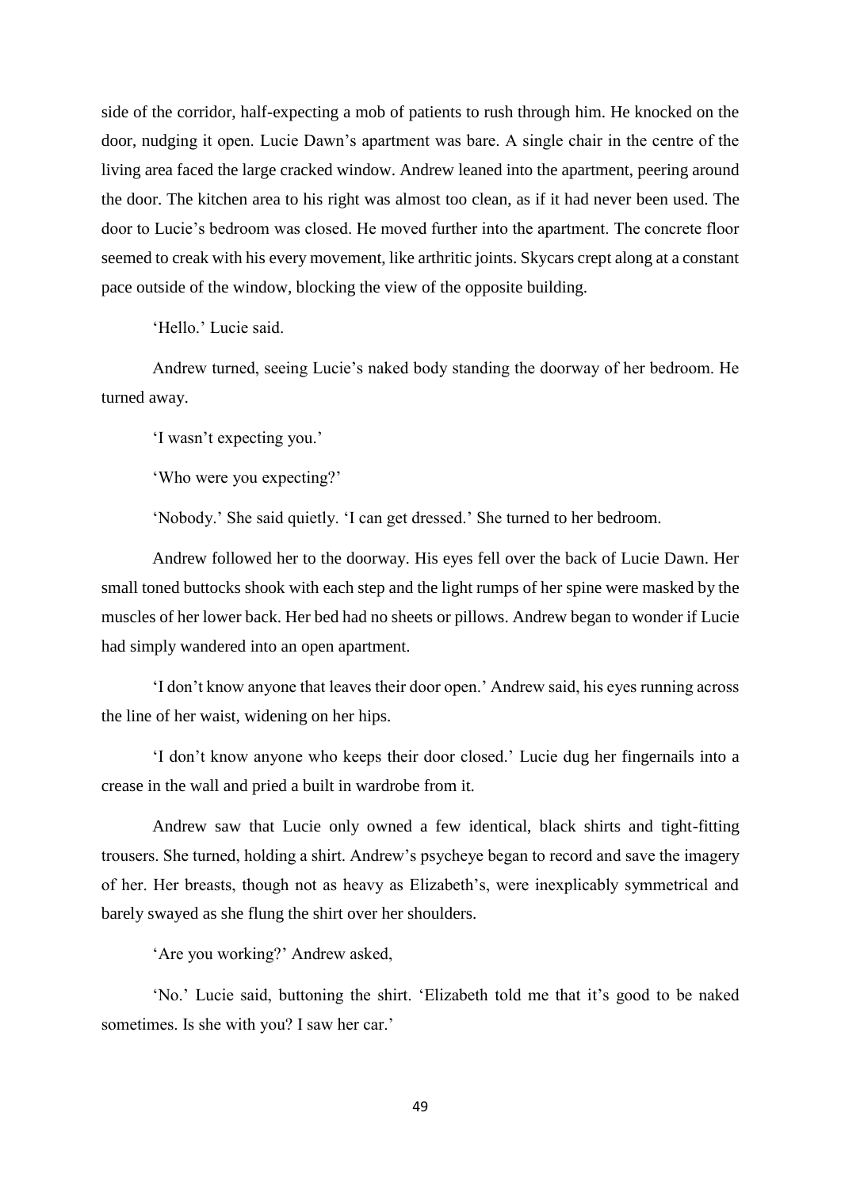side of the corridor, half-expecting a mob of patients to rush through him. He knocked on the door, nudging it open. Lucie Dawn's apartment was bare. A single chair in the centre of the living area faced the large cracked window. Andrew leaned into the apartment, peering around the door. The kitchen area to his right was almost too clean, as if it had never been used. The door to Lucie's bedroom was closed. He moved further into the apartment. The concrete floor seemed to creak with his every movement, like arthritic joints. Skycars crept along at a constant pace outside of the window, blocking the view of the opposite building.

'Hello.' Lucie said.

Andrew turned, seeing Lucie's naked body standing the doorway of her bedroom. He turned away.

'I wasn't expecting you.'

'Who were you expecting?'

'Nobody.' She said quietly. 'I can get dressed.' She turned to her bedroom.

Andrew followed her to the doorway. His eyes fell over the back of Lucie Dawn. Her small toned buttocks shook with each step and the light rumps of her spine were masked by the muscles of her lower back. Her bed had no sheets or pillows. Andrew began to wonder if Lucie had simply wandered into an open apartment.

'I don't know anyone that leaves their door open.' Andrew said, his eyes running across the line of her waist, widening on her hips.

'I don't know anyone who keeps their door closed.' Lucie dug her fingernails into a crease in the wall and pried a built in wardrobe from it.

Andrew saw that Lucie only owned a few identical, black shirts and tight-fitting trousers. She turned, holding a shirt. Andrew's psycheye began to record and save the imagery of her. Her breasts, though not as heavy as Elizabeth's, were inexplicably symmetrical and barely swayed as she flung the shirt over her shoulders.

'Are you working?' Andrew asked,

'No.' Lucie said, buttoning the shirt. 'Elizabeth told me that it's good to be naked sometimes. Is she with you? I saw her car.'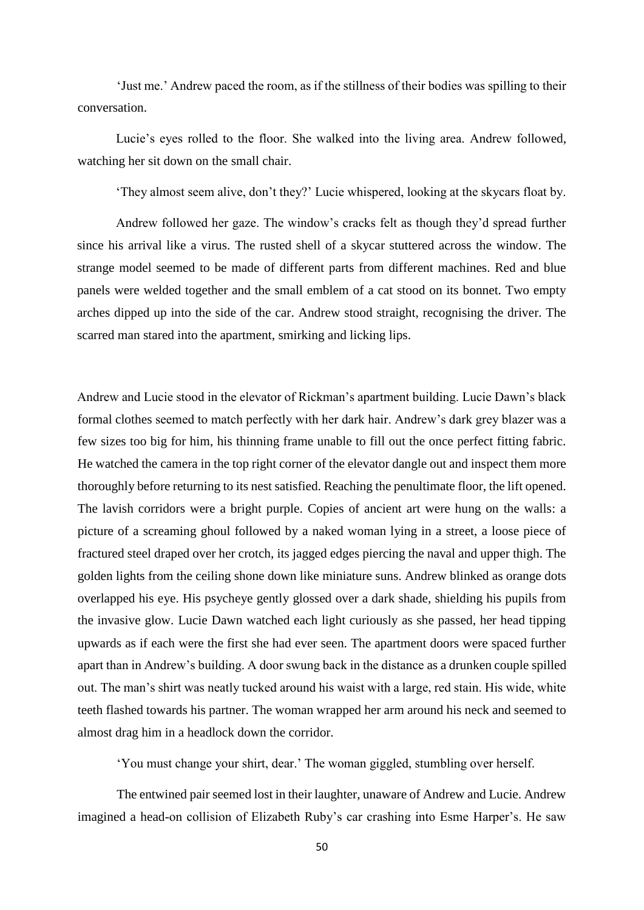'Just me.' Andrew paced the room, as if the stillness of their bodies was spilling to their conversation.

Lucie's eyes rolled to the floor. She walked into the living area. Andrew followed, watching her sit down on the small chair.

'They almost seem alive, don't they?' Lucie whispered, looking at the skycars float by.

Andrew followed her gaze. The window's cracks felt as though they'd spread further since his arrival like a virus. The rusted shell of a skycar stuttered across the window. The strange model seemed to be made of different parts from different machines. Red and blue panels were welded together and the small emblem of a cat stood on its bonnet. Two empty arches dipped up into the side of the car. Andrew stood straight, recognising the driver. The scarred man stared into the apartment, smirking and licking lips.

Andrew and Lucie stood in the elevator of Rickman's apartment building. Lucie Dawn's black formal clothes seemed to match perfectly with her dark hair. Andrew's dark grey blazer was a few sizes too big for him, his thinning frame unable to fill out the once perfect fitting fabric. He watched the camera in the top right corner of the elevator dangle out and inspect them more thoroughly before returning to its nest satisfied. Reaching the penultimate floor, the lift opened. The lavish corridors were a bright purple. Copies of ancient art were hung on the walls: a picture of a screaming ghoul followed by a naked woman lying in a street, a loose piece of fractured steel draped over her crotch, its jagged edges piercing the naval and upper thigh. The golden lights from the ceiling shone down like miniature suns. Andrew blinked as orange dots overlapped his eye. His psycheye gently glossed over a dark shade, shielding his pupils from the invasive glow. Lucie Dawn watched each light curiously as she passed, her head tipping upwards as if each were the first she had ever seen. The apartment doors were spaced further apart than in Andrew's building. A door swung back in the distance as a drunken couple spilled out. The man's shirt was neatly tucked around his waist with a large, red stain. His wide, white teeth flashed towards his partner. The woman wrapped her arm around his neck and seemed to almost drag him in a headlock down the corridor.

'You must change your shirt, dear.' The woman giggled, stumbling over herself.

The entwined pair seemed lost in their laughter, unaware of Andrew and Lucie. Andrew imagined a head-on collision of Elizabeth Ruby's car crashing into Esme Harper's. He saw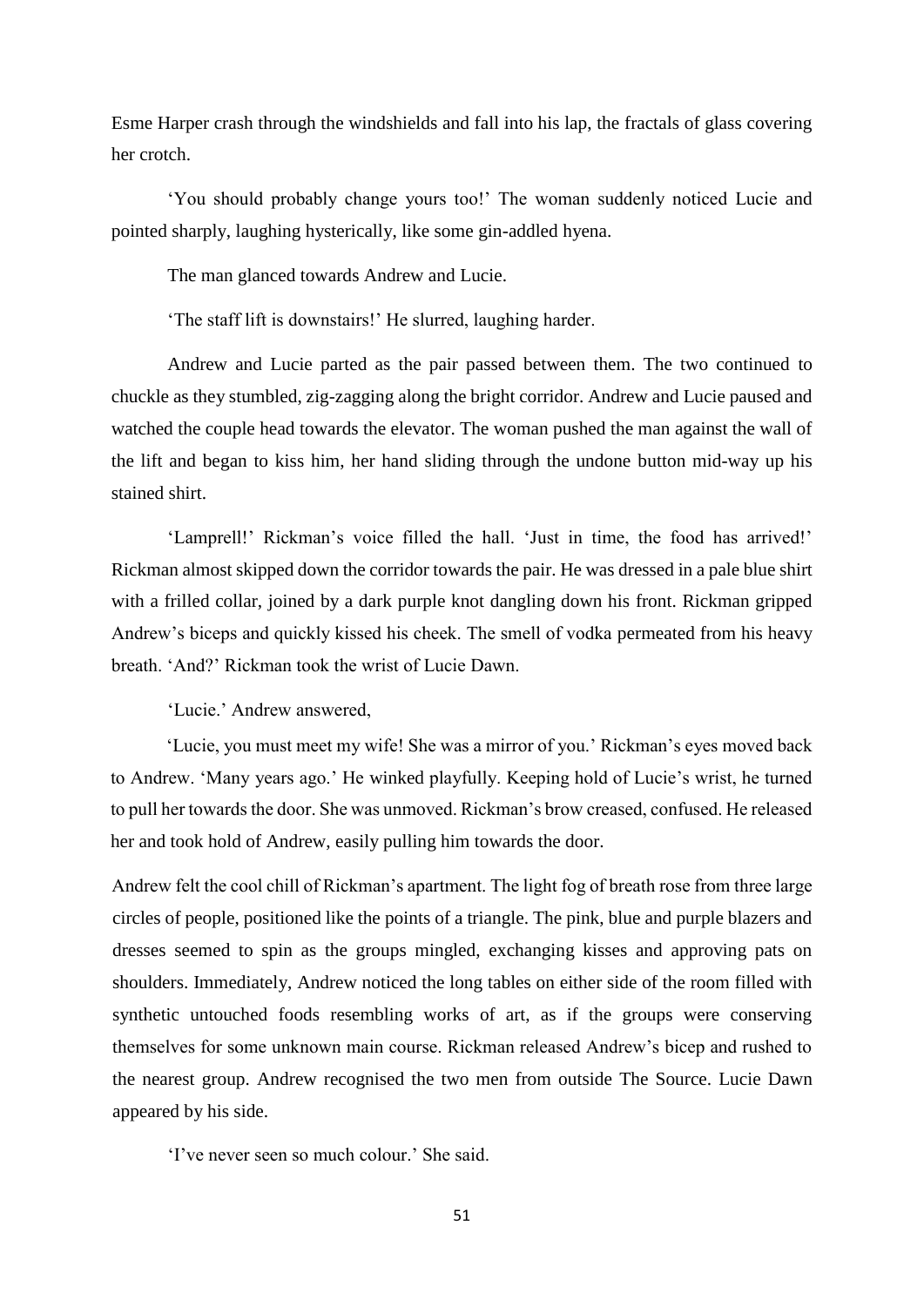Esme Harper crash through the windshields and fall into his lap, the fractals of glass covering her crotch.

'You should probably change yours too!' The woman suddenly noticed Lucie and pointed sharply, laughing hysterically, like some gin-addled hyena.

The man glanced towards Andrew and Lucie.

'The staff lift is downstairs!' He slurred, laughing harder.

Andrew and Lucie parted as the pair passed between them. The two continued to chuckle as they stumbled, zig-zagging along the bright corridor. Andrew and Lucie paused and watched the couple head towards the elevator. The woman pushed the man against the wall of the lift and began to kiss him, her hand sliding through the undone button mid-way up his stained shirt.

'Lamprell!' Rickman's voice filled the hall. 'Just in time, the food has arrived!' Rickman almost skipped down the corridor towards the pair. He was dressed in a pale blue shirt with a frilled collar, joined by a dark purple knot dangling down his front. Rickman gripped Andrew's biceps and quickly kissed his cheek. The smell of vodka permeated from his heavy breath. 'And?' Rickman took the wrist of Lucie Dawn.

'Lucie.' Andrew answered,

'Lucie, you must meet my wife! She was a mirror of you.' Rickman's eyes moved back to Andrew. 'Many years ago.' He winked playfully. Keeping hold of Lucie's wrist, he turned to pull her towards the door. She was unmoved. Rickman's brow creased, confused. He released her and took hold of Andrew, easily pulling him towards the door.

Andrew felt the cool chill of Rickman's apartment. The light fog of breath rose from three large circles of people, positioned like the points of a triangle. The pink, blue and purple blazers and dresses seemed to spin as the groups mingled, exchanging kisses and approving pats on shoulders. Immediately, Andrew noticed the long tables on either side of the room filled with synthetic untouched foods resembling works of art, as if the groups were conserving themselves for some unknown main course. Rickman released Andrew's bicep and rushed to the nearest group. Andrew recognised the two men from outside The Source. Lucie Dawn appeared by his side.

'I've never seen so much colour.' She said.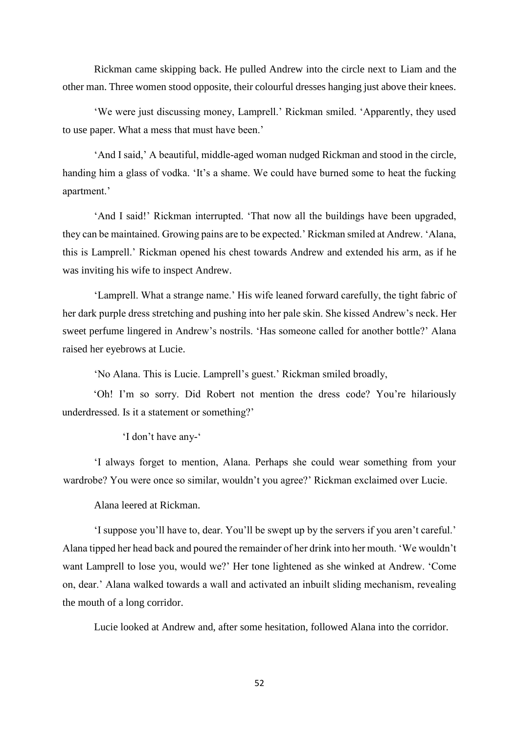Rickman came skipping back. He pulled Andrew into the circle next to Liam and the other man. Three women stood opposite, their colourful dresses hanging just above their knees.

'We were just discussing money, Lamprell.' Rickman smiled. 'Apparently, they used to use paper. What a mess that must have been.'

'And I said,' A beautiful, middle-aged woman nudged Rickman and stood in the circle, handing him a glass of vodka. 'It's a shame. We could have burned some to heat the fucking apartment.'

'And I said!' Rickman interrupted. 'That now all the buildings have been upgraded, they can be maintained. Growing pains are to be expected.' Rickman smiled at Andrew. 'Alana, this is Lamprell.' Rickman opened his chest towards Andrew and extended his arm, as if he was inviting his wife to inspect Andrew.

'Lamprell. What a strange name.' His wife leaned forward carefully, the tight fabric of her dark purple dress stretching and pushing into her pale skin. She kissed Andrew's neck. Her sweet perfume lingered in Andrew's nostrils. 'Has someone called for another bottle?' Alana raised her eyebrows at Lucie.

'No Alana. This is Lucie. Lamprell's guest.' Rickman smiled broadly,

'Oh! I'm so sorry. Did Robert not mention the dress code? You're hilariously underdressed. Is it a statement or something?'

'I don't have any-'

'I always forget to mention, Alana. Perhaps she could wear something from your wardrobe? You were once so similar, wouldn't you agree?' Rickman exclaimed over Lucie.

Alana leered at Rickman.

'I suppose you'll have to, dear. You'll be swept up by the servers if you aren't careful.' Alana tipped her head back and poured the remainder of her drink into her mouth. 'We wouldn't want Lamprell to lose you, would we?' Her tone lightened as she winked at Andrew. 'Come on, dear.' Alana walked towards a wall and activated an inbuilt sliding mechanism, revealing the mouth of a long corridor.

Lucie looked at Andrew and, after some hesitation, followed Alana into the corridor.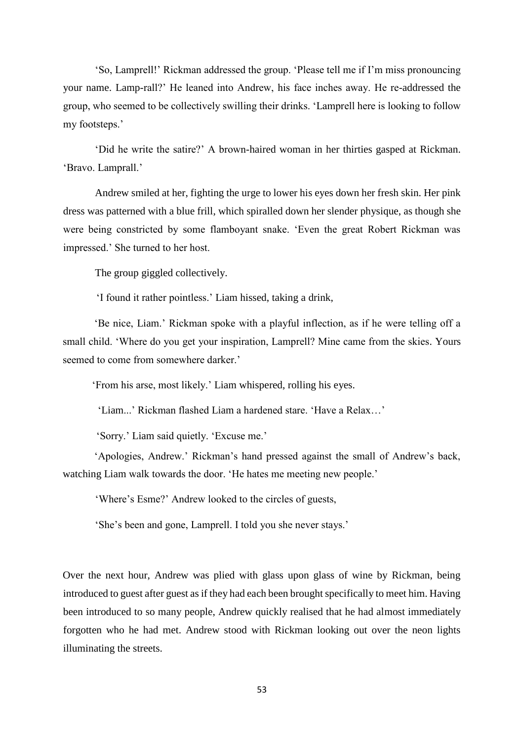'So, Lamprell!' Rickman addressed the group. 'Please tell me if I'm miss pronouncing your name. Lamp-rall?' He leaned into Andrew, his face inches away. He re-addressed the group, who seemed to be collectively swilling their drinks. 'Lamprell here is looking to follow my footsteps.'

'Did he write the satire?' A brown-haired woman in her thirties gasped at Rickman. 'Bravo. Lamprall.'

Andrew smiled at her, fighting the urge to lower his eyes down her fresh skin. Her pink dress was patterned with a blue frill, which spiralled down her slender physique, as though she were being constricted by some flamboyant snake. 'Even the great Robert Rickman was impressed.' She turned to her host.

The group giggled collectively.

'I found it rather pointless.' Liam hissed, taking a drink,

'Be nice, Liam.' Rickman spoke with a playful inflection, as if he were telling off a small child. 'Where do you get your inspiration, Lamprell? Mine came from the skies. Yours seemed to come from somewhere darker.'

'From his arse, most likely.' Liam whispered, rolling his eyes.

'Liam...' Rickman flashed Liam a hardened stare. 'Have a Relax…'

'Sorry.' Liam said quietly. 'Excuse me.'

'Apologies, Andrew.' Rickman's hand pressed against the small of Andrew's back, watching Liam walk towards the door. 'He hates me meeting new people.'

'Where's Esme?' Andrew looked to the circles of guests,

'She's been and gone, Lamprell. I told you she never stays.'

Over the next hour, Andrew was plied with glass upon glass of wine by Rickman, being introduced to guest after guest as if they had each been brought specifically to meet him. Having been introduced to so many people, Andrew quickly realised that he had almost immediately forgotten who he had met. Andrew stood with Rickman looking out over the neon lights illuminating the streets.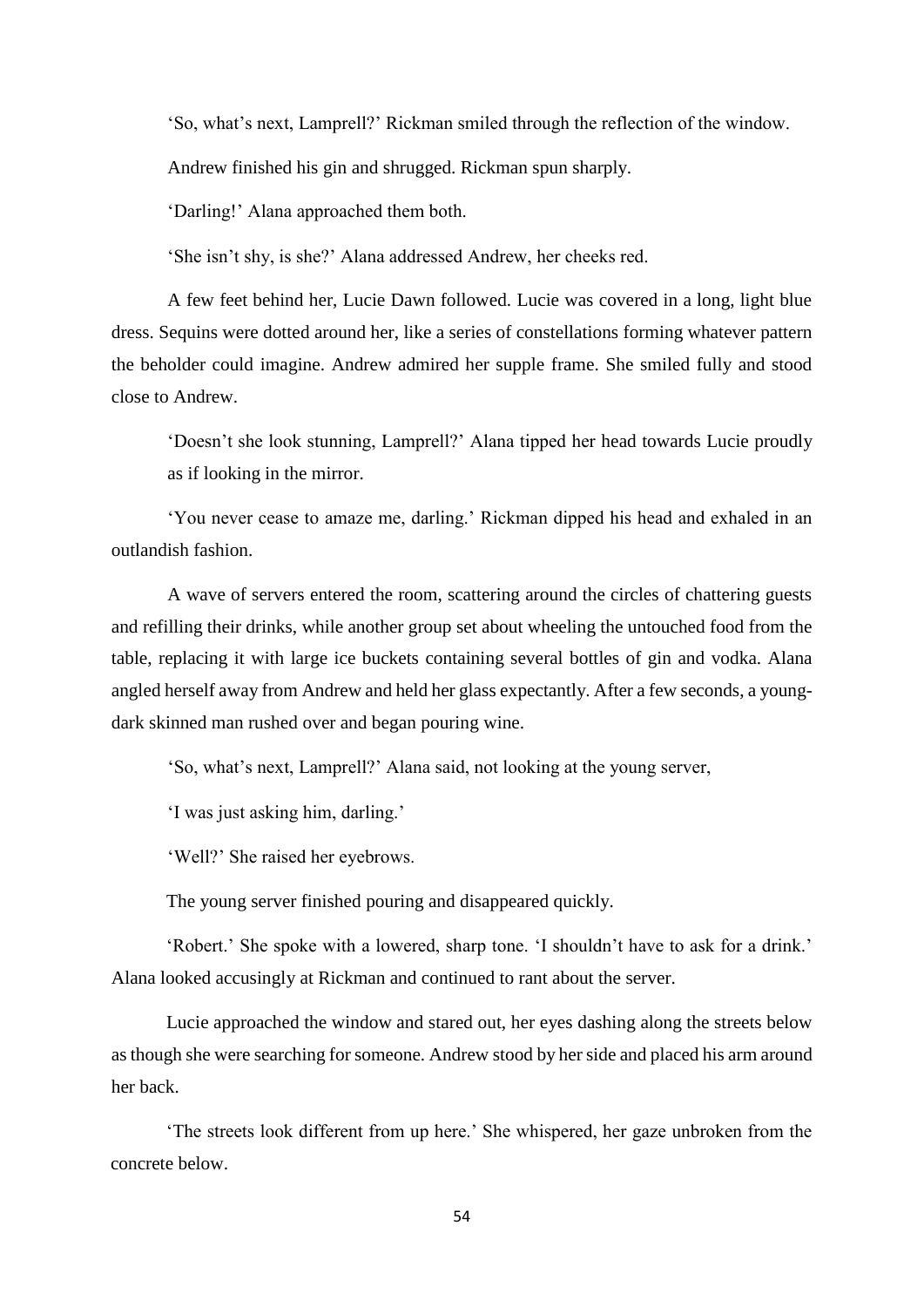'So, what's next, Lamprell?' Rickman smiled through the reflection of the window.

Andrew finished his gin and shrugged. Rickman spun sharply.

'Darling!' Alana approached them both.

'She isn't shy, is she?' Alana addressed Andrew, her cheeks red.

A few feet behind her, Lucie Dawn followed. Lucie was covered in a long, light blue dress. Sequins were dotted around her, like a series of constellations forming whatever pattern the beholder could imagine. Andrew admired her supple frame. She smiled fully and stood close to Andrew.

'Doesn't she look stunning, Lamprell?' Alana tipped her head towards Lucie proudly as if looking in the mirror.

'You never cease to amaze me, darling.' Rickman dipped his head and exhaled in an outlandish fashion.

A wave of servers entered the room, scattering around the circles of chattering guests and refilling their drinks, while another group set about wheeling the untouched food from the table, replacing it with large ice buckets containing several bottles of gin and vodka. Alana angled herself away from Andrew and held her glass expectantly. After a few seconds, a young-dark skinned man rushed over and began pouring wine.

'So, what's next, Lamprell?' Alana said, not looking at the young server,

'I was just asking him, darling.'

'Well?' She raised her eyebrows.

The young server finished pouring and disappeared quickly.

'Robert.' She spoke with a lowered, sharp tone. 'I shouldn't have to ask for a drink.' Alana looked accusingly at Rickman and continued to rant about the server.

Lucie approached the window and stared out, her eyes dashing along the streets below as though she were searching for someone. Andrew stood by her side and placed his arm around her back.

'The streets look different from up here.' She whispered, her gaze unbroken from the concrete below.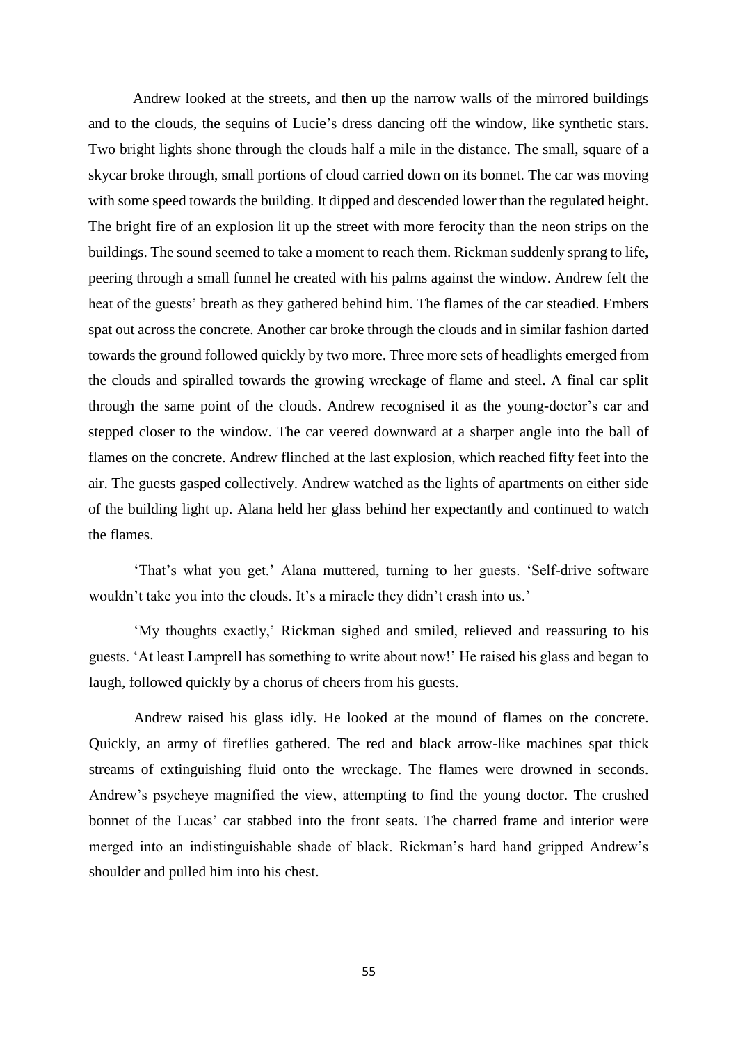Andrew looked at the streets, and then up the narrow walls of the mirrored buildings and to the clouds, the sequins of Lucie's dress dancing off the window, like synthetic stars. Two bright lights shone through the clouds half a mile in the distance. The small, square of a skycar broke through, small portions of cloud carried down on its bonnet. The car was moving with some speed towards the building. It dipped and descended lower than the regulated height. The bright fire of an explosion lit up the street with more ferocity than the neon strips on the buildings. The sound seemed to take a moment to reach them. Rickman suddenly sprang to life, peering through a small funnel he created with his palms against the window. Andrew felt the heat of the guests' breath as they gathered behind him. The flames of the car steadied. Embers spat out across the concrete. Another car broke through the clouds and in similar fashion darted towards the ground followed quickly by two more. Three more sets of headlights emerged from the clouds and spiralled towards the growing wreckage of flame and steel. A final car split through the same point of the clouds. Andrew recognised it as the young-doctor's car and stepped closer to the window. The car veered downward at a sharper angle into the ball of flames on the concrete. Andrew flinched at the last explosion, which reached fifty feet into the air. The guests gasped collectively. Andrew watched as the lights of apartments on either side of the building light up. Alana held her glass behind her expectantly and continued to watch the flames.

'That's what you get.' Alana muttered, turning to her guests. 'Self-drive software wouldn't take you into the clouds. It's a miracle they didn't crash into us.'

'My thoughts exactly,' Rickman sighed and smiled, relieved and reassuring to his guests. 'At least Lamprell has something to write about now!' He raised his glass and began to laugh, followed quickly by a chorus of cheers from his guests.

Andrew raised his glass idly. He looked at the mound of flames on the concrete. Quickly, an army of fireflies gathered. The red and black arrow-like machines spat thick streams of extinguishing fluid onto the wreckage. The flames were drowned in seconds. Andrew's psycheye magnified the view, attempting to find the young doctor. The crushed bonnet of the Lucas' car stabbed into the front seats. The charred frame and interior were merged into an indistinguishable shade of black. Rickman's hard hand gripped Andrew's shoulder and pulled him into his chest.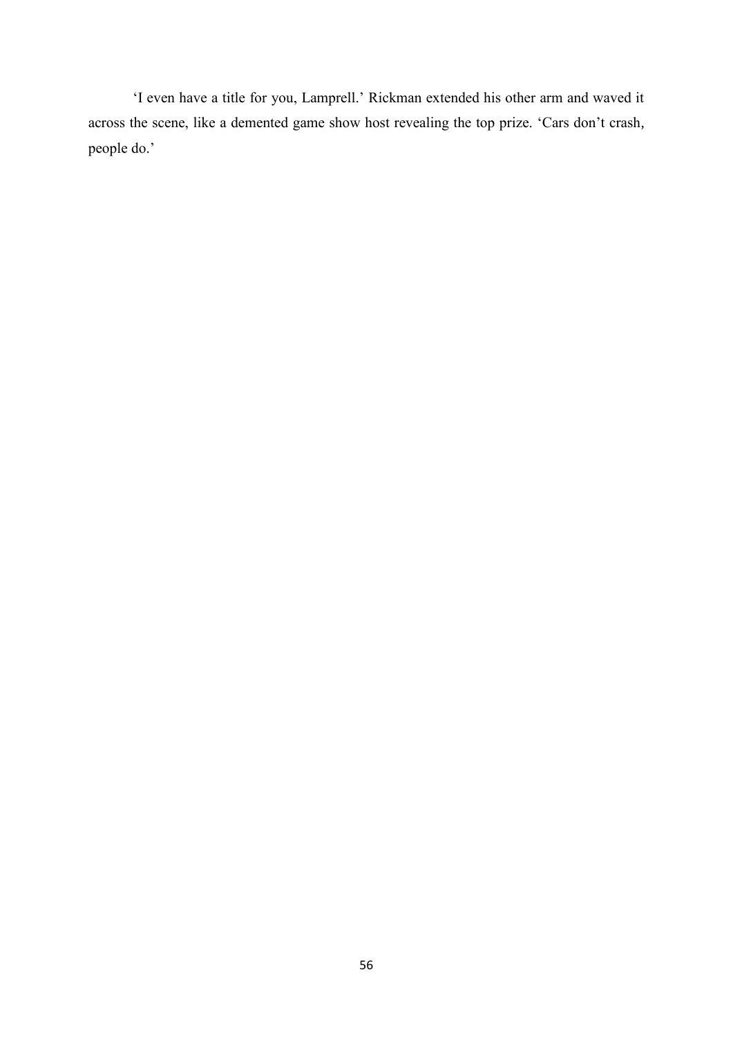'I even have a title for you, Lamprell.' Rickman extended his other arm and waved it across the scene, like a demented game show host revealing the top prize. 'Cars don't crash, people do.'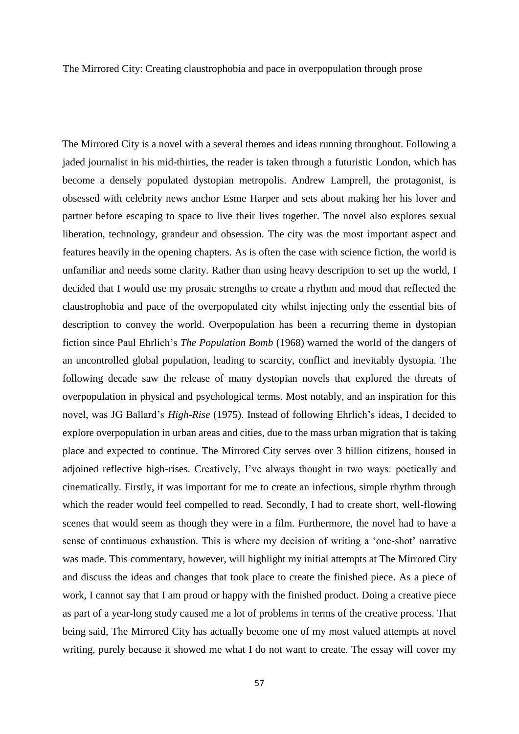The Mirrored City: Creating claustrophobia and pace in overpopulation through prose

The Mirrored City is a novel with a several themes and ideas running throughout. Following a jaded journalist in his mid-thirties, the reader is taken through a futuristic London, which has become a densely populated dystopian metropolis. Andrew Lamprell, the protagonist, is obsessed with celebrity news anchor Esme Harper and sets about making her his lover and partner before escaping to space to live their lives together. The novel also explores sexual liberation, technology, grandeur and obsession. The city was the most important aspect and features heavily in the opening chapters. As is often the case with science fiction, the world is unfamiliar and needs some clarity. Rather than using heavy description to set up the world, I decided that I would use my prosaic strengths to create a rhythm and mood that reflected the claustrophobia and pace of the overpopulated city whilst injecting only the essential bits of description to convey the world. Overpopulation has been a recurring theme in dystopian fiction since Paul Ehrlich's *The Population Bomb* (1968) warned the world of the dangers of an uncontrolled global population, leading to scarcity, conflict and inevitably dystopia. The following decade saw the release of many dystopian novels that explored the threats of overpopulation in physical and psychological terms. Most notably, and an inspiration for this novel, was JG Ballard's *High-Rise* (1975). Instead of following Ehrlich's ideas, I decided to explore overpopulation in urban areas and cities, due to the mass urban migration that is taking place and expected to continue. The Mirrored City serves over 3 billion citizens, housed in adjoined reflective high-rises. Creatively, I've always thought in two ways: poetically and cinematically. Firstly, it was important for me to create an infectious, simple rhythm through which the reader would feel compelled to read. Secondly, I had to create short, well-flowing scenes that would seem as though they were in a film. Furthermore, the novel had to have a sense of continuous exhaustion. This is where my decision of writing a 'one-shot' narrative was made. This commentary, however, will highlight my initial attempts at The Mirrored City and discuss the ideas and changes that took place to create the finished piece. As a piece of work, I cannot say that I am proud or happy with the finished product. Doing a creative piece as part of a year-long study caused me a lot of problems in terms of the creative process. That being said, The Mirrored City has actually become one of my most valued attempts at novel writing, purely because it showed me what I do not want to create. The essay will cover my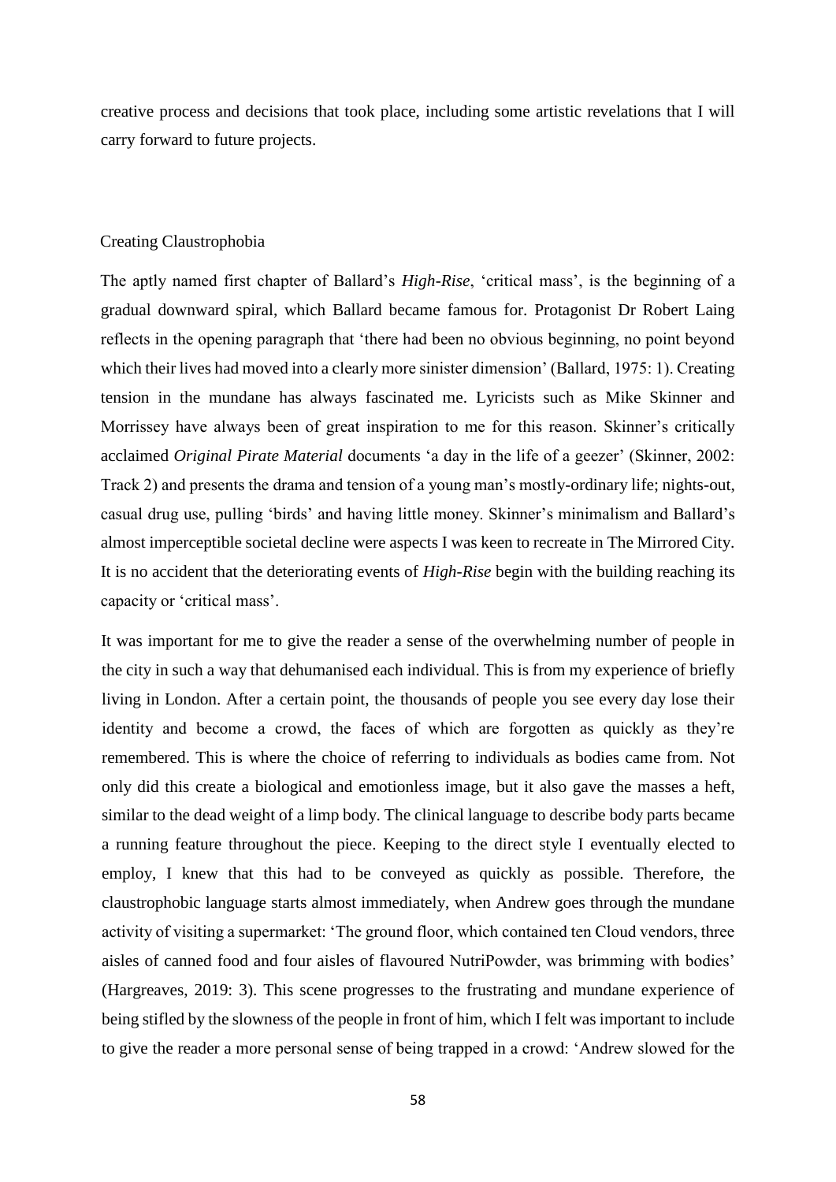creative process and decisions that took place, including some artistic revelations that I will carry forward to future projects.

## Creating Claustrophobia

The aptly named first chapter of Ballard's *High-Rise*, 'critical mass', is the beginning of a gradual downward spiral, which Ballard became famous for. Protagonist Dr Robert Laing reflects in the opening paragraph that 'there had been no obvious beginning, no point beyond which their lives had moved into a clearly more sinister dimension' (Ballard, 1975: 1). Creating tension in the mundane has always fascinated me. Lyricists such as Mike Skinner and Morrissey have always been of great inspiration to me for this reason. Skinner's critically acclaimed *Original Pirate Material* documents 'a day in the life of a geezer' (Skinner, 2002: Track 2) and presents the drama and tension of a young man's mostly-ordinary life; nights-out, casual drug use, pulling 'birds' and having little money. Skinner's minimalism and Ballard's almost imperceptible societal decline were aspects I was keen to recreate in The Mirrored City. It is no accident that the deteriorating events of *High-Rise* begin with the building reaching its capacity or 'critical mass'.

It was important for me to give the reader a sense of the overwhelming number of people in the city in such a way that dehumanised each individual. This is from my experience of briefly living in London. After a certain point, the thousands of people you see every day lose their identity and become a crowd, the faces of which are forgotten as quickly as they're remembered. This is where the choice of referring to individuals as bodies came from. Not only did this create a biological and emotionless image, but it also gave the masses a heft, similar to the dead weight of a limp body. The clinical language to describe body parts became a running feature throughout the piece. Keeping to the direct style I eventually elected to employ, I knew that this had to be conveyed as quickly as possible. Therefore, the claustrophobic language starts almost immediately, when Andrew goes through the mundane activity of visiting a supermarket: 'The ground floor, which contained ten Cloud vendors, three aisles of canned food and four aisles of flavoured NutriPowder, was brimming with bodies' (Hargreaves, 2019: 3). This scene progresses to the frustrating and mundane experience of being stifled by the slowness of the people in front of him, which I felt was important to include to give the reader a more personal sense of being trapped in a crowd: 'Andrew slowed for the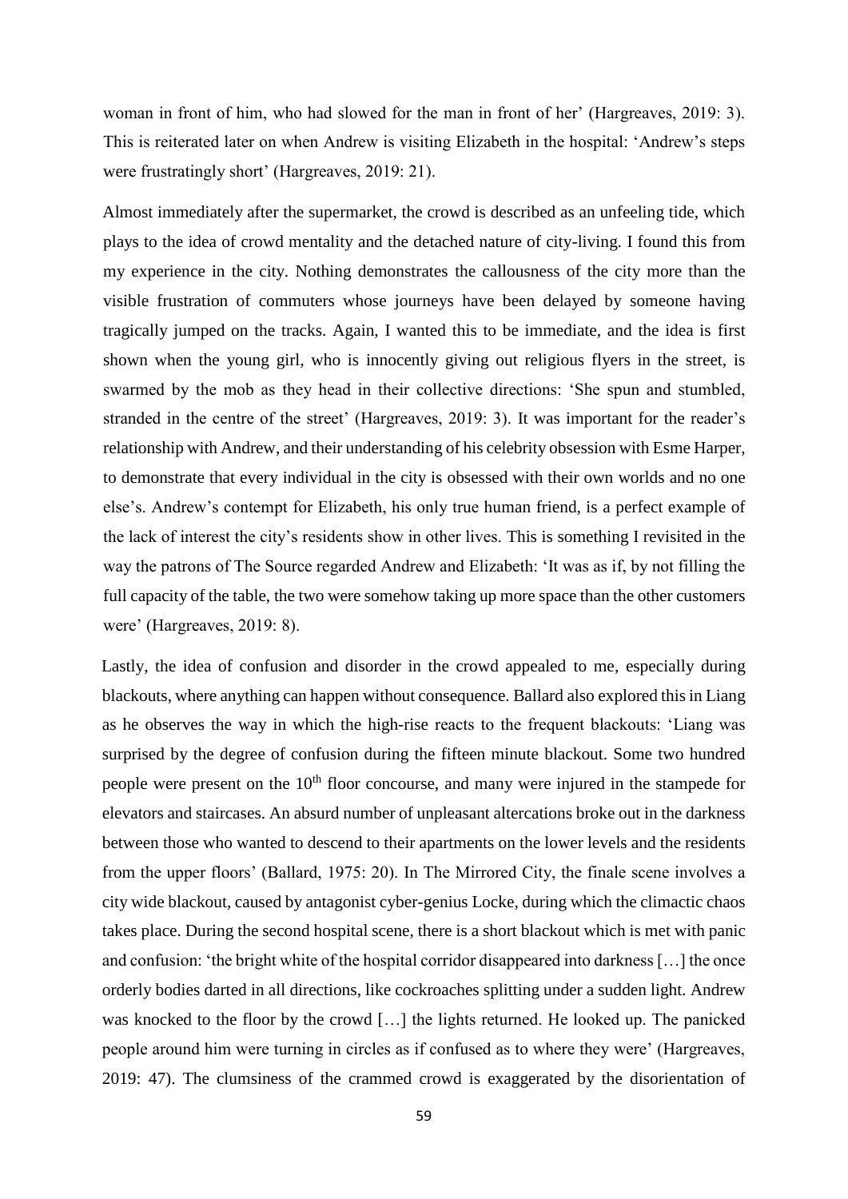woman in front of him, who had slowed for the man in front of her' (Hargreaves, 2019: 3). This is reiterated later on when Andrew is visiting Elizabeth in the hospital: 'Andrew's steps were frustratingly short' (Hargreaves, 2019: 21).

Almost immediately after the supermarket, the crowd is described as an unfeeling tide, which plays to the idea of crowd mentality and the detached nature of city-living. I found this from my experience in the city. Nothing demonstrates the callousness of the city more than the visible frustration of commuters whose journeys have been delayed by someone having tragically jumped on the tracks. Again, I wanted this to be immediate, and the idea is first shown when the young girl, who is innocently giving out religious flyers in the street, is swarmed by the mob as they head in their collective directions: 'She spun and stumbled, stranded in the centre of the street' (Hargreaves, 2019: 3). It was important for the reader's relationship with Andrew, and their understanding of his celebrity obsession with Esme Harper, to demonstrate that every individual in the city is obsessed with their own worlds and no one else's. Andrew's contempt for Elizabeth, his only true human friend, is a perfect example of the lack of interest the city's residents show in other lives. This is something I revisited in the way the patrons of The Source regarded Andrew and Elizabeth: 'It was as if, by not filling the full capacity of the table, the two were somehow taking up more space than the other customers were' (Hargreaves, 2019: 8).

Lastly, the idea of confusion and disorder in the crowd appealed to me, especially during blackouts, where anything can happen without consequence. Ballard also explored this in Liang as he observes the way in which the high-rise reacts to the frequent blackouts: 'Liang was surprised by the degree of confusion during the fifteen minute blackout. Some two hundred people were present on the 10th floor concourse, and many were injured in the stampede for elevators and staircases. An absurd number of unpleasant altercations broke out in the darkness between those who wanted to descend to their apartments on the lower levels and the residents from the upper floors' (Ballard, 1975: 20). In The Mirrored City, the finale scene involves a city wide blackout, caused by antagonist cyber-genius Locke, during which the climactic chaos takes place. During the second hospital scene, there is a short blackout which is met with panic and confusion: 'the bright white of the hospital corridor disappeared into darkness […] the once orderly bodies darted in all directions, like cockroaches splitting under a sudden light. Andrew was knocked to the floor by the crowd […] the lights returned. He looked up. The panicked people around him were turning in circles as if confused as to where they were' (Hargreaves, 2019: 47). The clumsiness of the crammed crowd is exaggerated by the disorientation of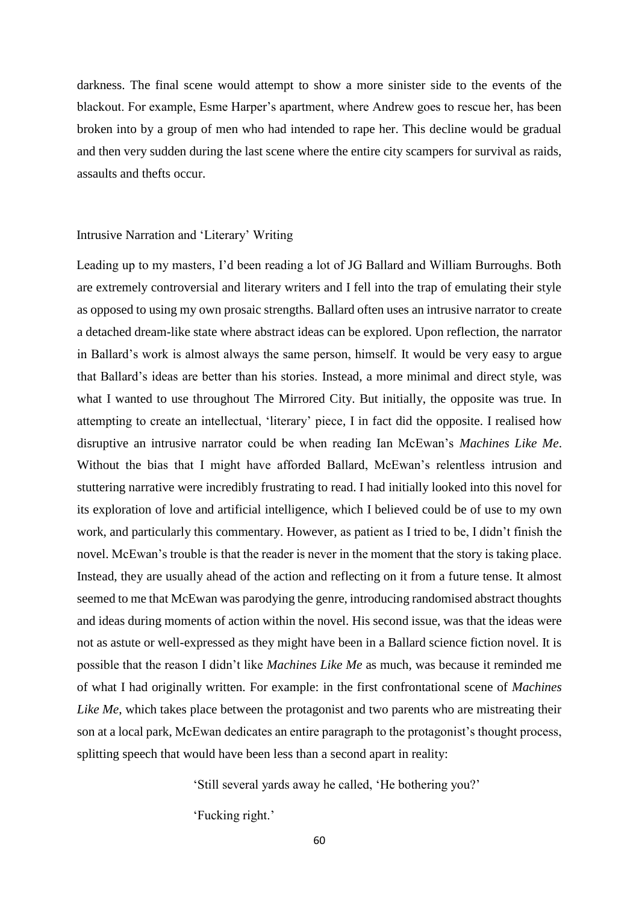darkness. The final scene would attempt to show a more sinister side to the events of the blackout. For example, Esme Harper's apartment, where Andrew goes to rescue her, has been broken into by a group of men who had intended to rape her. This decline would be gradual and then very sudden during the last scene where the entire city scampers for survival as raids, assaults and thefts occur.

## Intrusive Narration and 'Literary' Writing

Leading up to my masters, I'd been reading a lot of JG Ballard and William Burroughs. Both are extremely controversial and literary writers and I fell into the trap of emulating their style as opposed to using my own prosaic strengths. Ballard often uses an intrusive narrator to create a detached dream-like state where abstract ideas can be explored. Upon reflection, the narrator in Ballard's work is almost always the same person, himself. It would be very easy to argue that Ballard's ideas are better than his stories. Instead, a more minimal and direct style, was what I wanted to use throughout The Mirrored City. But initially, the opposite was true. In attempting to create an intellectual, 'literary' piece, I in fact did the opposite. I realised how disruptive an intrusive narrator could be when reading Ian McEwan's *Machines Like Me*. Without the bias that I might have afforded Ballard, McEwan's relentless intrusion and stuttering narrative were incredibly frustrating to read. I had initially looked into this novel for its exploration of love and artificial intelligence, which I believed could be of use to my own work, and particularly this commentary. However, as patient as I tried to be, I didn't finish the novel. McEwan's trouble is that the reader is never in the moment that the story is taking place. Instead, they are usually ahead of the action and reflecting on it from a future tense. It almost seemed to me that McEwan was parodying the genre, introducing randomised abstract thoughts and ideas during moments of action within the novel. His second issue, was that the ideas were not as astute or well-expressed as they might have been in a Ballard science fiction novel. It is possible that the reason I didn't like *Machines Like Me* as much, was because it reminded me of what I had originally written. For example: in the first confrontational scene of *Machines Like Me*, which takes place between the protagonist and two parents who are mistreating their son at a local park, McEwan dedicates an entire paragraph to the protagonist's thought process, splitting speech that would have been less than a second apart in reality:

> 'Still several yards away he called, 'He bothering you?'
>
> 'Fucking right.'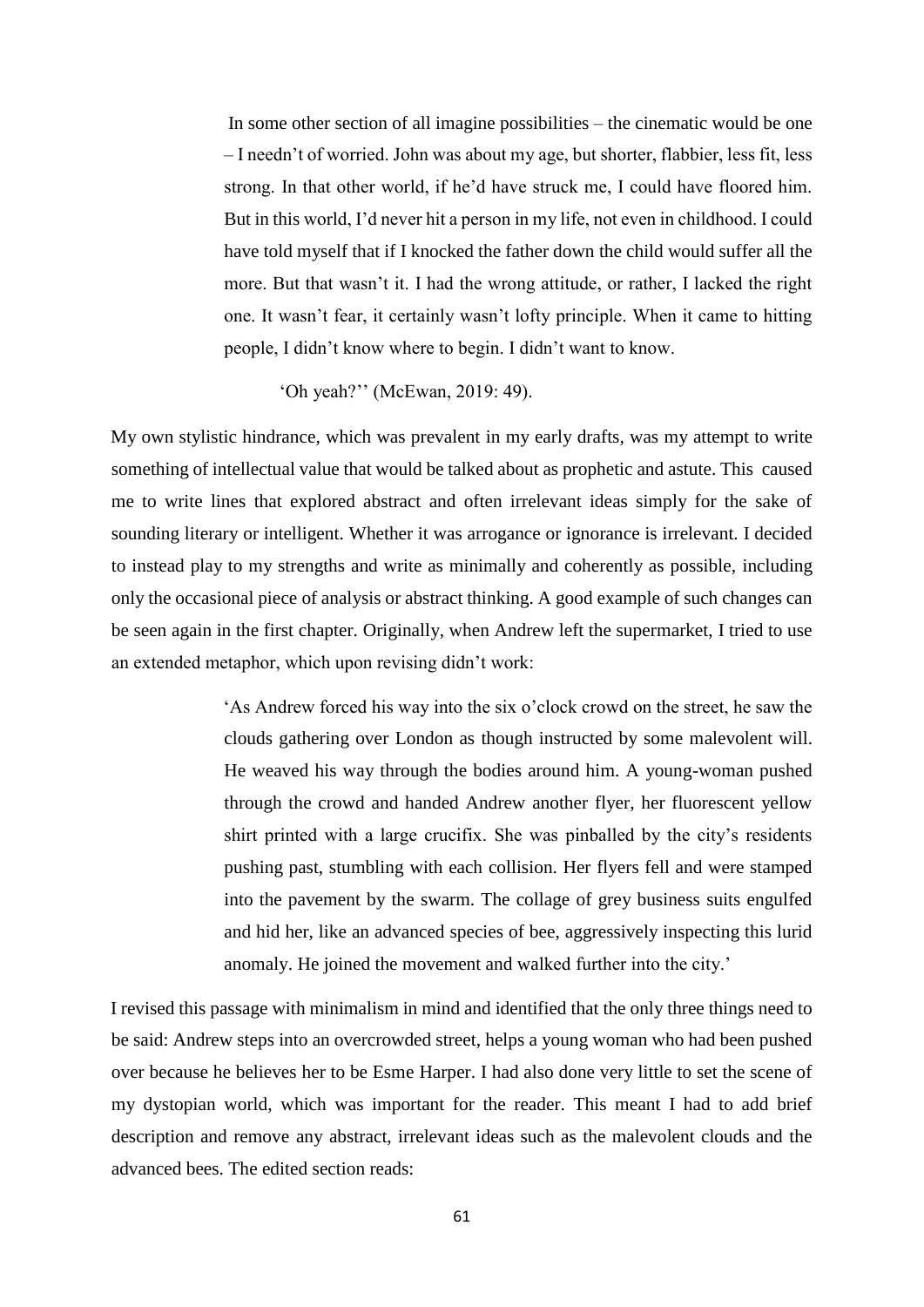> In some other section of all imagine possibilities – the cinematic would be one – I needn't of worried. John was about my age, but shorter, flabbier, less fit, less strong. In that other world, if he'd have struck me, I could have floored him. But in this world, I'd never hit a person in my life, not even in childhood. I could have told myself that if I knocked the father down the child would suffer all the more. But that wasn't it. I had the wrong attitude, or rather, I lacked the right one. It wasn't fear, it certainly wasn't lofty principle. When it came to hitting people, I didn't know where to begin. I didn't want to know.
>
> 'Oh yeah?'' (McEwan, 2019: 49).

My own stylistic hindrance, which was prevalent in my early drafts, was my attempt to write something of intellectual value that would be talked about as prophetic and astute. This caused me to write lines that explored abstract and often irrelevant ideas simply for the sake of sounding literary or intelligent. Whether it was arrogance or ignorance is irrelevant. I decided to instead play to my strengths and write as minimally and coherently as possible, including only the occasional piece of analysis or abstract thinking. A good example of such changes can be seen again in the first chapter. Originally, when Andrew left the supermarket, I tried to use an extended metaphor, which upon revising didn't work:

> 'As Andrew forced his way into the six o'clock crowd on the street, he saw the clouds gathering over London as though instructed by some malevolent will. He weaved his way through the bodies around him. A young-woman pushed through the crowd and handed Andrew another flyer, her fluorescent yellow shirt printed with a large crucifix. She was pinballed by the city's residents pushing past, stumbling with each collision. Her flyers fell and were stamped into the pavement by the swarm. The collage of grey business suits engulfed and hid her, like an advanced species of bee, aggressively inspecting this lurid anomaly. He joined the movement and walked further into the city.'

I revised this passage with minimalism in mind and identified that the only three things need to be said: Andrew steps into an overcrowded street, helps a young woman who had been pushed over because he believes her to be Esme Harper. I had also done very little to set the scene of my dystopian world, which was important for the reader. This meant I had to add brief description and remove any abstract, irrelevant ideas such as the malevolent clouds and the advanced bees. The edited section reads: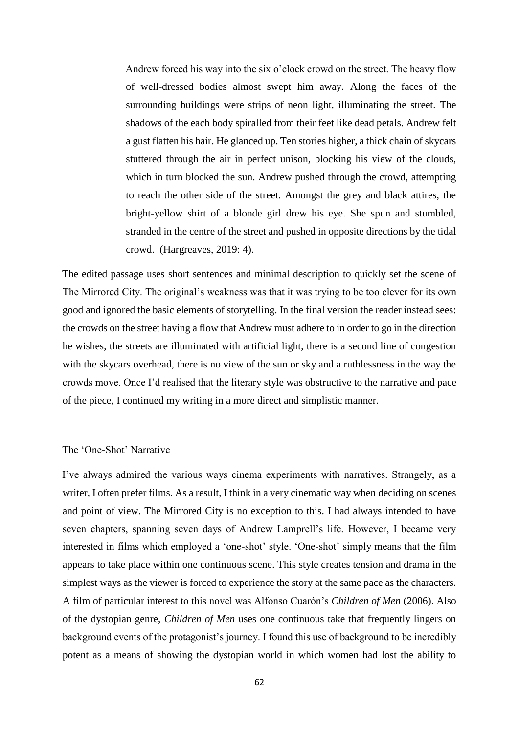> Andrew forced his way into the six o'clock crowd on the street. The heavy flow of well-dressed bodies almost swept him away. Along the faces of the surrounding buildings were strips of neon light, illuminating the street. The shadows of the each body spiralled from their feet like dead petals. Andrew felt a gust flatten his hair. He glanced up. Ten stories higher, a thick chain of skycars stuttered through the air in perfect unison, blocking his view of the clouds, which in turn blocked the sun. Andrew pushed through the crowd, attempting to reach the other side of the street. Amongst the grey and black attires, the bright-yellow shirt of a blonde girl drew his eye. She spun and stumbled, stranded in the centre of the street and pushed in opposite directions by the tidal crowd. (Hargreaves, 2019: 4).

The edited passage uses short sentences and minimal description to quickly set the scene of The Mirrored City. The original's weakness was that it was trying to be too clever for its own good and ignored the basic elements of storytelling. In the final version the reader instead sees: the crowds on the street having a flow that Andrew must adhere to in order to go in the direction he wishes, the streets are illuminated with artificial light, there is a second line of congestion with the skycars overhead, there is no view of the sun or sky and a ruthlessness in the way the crowds move. Once I'd realised that the literary style was obstructive to the narrative and pace of the piece, I continued my writing in a more direct and simplistic manner.

## The 'One-Shot' Narrative

I've always admired the various ways cinema experiments with narratives. Strangely, as a writer, I often prefer films. As a result, I think in a very cinematic way when deciding on scenes and point of view. The Mirrored City is no exception to this. I had always intended to have seven chapters, spanning seven days of Andrew Lamprell's life. However, I became very interested in films which employed a 'one-shot' style. 'One-shot' simply means that the film appears to take place within one continuous scene. This style creates tension and drama in the simplest ways as the viewer is forced to experience the story at the same pace as the characters. A film of particular interest to this novel was Alfonso Cuarón's *Children of Men* (2006). Also of the dystopian genre, *Children of Men* uses one continuous take that frequently lingers on background events of the protagonist's journey. I found this use of background to be incredibly potent as a means of showing the dystopian world in which women had lost the ability to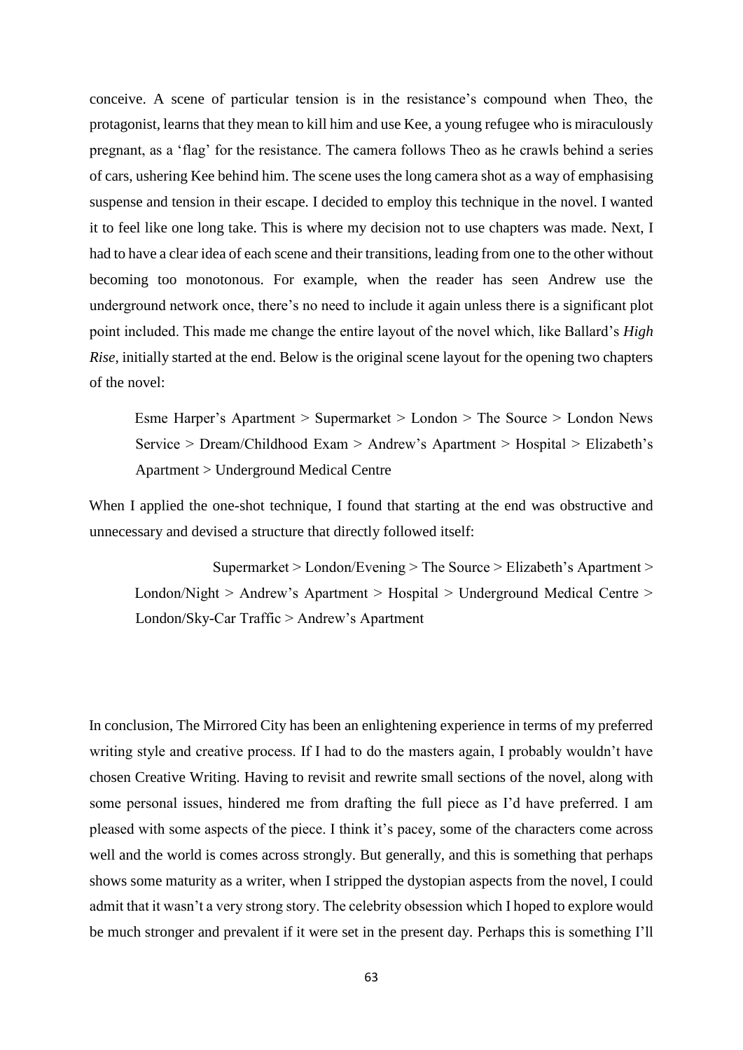conceive. A scene of particular tension is in the resistance's compound when Theo, the protagonist, learns that they mean to kill him and use Kee, a young refugee who is miraculously pregnant, as a 'flag' for the resistance. The camera follows Theo as he crawls behind a series of cars, ushering Kee behind him. The scene uses the long camera shot as a way of emphasising suspense and tension in their escape. I decided to employ this technique in the novel. I wanted it to feel like one long take. This is where my decision not to use chapters was made. Next, I had to have a clear idea of each scene and their transitions, leading from one to the other without becoming too monotonous. For example, when the reader has seen Andrew use the underground network once, there's no need to include it again unless there is a significant plot point included. This made me change the entire layout of the novel which, like Ballard's *High Rise*, initially started at the end. Below is the original scene layout for the opening two chapters of the novel:

> Esme Harper's Apartment > Supermarket > London > The Source > London News Service > Dream/Childhood Exam > Andrew's Apartment > Hospital > Elizabeth's Apartment > Underground Medical Centre

When I applied the one-shot technique, I found that starting at the end was obstructive and unnecessary and devised a structure that directly followed itself:

> Supermarket > London/Evening > The Source > Elizabeth's Apartment > London/Night > Andrew's Apartment > Hospital > Underground Medical Centre > London/Sky-Car Traffic > Andrew's Apartment

In conclusion, The Mirrored City has been an enlightening experience in terms of my preferred writing style and creative process. If I had to do the masters again, I probably wouldn't have chosen Creative Writing. Having to revisit and rewrite small sections of the novel, along with some personal issues, hindered me from drafting the full piece as I'd have preferred. I am pleased with some aspects of the piece. I think it's pacey, some of the characters come across well and the world is comes across strongly. But generally, and this is something that perhaps shows some maturity as a writer, when I stripped the dystopian aspects from the novel, I could admit that it wasn't a very strong story. The celebrity obsession which I hoped to explore would be much stronger and prevalent if it were set in the present day. Perhaps this is something I'll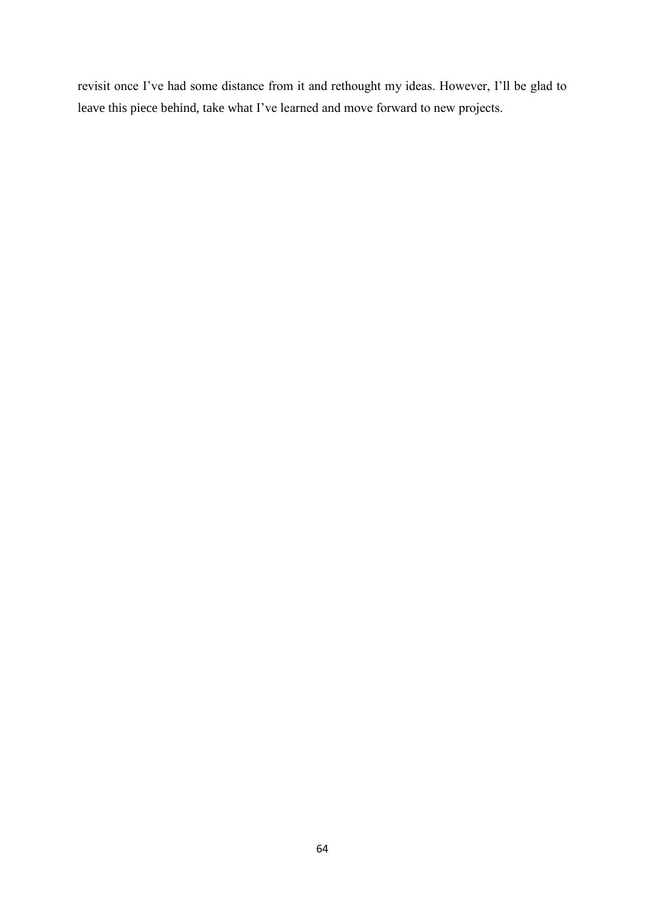revisit once I've had some distance from it and rethought my ideas. However, I'll be glad to leave this piece behind, take what I've learned and move forward to new projects.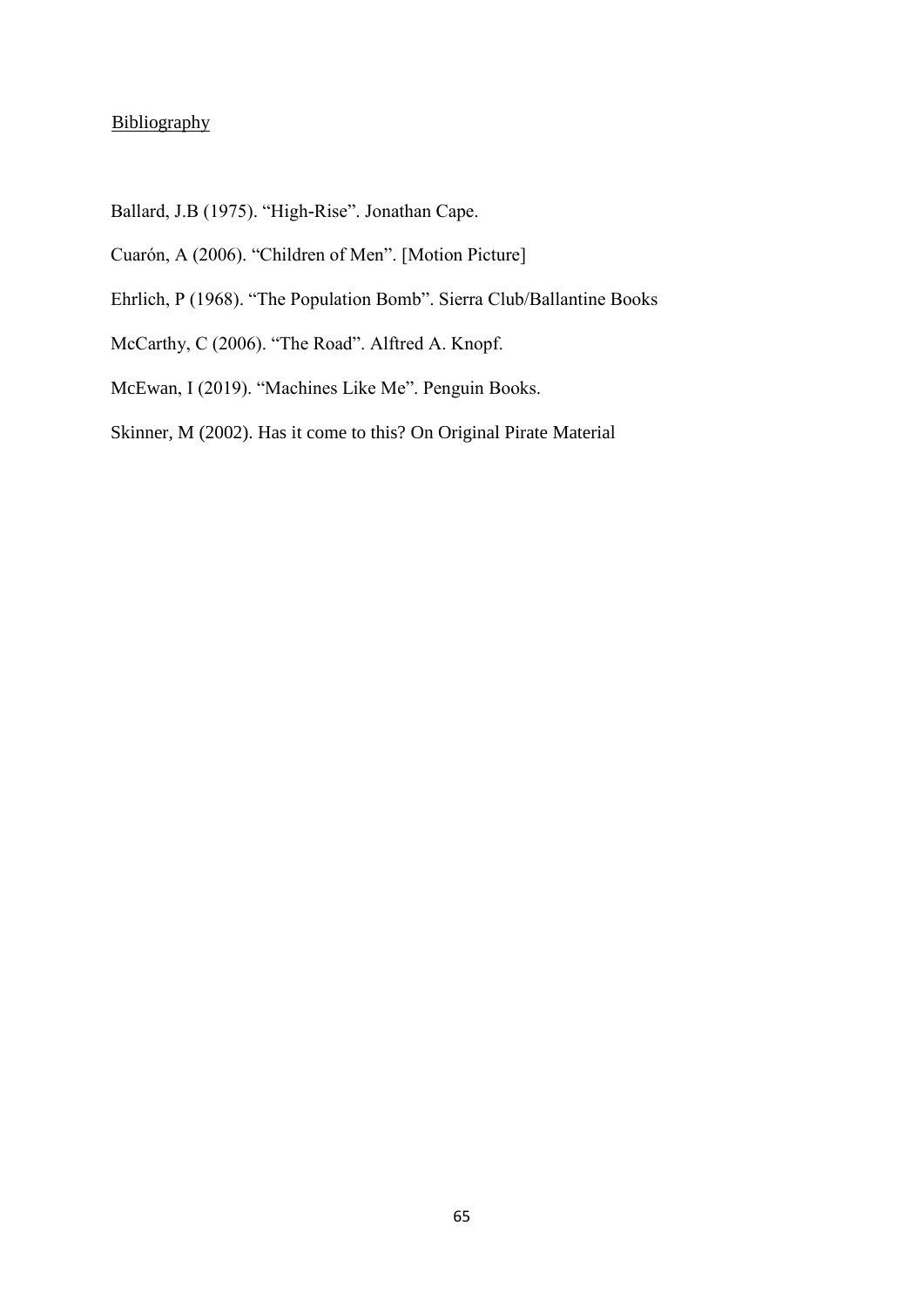Bibliography

Ballard, J.B (1975). “High-Rise”. Jonathan Cape.

Cuarón, A (2006). “Children of Men”. [Motion Picture]

Ehrlich, P (1968). “The Population Bomb”. Sierra Club/Ballantine Books

McCarthy, C (2006). “The Road”. Alftred A. Knopf.

McEwan, I (2019). “Machines Like Me”. Penguin Books.

Skinner, M (2002). Has it come to this? On Original Pirate Material